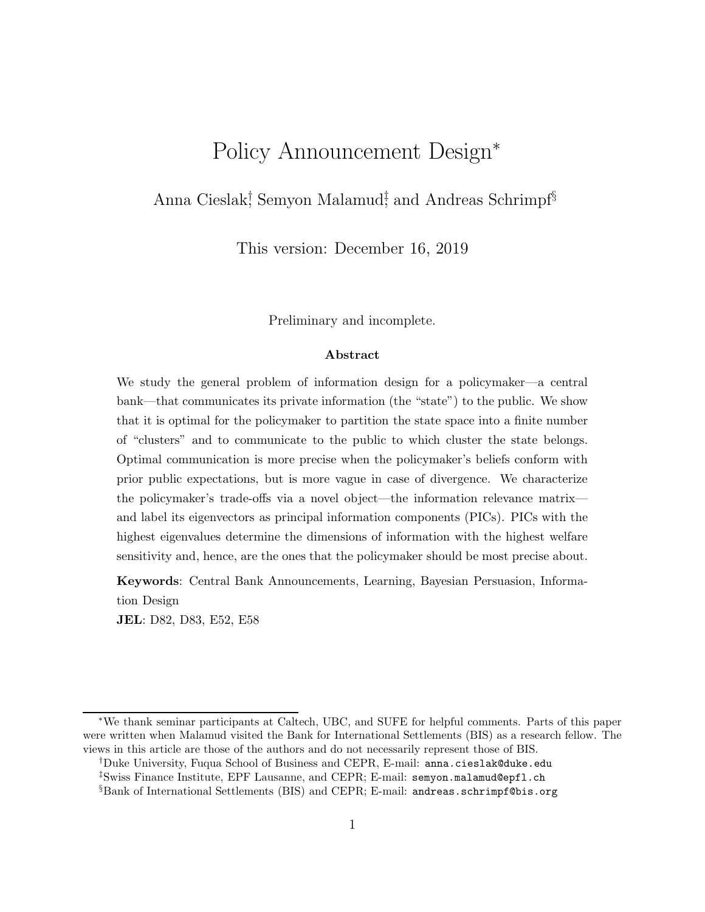# Policy Announcement Design*

Anna Cieslak[†], Semyon Malamud[‡], and Andreas Schrimpf[§]

This version: December 16, 2019

Preliminary and incomplete.

**Abstract**

We study the general problem of information design for a policymaker—a central bank—that communicates its private information (the "state") to the public. We show that it is optimal for the policymaker to partition the state space into a finite number of "clusters" and to communicate to the public to which cluster the state belongs. Optimal communication is more precise when the policymaker's beliefs conform with prior public expectations, but is more vague in case of divergence. We characterize the policymaker's trade-offs via a novel object—the information relevance matrix—and label its eigenvectors as principal information components (PICs). PICs with the highest eigenvalues determine the dimensions of information with the highest welfare sensitivity and, hence, are the ones that the policymaker should be most precise about.

**Keywords**: Central Bank Announcements, Learning, Bayesian Persuasion, Information Design

**JEL**: D82, D83, E52, E58

---

*We thank seminar participants at Caltech, UBC, and SUFE for helpful comments. Parts of this paper were written when Malamud visited the Bank for International Settlements (BIS) as a research fellow. The views in this article are those of the authors and do not necessarily represent those of BIS.

[†]Duke University, Fuqua School of Business and CEPR, E-mail: anna.cieslak@duke.edu

[‡]Swiss Finance Institute, EPF Lausanne, and CEPR; E-mail: semyon.malamud@epfl.ch

[§]Bank of International Settlements (BIS) and CEPR; E-mail: andreas.schrimpf@bis.org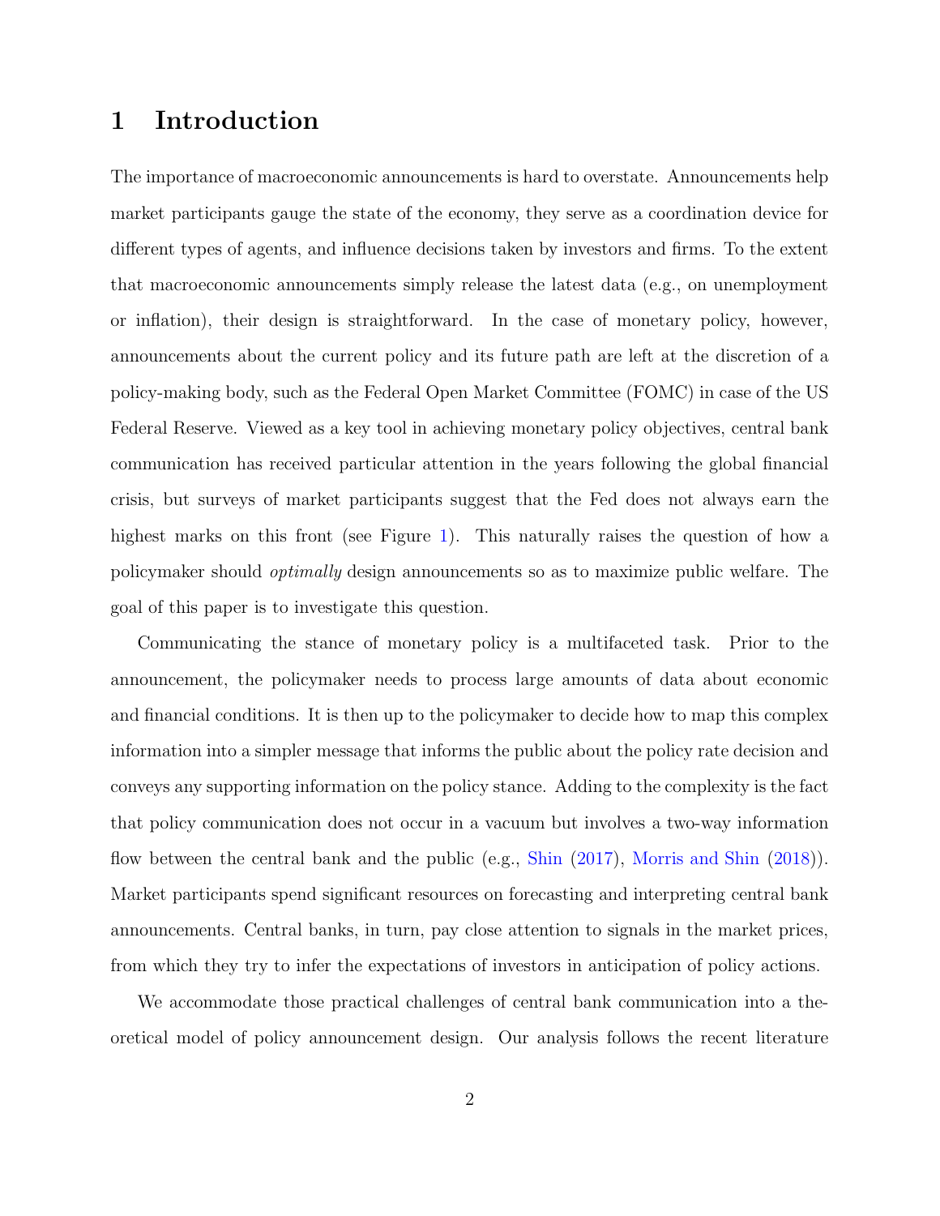# 1 Introduction

The importance of macroeconomic announcements is hard to overstate. Announcements help market participants gauge the state of the economy, they serve as a coordination device for different types of agents, and influence decisions taken by investors and firms. To the extent that macroeconomic announcements simply release the latest data (e.g., on unemployment or inflation), their design is straightforward. In the case of monetary policy, however, announcements about the current policy and its future path are left at the discretion of a policy-making body, such as the Federal Open Market Committee (FOMC) in case of the US Federal Reserve. Viewed as a key tool in achieving monetary policy objectives, central bank communication has received particular attention in the years following the global financial crisis, but surveys of market participants suggest that the Fed does not always earn the highest marks on this front (see Figure 1). This naturally raises the question of how a policymaker should *optimally* design announcements so as to maximize public welfare. The goal of this paper is to investigate this question.

Communicating the stance of monetary policy is a multifaceted task. Prior to the announcement, the policymaker needs to process large amounts of data about economic and financial conditions. It is then up to the policymaker to decide how to map this complex information into a simpler message that informs the public about the policy rate decision and conveys any supporting information on the policy stance. Adding to the complexity is the fact that policy communication does not occur in a vacuum but involves a two-way information flow between the central bank and the public (e.g., Shin (2017), Morris and Shin (2018)). Market participants spend significant resources on forecasting and interpreting central bank announcements. Central banks, in turn, pay close attention to signals in the market prices, from which they try to infer the expectations of investors in anticipation of policy actions.

We accommodate those practical challenges of central bank communication into a theoretical model of policy announcement design. Our analysis follows the recent literature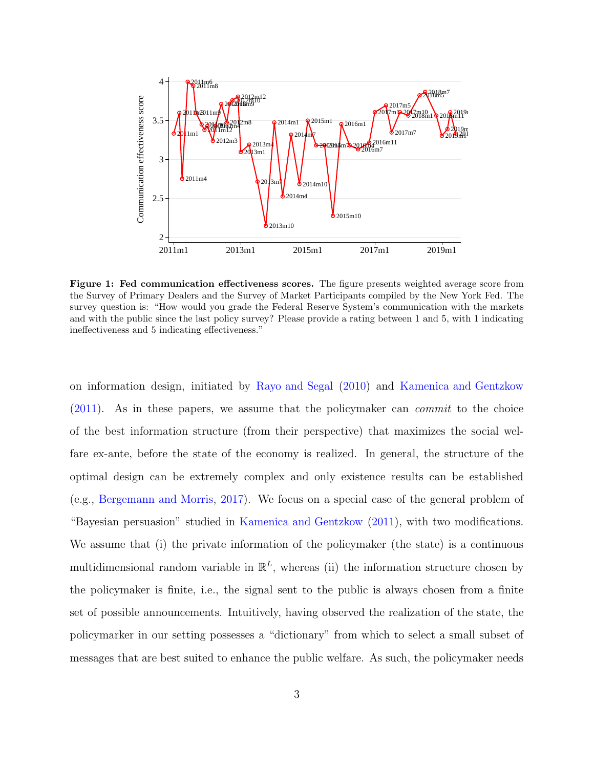**Figure 1: Fed communication effectiveness scores.** The figure presents weighted average score from the Survey of Primary Dealers and the Survey of Market Participants compiled by the New York Fed. The survey question is: "How would you grade the Federal Reserve System's communication with the markets and with the public since the last policy survey? Please provide a rating between 1 and 5, with 1 indicating ineffectiveness and 5 indicating effectiveness."

on information design, initiated by Rayo and Segal (2010) and Kamenica and Gentzkow (2011). As in these papers, we assume that the policymaker can *commit* to the choice of the best information structure (from their perspective) that maximizes the social welfare ex-ante, before the state of the economy is realized. In general, the structure of the optimal design can be extremely complex and only existence results can be established (e.g., Bergemann and Morris, 2017). We focus on a special case of the general problem of "Bayesian persuasion" studied in Kamenica and Gentzkow (2011), with two modifications. We assume that (i) the private information of the policymaker (the state) is a continuous multidimensional random variable in $\mathbb{R}^L$, whereas (ii) the information structure chosen by the policymaker is finite, i.e., the signal sent to the public is always chosen from a finite set of possible announcements. Intuitively, having observed the realization of the state, the policymarker in our setting possesses a "dictionary" from which to select a small subset of messages that are best suited to enhance the public welfare. As such, the policymaker needs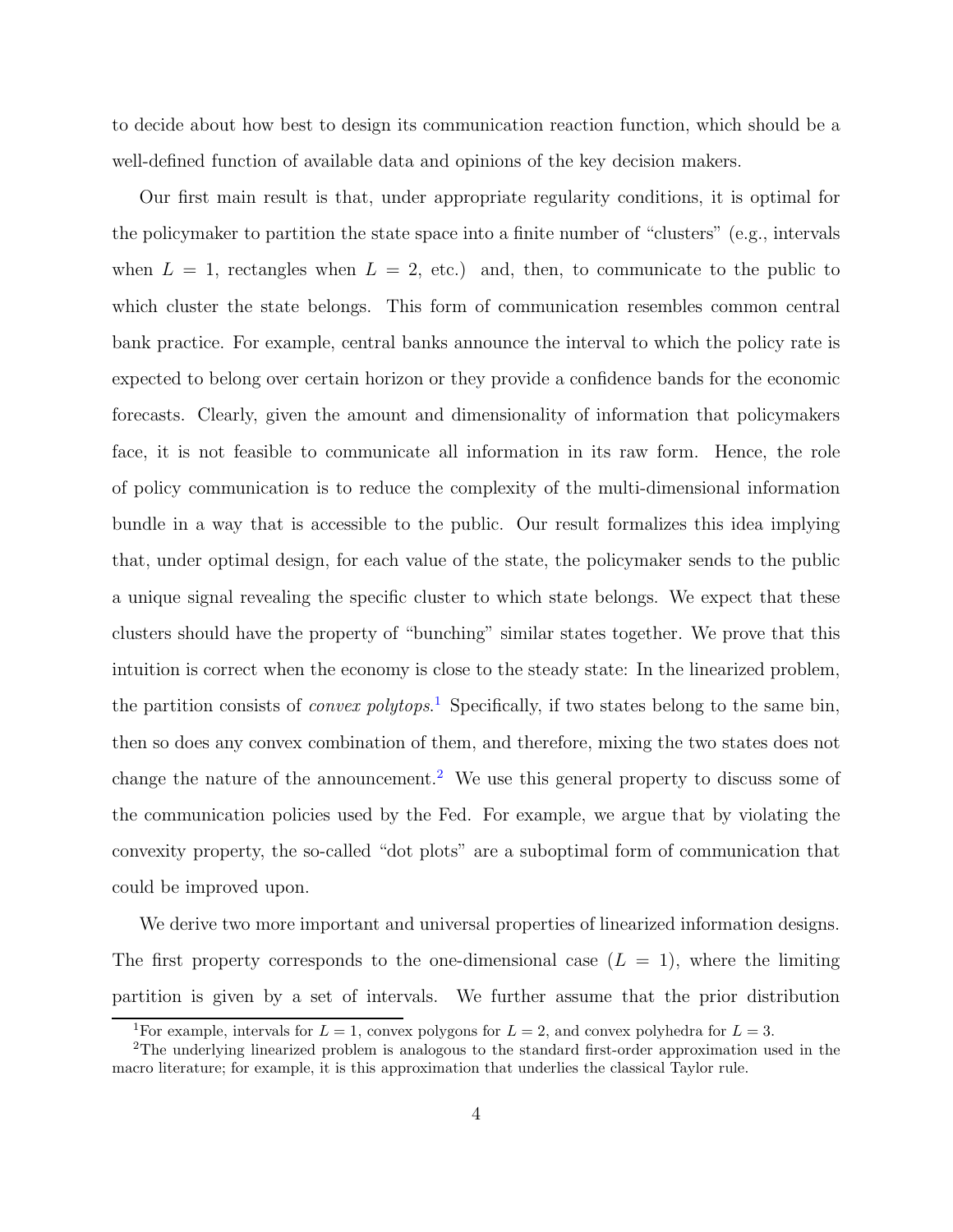to decide about how best to design its communication reaction function, which should be a well-defined function of available data and opinions of the key decision makers.

Our first main result is that, under appropriate regularity conditions, it is optimal for the policymaker to partition the state space into a finite number of "clusters" (e.g., intervals when $L = 1$, rectangles when $L = 2$, etc.) and, then, to communicate to the public to which cluster the state belongs. This form of communication resembles common central bank practice. For example, central banks announce the interval to which the policy rate is expected to belong over certain horizon or they provide a confidence bands for the economic forecasts. Clearly, given the amount and dimensionality of information that policymakers face, it is not feasible to communicate all information in its raw form. Hence, the role of policy communication is to reduce the complexity of the multi-dimensional information bundle in a way that is accessible to the public. Our result formalizes this idea implying that, under optimal design, for each value of the state, the policymaker sends to the public a unique signal revealing the specific cluster to which state belongs. We expect that these clusters should have the property of "bunching" similar states together. We prove that this intuition is correct when the economy is close to the steady state: In the linearized problem, the partition consists of *convex polytops*.[1] Specifically, if two states belong to the same bin, then so does any convex combination of them, and therefore, mixing the two states does not change the nature of the announcement.[2] We use this general property to discuss some of the communication policies used by the Fed. For example, we argue that by violating the convexity property, the so-called "dot plots" are a suboptimal form of communication that could be improved upon.

We derive two more important and universal properties of linearized information designs. The first property corresponds to the one-dimensional case ($L = 1$), where the limiting partition is given by a set of intervals. We further assume that the prior distribution

[1] For example, intervals for $L = 1$, convex polygons for $L = 2$, and convex polyhedra for $L = 3$.

[2] The underlying linearized problem is analogous to the standard first-order approximation used in the macro literature; for example, it is this approximation that underlies the classical Taylor rule.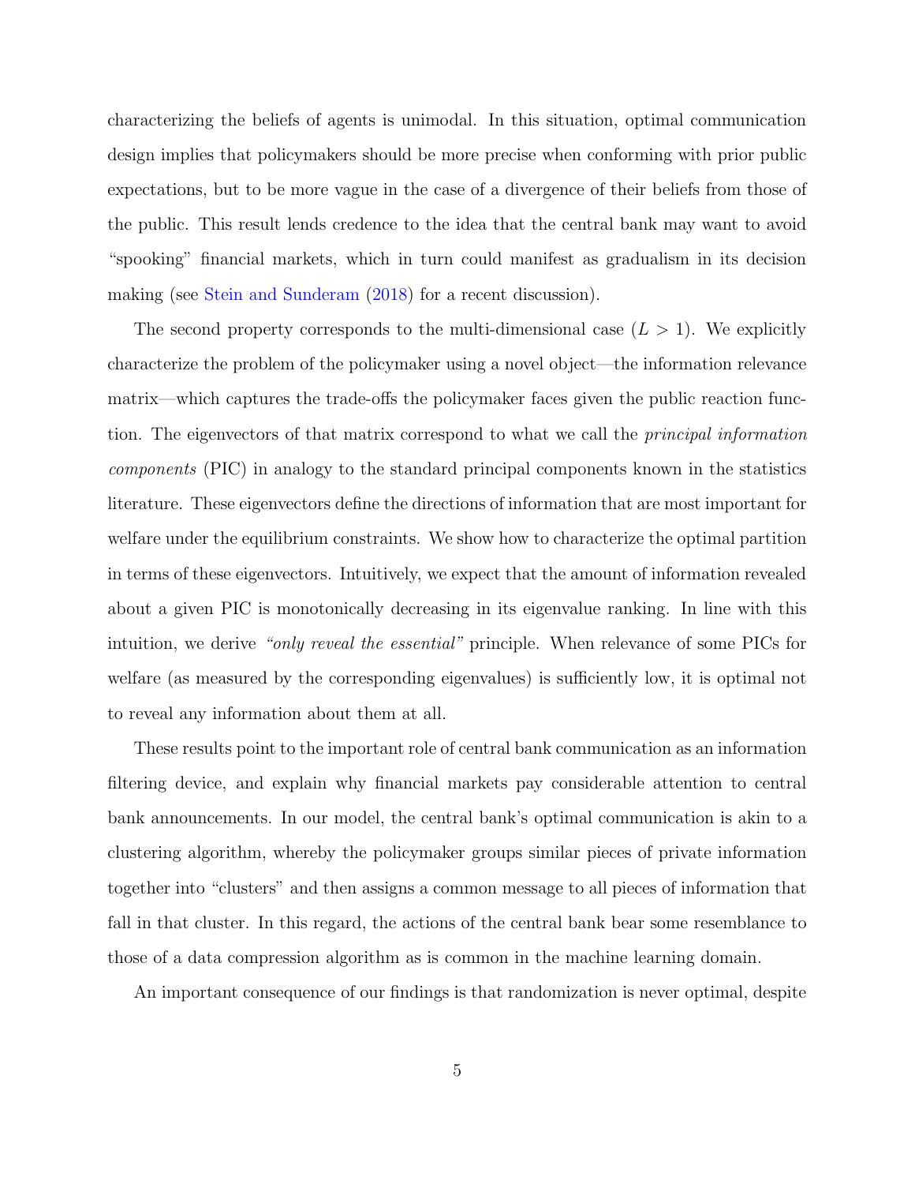characterizing the beliefs of agents is unimodal. In this situation, optimal communication design implies that policymakers should be more precise when conforming with prior public expectations, but to be more vague in the case of a divergence of their beliefs from those of the public. This result lends credence to the idea that the central bank may want to avoid "spooking" financial markets, which in turn could manifest as gradualism in its decision making (see Stein and Sunderam (2018) for a recent discussion).

The second property corresponds to the multi-dimensional case ($L > 1$). We explicitly characterize the problem of the policymaker using a novel object—the information relevance matrix—which captures the trade-offs the policymaker faces given the public reaction function. The eigenvectors of that matrix correspond to what we call the *principal information components* (PIC) in analogy to the standard principal components known in the statistics literature. These eigenvectors define the directions of information that are most important for welfare under the equilibrium constraints. We show how to characterize the optimal partition in terms of these eigenvectors. Intuitively, we expect that the amount of information revealed about a given PIC is monotonically decreasing in its eigenvalue ranking. In line with this intuition, we derive *"only reveal the essential"* principle. When relevance of some PICs for welfare (as measured by the corresponding eigenvalues) is sufficiently low, it is optimal not to reveal any information about them at all.

These results point to the important role of central bank communication as an information filtering device, and explain why financial markets pay considerable attention to central bank announcements. In our model, the central bank's optimal communication is akin to a clustering algorithm, whereby the policymaker groups similar pieces of private information together into "clusters" and then assigns a common message to all pieces of information that fall in that cluster. In this regard, the actions of the central bank bear some resemblance to those of a data compression algorithm as is common in the machine learning domain.

An important consequence of our findings is that randomization is never optimal, despite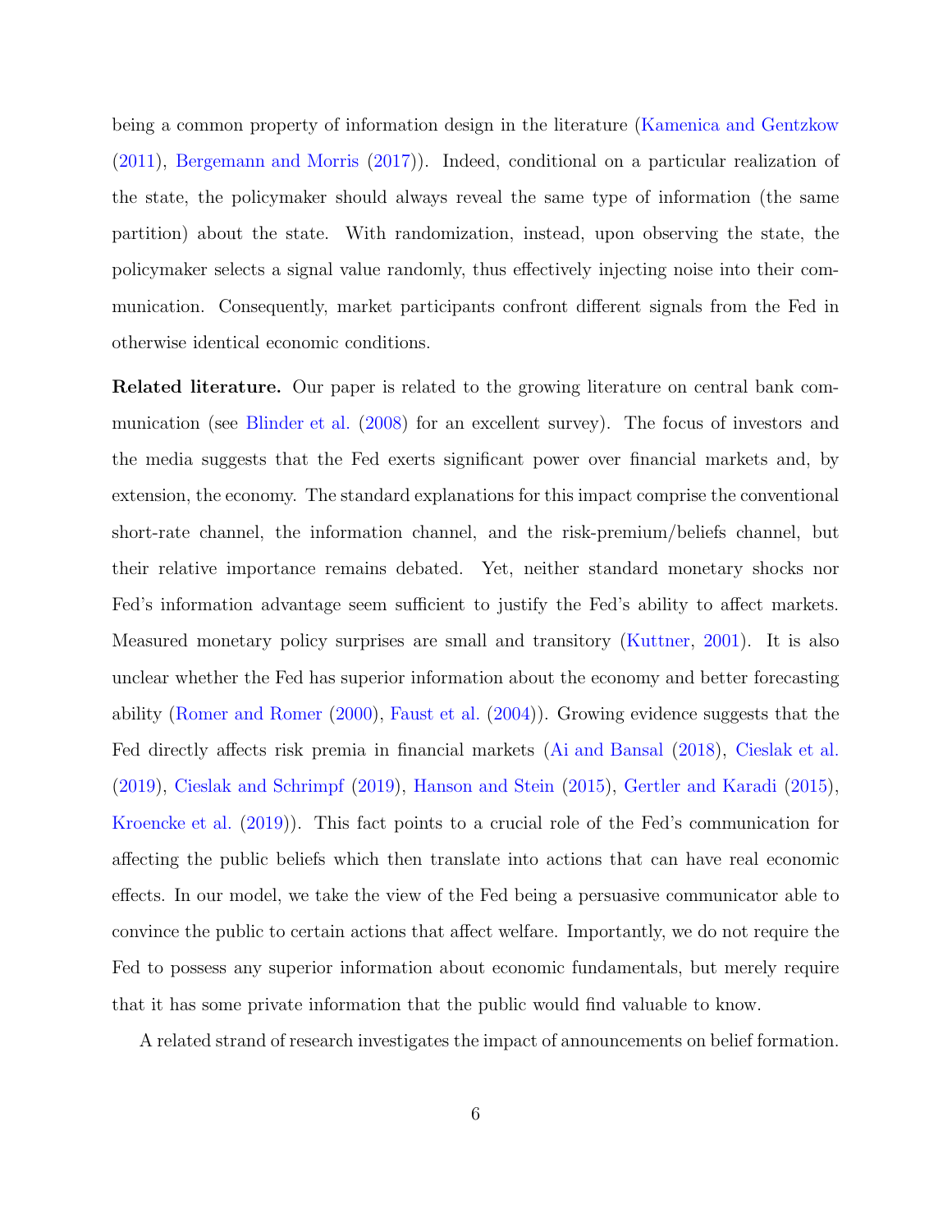being a common property of information design in the literature (Kamenica and Gentzkow (2011), Bergemann and Morris (2017)). Indeed, conditional on a particular realization of the state, the policymaker should always reveal the same type of information (the same partition) about the state. With randomization, instead, upon observing the state, the policymaker selects a signal value randomly, thus effectively injecting noise into their communication. Consequently, market participants confront different signals from the Fed in otherwise identical economic conditions.

**Related literature.** Our paper is related to the growing literature on central bank communication (see Blinder et al. (2008) for an excellent survey). The focus of investors and the media suggests that the Fed exerts significant power over financial markets and, by extension, the economy. The standard explanations for this impact comprise the conventional short-rate channel, the information channel, and the risk-premium/beliefs channel, but their relative importance remains debated. Yet, neither standard monetary shocks nor Fed's information advantage seem sufficient to justify the Fed's ability to affect markets. Measured monetary policy surprises are small and transitory (Kuttner, 2001). It is also unclear whether the Fed has superior information about the economy and better forecasting ability (Romer and Romer (2000), Faust et al. (2004)). Growing evidence suggests that the Fed directly affects risk premia in financial markets (Ai and Bansal (2018), Cieslak et al. (2019), Cieslak and Schrimpf (2019), Hanson and Stein (2015), Gertler and Karadi (2015), Kroencke et al. (2019)). This fact points to a crucial role of the Fed's communication for affecting the public beliefs which then translate into actions that can have real economic effects. In our model, we take the view of the Fed being a persuasive communicator able to convince the public to certain actions that affect welfare. Importantly, we do not require the Fed to possess any superior information about economic fundamentals, but merely require that it has some private information that the public would find valuable to know.

A related strand of research investigates the impact of announcements on belief formation.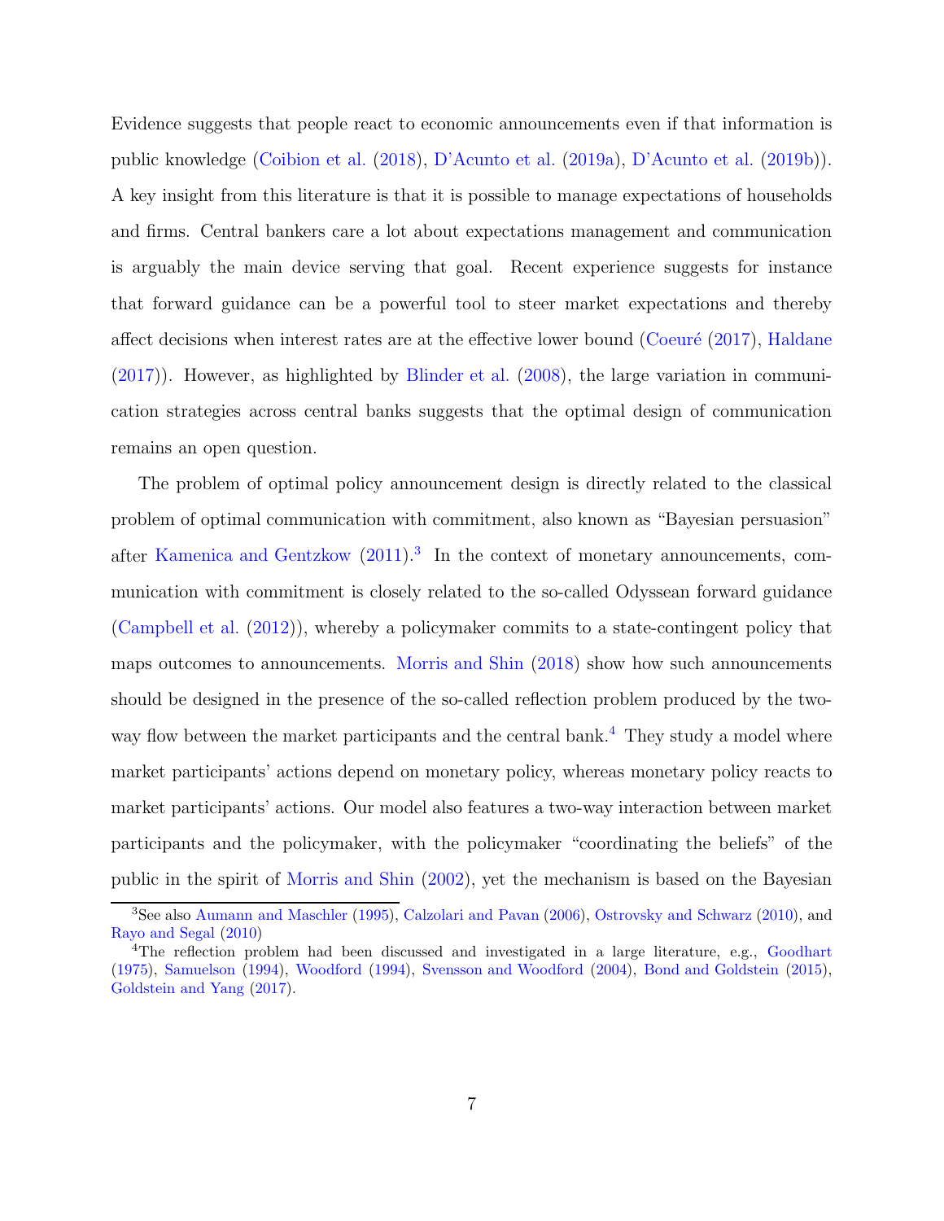Evidence suggests that people react to economic announcements even if that information is public knowledge (Coibion et al. (2018), D'Acunto et al. (2019a), D'Acunto et al. (2019b)). A key insight from this literature is that it is possible to manage expectations of households and firms. Central bankers care a lot about expectations management and communication is arguably the main device serving that goal. Recent experience suggests for instance that forward guidance can be a powerful tool to steer market expectations and thereby affect decisions when interest rates are at the effective lower bound (Coeuré (2017), Haldane (2017)). However, as highlighted by Blinder et al. (2008), the large variation in communication strategies across central banks suggests that the optimal design of communication remains an open question.

The problem of optimal policy announcement design is directly related to the classical problem of optimal communication with commitment, also known as "Bayesian persuasion" after Kamenica and Gentzkow (2011).[3] In the context of monetary announcements, communication with commitment is closely related to the so-called Odyssean forward guidance (Campbell et al. (2012)), whereby a policymaker commits to a state-contingent policy that maps outcomes to announcements. Morris and Shin (2018) show how such announcements should be designed in the presence of the so-called reflection problem produced by the two-way flow between the market participants and the central bank.[4] They study a model where market participants' actions depend on monetary policy, whereas monetary policy reacts to market participants' actions. Our model also features a two-way interaction between market participants and the policymaker, with the policymaker "coordinating the beliefs" of the public in the spirit of Morris and Shin (2002), yet the mechanism is based on the Bayesian

[3] See also Aumann and Maschler (1995), Calzolari and Pavan (2006), Ostrovsky and Schwarz (2010), and Rayo and Segal (2010)

[4] The reflection problem had been discussed and investigated in a large literature, e.g., Goodhart (1975), Samuelson (1994), Woodford (1994), Svensson and Woodford (2004), Bond and Goldstein (2015), Goldstein and Yang (2017).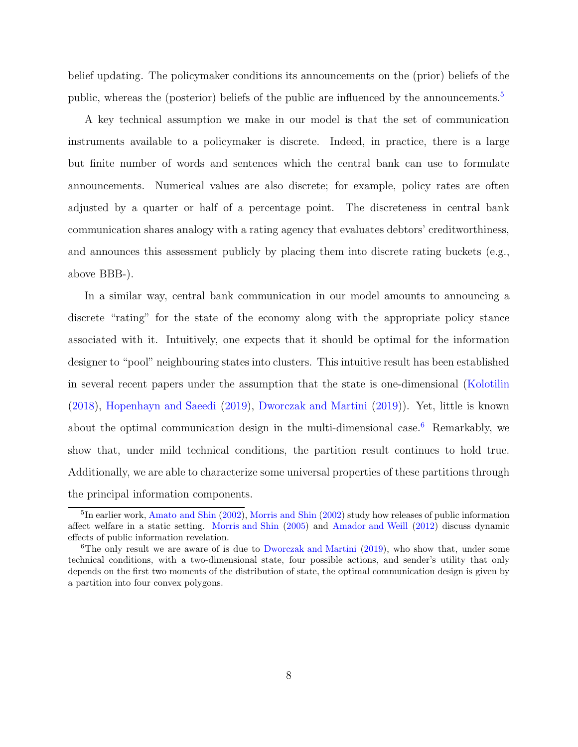belief updating. The policymaker conditions its announcements on the (prior) beliefs of the public, whereas the (posterior) beliefs of the public are influenced by the announcements.[5]

A key technical assumption we make in our model is that the set of communication instruments available to a policymaker is discrete. Indeed, in practice, there is a large but finite number of words and sentences which the central bank can use to formulate announcements. Numerical values are also discrete; for example, policy rates are often adjusted by a quarter or half of a percentage point. The discreteness in central bank communication shares analogy with a rating agency that evaluates debtors' creditworthiness, and announces this assessment publicly by placing them into discrete rating buckets (e.g., above BBB-).

In a similar way, central bank communication in our model amounts to announcing a discrete "rating" for the state of the economy along with the appropriate policy stance associated with it. Intuitively, one expects that it should be optimal for the information designer to "pool" neighbouring states into clusters. This intuitive result has been established in several recent papers under the assumption that the state is one-dimensional (Kolotilin (2018), Hopenhayn and Saeedi (2019), Dworczak and Martini (2019)). Yet, little is known about the optimal communication design in the multi-dimensional case.[6] Remarkably, we show that, under mild technical conditions, the partition result continues to hold true. Additionally, we are able to characterize some universal properties of these partitions through the principal information components.

[5] In earlier work, Amato and Shin (2002), Morris and Shin (2002) study how releases of public information affect welfare in a static setting. Morris and Shin (2005) and Amador and Weill (2012) discuss dynamic effects of public information revelation.

[6] The only result we are aware of is due to Dworczak and Martini (2019), who show that, under some technical conditions, with a two-dimensional state, four possible actions, and sender's utility that only depends on the first two moments of the distribution of state, the optimal communication design is given by a partition into four convex polygons.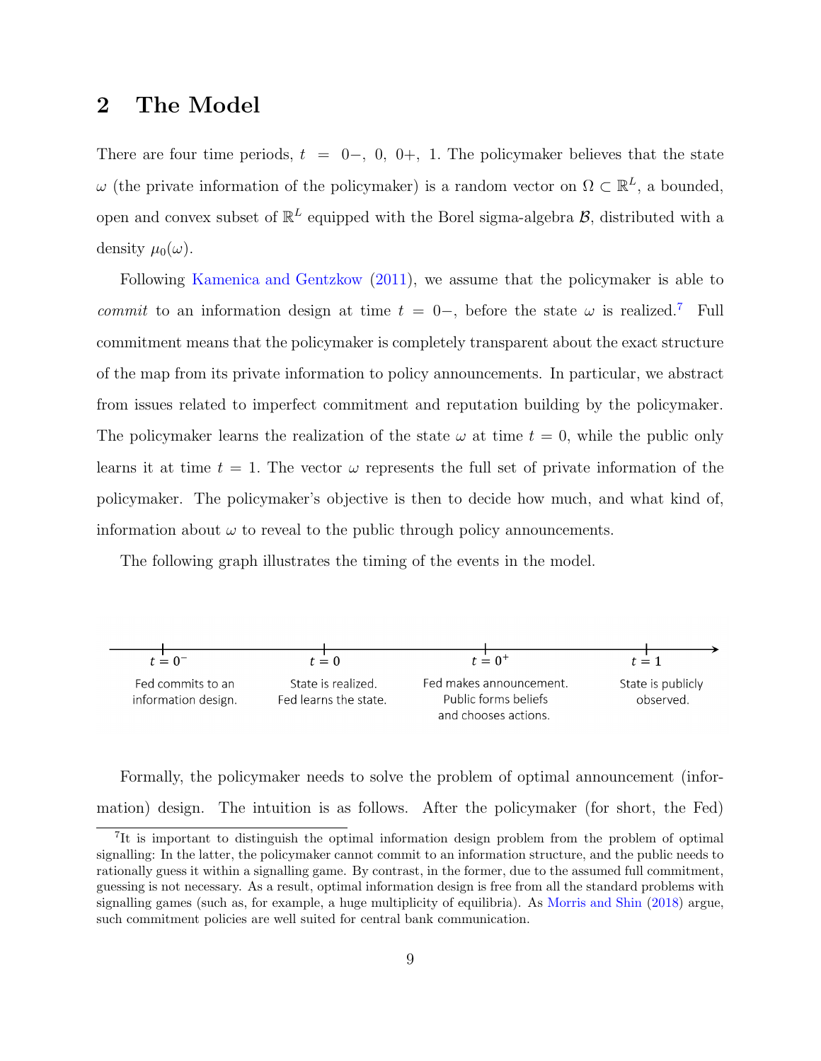## 2 The Model

There are four time periods, $t = 0-, 0, 0+, 1$. The policymaker believes that the state $\omega$ (the private information of the policymaker) is a random vector on $\Omega \subset \mathbb{R}^L$, a bounded, open and convex subset of $\mathbb{R}^L$ equipped with the Borel sigma-algebra $\mathcal{B}$, distributed with a density $\mu_0(\omega)$.

Following Kamenica and Gentzkow (2011), we assume that the policymaker is able to *commit* to an information design at time $t = 0-$, before the state $\omega$ is realized.[7] Full commitment means that the policymaker is completely transparent about the exact structure of the map from its private information to policy announcements. In particular, we abstract from issues related to imperfect commitment and reputation building by the policymaker. The policymaker learns the realization of the state $\omega$ at time $t = 0$, while the public only learns it at time $t = 1$. The vector $\omega$ represents the full set of private information of the policymaker. The policymaker's objective is then to decide how much, and what kind of, information about $\omega$ to reveal to the public through policy announcements.

The following graph illustrates the timing of the events in the model.

| $t = 0^-$ | $t = 0$ | $t = 0^+$ | $t = 1$ |
|---|---|---|---|
| Fed commits to an information design. | State is realized. Fed learns the state. | Fed makes announcement. Public forms beliefs and chooses actions. | State is publicly observed. |

Formally, the policymaker needs to solve the problem of optimal announcement (information) design. The intuition is as follows. After the policymaker (for short, the Fed)

[7] It is important to distinguish the optimal information design problem from the problem of optimal signalling: In the latter, the policymaker cannot commit to an information structure, and the public needs to rationally guess it within a signalling game. By contrast, in the former, due to the assumed full commitment, guessing is not necessary. As a result, optimal information design is free from all the standard problems with signalling games (such as, for example, a huge multiplicity of equilibria). As Morris and Shin (2018) argue, such commitment policies are well suited for central bank communication.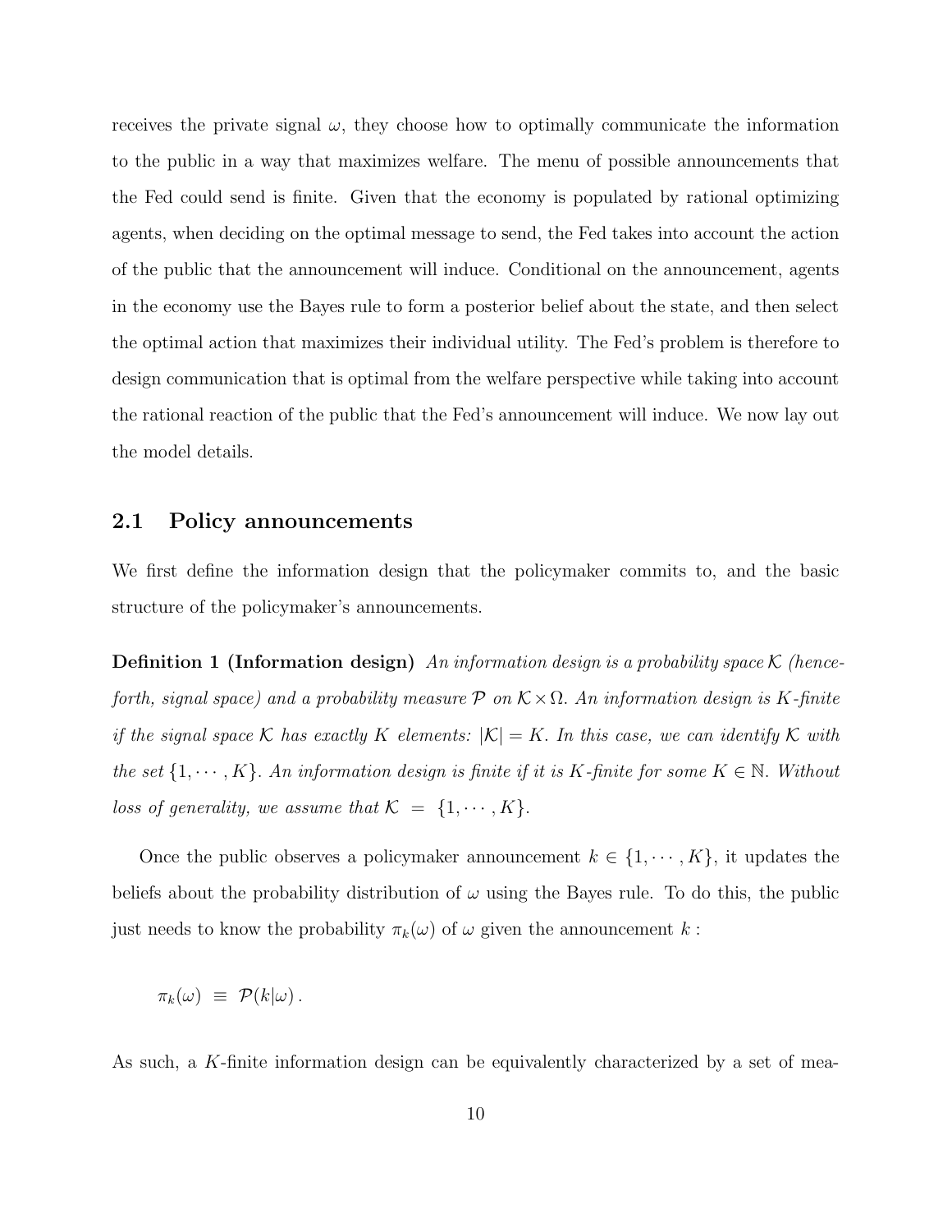receives the private signal $\omega$, they choose how to optimally communicate the information to the public in a way that maximizes welfare. The menu of possible announcements that the Fed could send is finite. Given that the economy is populated by rational optimizing agents, when deciding on the optimal message to send, the Fed takes into account the action of the public that the announcement will induce. Conditional on the announcement, agents in the economy use the Bayes rule to form a posterior belief about the state, and then select the optimal action that maximizes their individual utility. The Fed's problem is therefore to design communication that is optimal from the welfare perspective while taking into account the rational reaction of the public that the Fed's announcement will induce. We now lay out the model details.

## 2.1 Policy announcements

We first define the information design that the policymaker commits to, and the basic structure of the policymaker's announcements.

**Definition 1 (Information design)** *An information design is a probability space $\mathcal{K}$ (henceforth, signal space) and a probability measure $\mathcal{P}$ on $\mathcal{K} \times \Omega$. An information design is $K$-finite if the signal space $\mathcal{K}$ has exactly $K$ elements: $|\mathcal{K}| = K$. In this case, we can identify $\mathcal{K}$ with the set $\{1, \cdots, K\}$. An information design is finite if it is $K$-finite for some $K \in \mathbb{N}$. Without loss of generality, we assume that $\mathcal{K} = \{1, \cdots, K\}$.*

Once the public observes a policymaker announcement $k \in \{1, \cdots, K\}$, it updates the beliefs about the probability distribution of $\omega$ using the Bayes rule. To do this, the public just needs to know the probability $\pi_k(\omega)$ of $\omega$ given the announcement $k$ :

$$\pi_k(\omega) \equiv \mathcal{P}(k|\omega)\,.$$

As such, a $K$-finite information design can be equivalently characterized by a set of mea-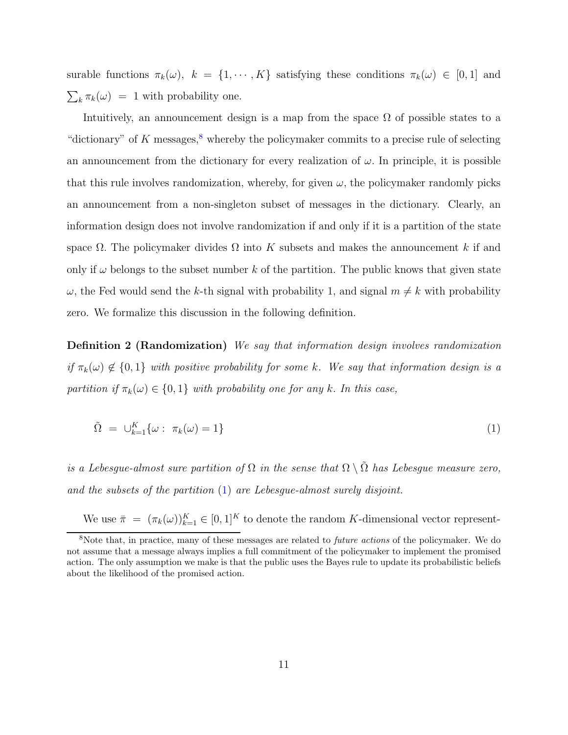surable functions $\pi_k(\omega),\ k = \{1, \cdots, K\}$ satisfying these conditions $\pi_k(\omega) \in [0,1]$ and $\sum_k \pi_k(\omega) = 1$ with probability one.

Intuitively, an announcement design is a map from the space $\Omega$ of possible states to a "dictionary" of $K$ messages,[8] whereby the policymaker commits to a precise rule of selecting an announcement from the dictionary for every realization of $\omega$. In principle, it is possible that this rule involves randomization, whereby, for given $\omega$, the policymaker randomly picks an announcement from a non-singleton subset of messages in the dictionary. Clearly, an information design does not involve randomization if and only if it is a partition of the state space $\Omega$. The policymaker divides $\Omega$ into $K$ subsets and makes the announcement $k$ if and only if $\omega$ belongs to the subset number $k$ of the partition. The public knows that given state $\omega$, the Fed would send the $k$-th signal with probability 1, and signal $m \neq k$ with probability zero. We formalize this discussion in the following definition.

**Definition 2 (Randomization)** *We say that information design involves randomization if $\pi_k(\omega) \notin \{0,1\}$ with positive probability for some $k$. We say that information design is a partition if $\pi_k(\omega) \in \{0,1\}$ with probability one for any $k$. In this case,*

$$\tilde{\Omega} = \cup_{k=1}^{K} \{\omega : \ \pi_k(\omega) = 1\} \tag{1}$$

*is a Lebesgue-almost sure partition of $\Omega$ in the sense that $\Omega \setminus \tilde{\Omega}$ has Lebesgue measure zero, and the subsets of the partition (1) are Lebesgue-almost surely disjoint.*

We use $\bar{\pi} = (\pi_k(\omega))_{k=1}^{K} \in [0,1]^K$ to denote the random $K$-dimensional vector represent-

[8] Note that, in practice, many of these messages are related to *future actions* of the policymaker. We do not assume that a message always implies a full commitment of the policymaker to implement the promised action. The only assumption we make is that the public uses the Bayes rule to update its probabilistic beliefs about the likelihood of the promised action.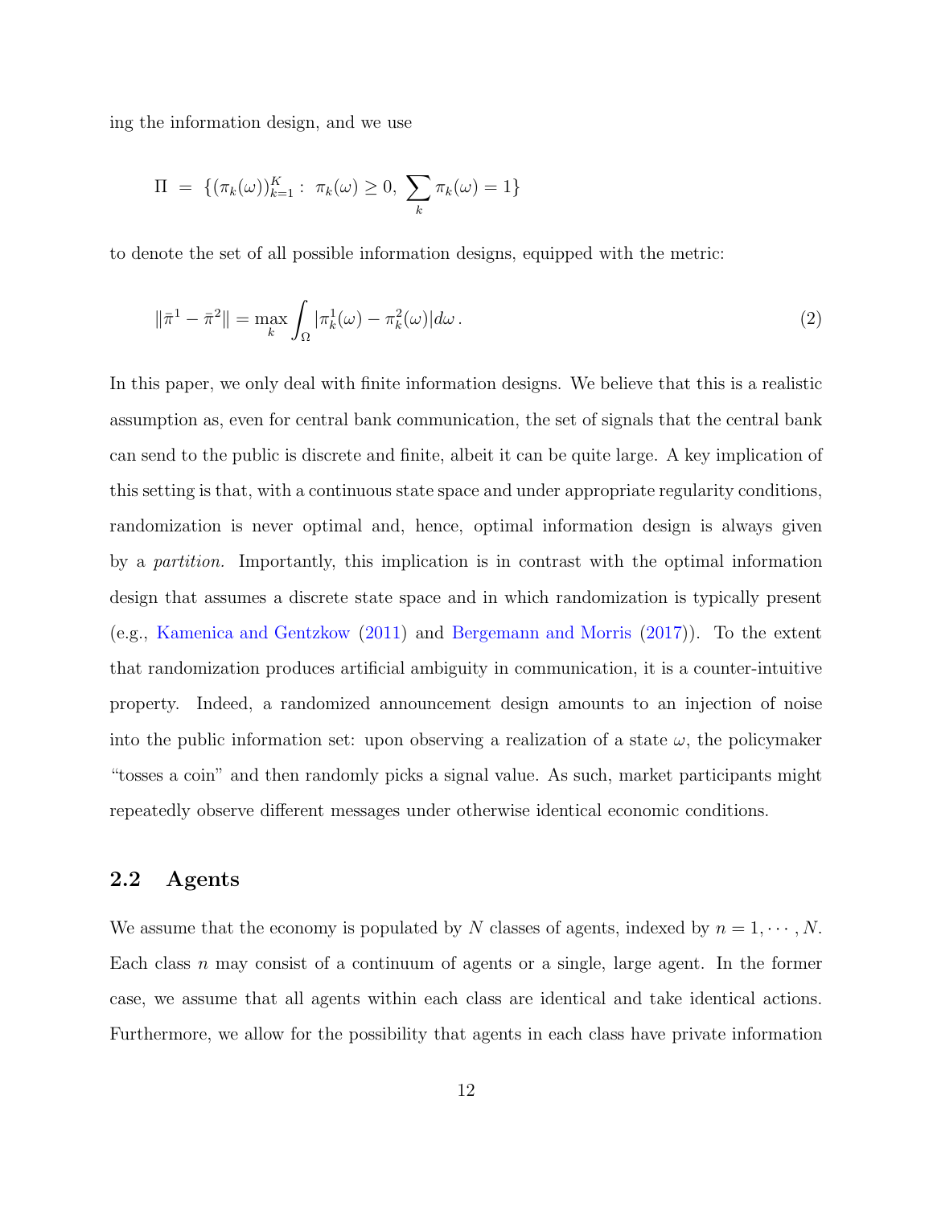ing the information design, and we use

$$\Pi \;=\; \{(\pi_k(\omega))_{k=1}^{K}:\; \pi_k(\omega) \geq 0,\; \sum_k \pi_k(\omega) = 1\}$$

to denote the set of all possible information designs, equipped with the metric:

$$\|\bar{\pi}^1 - \bar{\pi}^2\| = \max_k \int_\Omega |\pi_k^1(\omega) - \pi_k^2(\omega)| d\omega \,. \tag{2}$$

In this paper, we only deal with finite information designs. We believe that this is a realistic assumption as, even for central bank communication, the set of signals that the central bank can send to the public is discrete and finite, albeit it can be quite large. A key implication of this setting is that, with a continuous state space and under appropriate regularity conditions, randomization is never optimal and, hence, optimal information design is always given by a *partition.* Importantly, this implication is in contrast with the optimal information design that assumes a discrete state space and in which randomization is typically present (e.g., Kamenica and Gentzkow (2011) and Bergemann and Morris (2017)). To the extent that randomization produces artificial ambiguity in communication, it is a counter-intuitive property. Indeed, a randomized announcement design amounts to an injection of noise into the public information set: upon observing a realization of a state $\omega$, the policymaker "tosses a coin" and then randomly picks a signal value. As such, market participants might repeatedly observe different messages under otherwise identical economic conditions.

## 2.2 Agents

We assume that the economy is populated by $N$ classes of agents, indexed by $n = 1, \cdots, N$. Each class $n$ may consist of a continuum of agents or a single, large agent. In the former case, we assume that all agents within each class are identical and take identical actions. Furthermore, we allow for the possibility that agents in each class have private information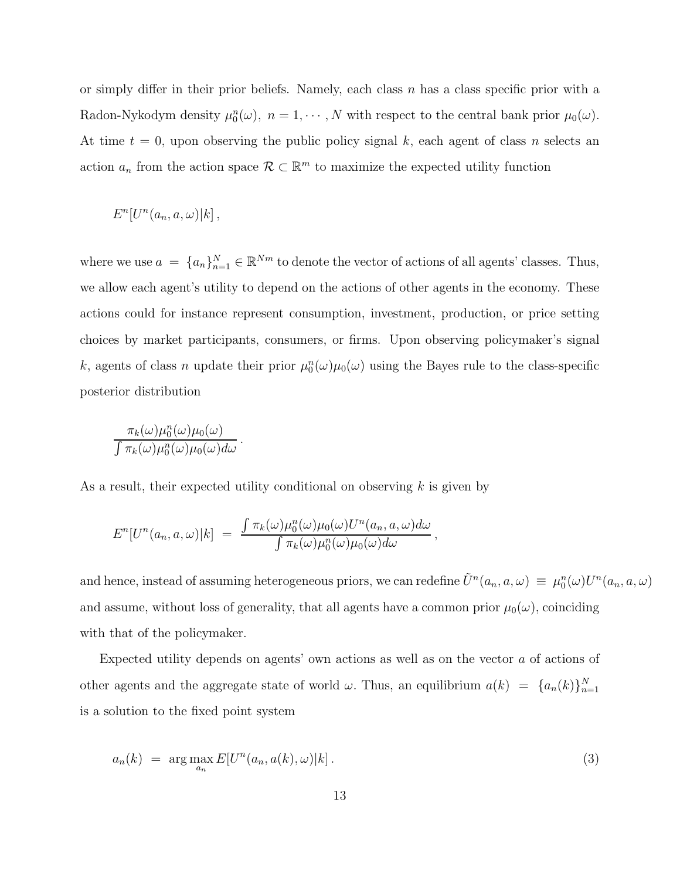or simply differ in their prior beliefs. Namely, each class $n$ has a class specific prior with a Radon-Nykodym density $\mu_0^n(\omega),\ n = 1, \cdots, N$ with respect to the central bank prior $\mu_0(\omega)$. At time $t = 0$, upon observing the public policy signal $k$, each agent of class $n$ selects an action $a_n$ from the action space $\mathcal{R} \subset \mathbb{R}^m$ to maximize the expected utility function

$$E^n[U^n(a_n, a, \omega)|k]\,,$$

where we use $a = \{a_n\}_{n=1}^N \in \mathbb{R}^{Nm}$ to denote the vector of actions of all agents' classes. Thus, we allow each agent's utility to depend on the actions of other agents in the economy. These actions could for instance represent consumption, investment, production, or price setting choices by market participants, consumers, or firms. Upon observing policymaker's signal $k$, agents of class $n$ update their prior $\mu_0^n(\omega)\mu_0(\omega)$ using the Bayes rule to the class-specific posterior distribution

$$\frac{\pi_k(\omega)\mu_0^n(\omega)\mu_0(\omega)}{\int \pi_k(\omega)\mu_0^n(\omega)\mu_0(\omega)d\omega}\,.$$

As a result, their expected utility conditional on observing $k$ is given by

$$E^n[U^n(a_n, a, \omega)|k] \;=\; \frac{\int \pi_k(\omega)\mu_0^n(\omega)\mu_0(\omega)U^n(a_n, a, \omega)d\omega}{\int \pi_k(\omega)\mu_0^n(\omega)\mu_0(\omega)d\omega}\,,$$

and hence, instead of assuming heterogeneous priors, we can redefine $\tilde{U}^n(a_n, a, \omega) \;\equiv\; \mu_0^n(\omega)U^n(a_n, a, \omega)$ and assume, without loss of generality, that all agents have a common prior $\mu_0(\omega)$, coinciding with that of the policymaker.

Expected utility depends on agents' own actions as well as on the vector $a$ of actions of other agents and the aggregate state of world $\omega$. Thus, an equilibrium $a(k) \;=\; \{a_n(k)\}_{n=1}^N$ is a solution to the fixed point system

$$a_n(k) \;=\; \arg\max_{a_n} E[U^n(a_n, a(k), \omega)|k]\,. \tag{3}$$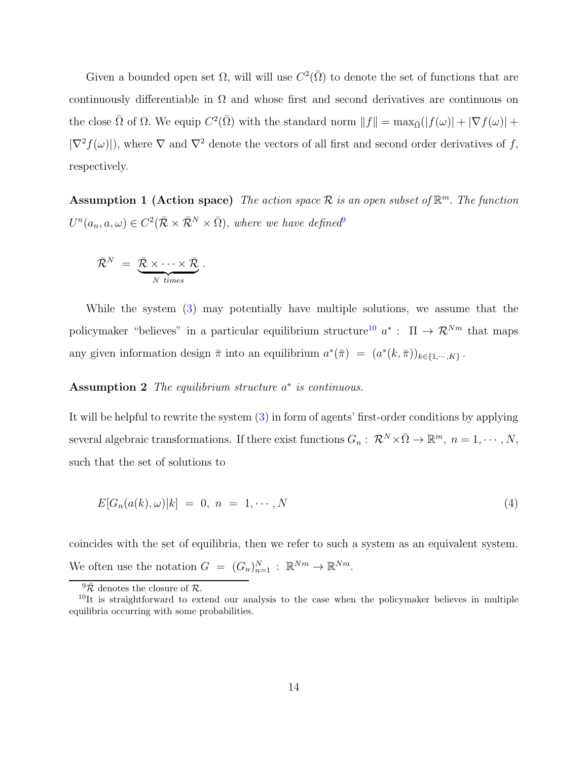Given a bounded open set $\Omega$, will will use $C^2(\bar{\Omega})$ to denote the set of functions that are continuously differentiable in $\Omega$ and whose first and second derivatives are continuous on the close $\bar{\Omega}$ of $\Omega$. We equip $C^2(\bar{\Omega})$ with the standard norm $\|f\| = \max_{\bar{\Omega}}(|f(\omega)| + |\nabla f(\omega)| + |\nabla^2 f(\omega)|)$, where $\nabla$ and $\nabla^2$ denote the vectors of all first and second order derivatives of $f$, respectively.

**Assumption 1 (Action space)** *The action space $\mathcal{R}$ is an open subset of $\mathbb{R}^m$. The function $U^n(a_n, a, \omega) \in C^2(\bar{\mathcal{R}} \times \bar{\mathcal{R}}^N \times \bar{\Omega})$, where we have defined*[9]

$$\bar{\mathcal{R}}^N \; = \; \underbrace{\bar{\mathcal{R}} \times \cdots \times \bar{\mathcal{R}}}_{N \; times} .$$

While the system (3) may potentially have multiple solutions, we assume that the policymaker "believes" in a particular equilibrium structure[10] $a^* : \; \Pi \to \mathcal{R}^{Nm}$ that maps any given information design $\bar{\pi}$ into an equilibrium $a^*(\bar{\pi}) \; = \; (a^*(k, \bar{\pi}))_{k \in \{1, \cdots, K\}}$.

**Assumption 2** *The equilibrium structure $a^*$ is continuous.*

It will be helpful to rewrite the system (3) in form of agents' first-order conditions by applying several algebraic transformations. If there exist functions $G_n : \; \mathcal{R}^N \times \bar{\Omega} \to \mathbb{R}^m, \; n = 1, \cdots, N$, such that the set of solutions to

$$E[G_n(a(k), \omega)|k] \; = \; 0, \; n \; = \; 1, \cdots, N \tag{4}$$

coincides with the set of equilibria, then we refer to such a system as an equivalent system. We often use the notation $G \; = \; (G_n)_{n=1}^N \; : \; \mathbb{R}^{Nm} \to \mathbb{R}^{Nm}$.

[9] $\bar{\mathcal{R}}$ denotes the closure of $\mathcal{R}$.

[10] It is straightforward to extend our analysis to the case when the policymaker believes in multiple equilibria occurring with some probabilities.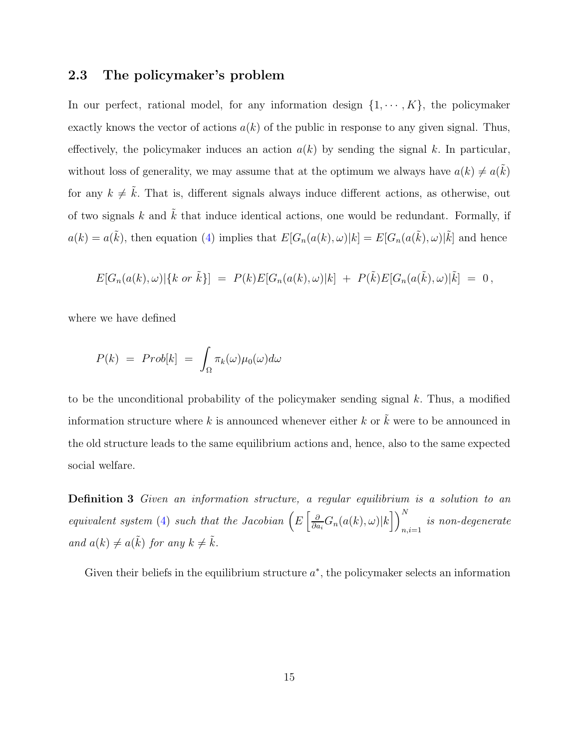### 2.3 The policymaker's problem

In our perfect, rational model, for any information design $\{1, \cdots, K\}$, the policymaker exactly knows the vector of actions $a(k)$ of the public in response to any given signal. Thus, effectively, the policymaker induces an action $a(k)$ by sending the signal $k$. In particular, without loss of generality, we may assume that at the optimum we always have $a(k) \neq a(\tilde{k})$ for any $k \neq \tilde{k}$. That is, different signals always induce different actions, as otherwise, out of two signals $k$ and $\tilde{k}$ that induce identical actions, one would be redundant. Formally, if $a(k) = a(\tilde{k})$, then equation (4) implies that $E[G_n(a(k), \omega)|k] = E[G_n(a(\tilde{k}), \omega)|\tilde{k}]$ and hence

$$E[G_n(a(k), \omega)|\{k \text{ or } \tilde{k}\}] \;=\; P(k)E[G_n(a(k), \omega)|k] \;+\; P(\tilde{k})E[G_n(a(\tilde{k}), \omega)|\tilde{k}] \;=\; 0\,,$$

where we have defined

$$P(k) \;=\; Prob[k] \;=\; \int_{\Omega} \pi_k(\omega)\mu_0(\omega)d\omega$$

to be the unconditional probability of the policymaker sending signal $k$. Thus, a modified information structure where $k$ is announced whenever either $k$ or $\tilde{k}$ were to be announced in the old structure leads to the same equilibrium actions and, hence, also to the same expected social welfare.

**Definition 3** *Given an information structure, a regular equilibrium is a solution to an equivalent system (4) such that the Jacobian $\left(E\left[\frac{\partial}{\partial a_i} G_n(a(k), \omega)|k\right]\right)_{n,i=1}^{N}$ is non-degenerate and $a(k) \neq a(\tilde{k})$ for any $k \neq \tilde{k}$.*

Given their beliefs in the equilibrium structure $a^*$, the policymaker selects an information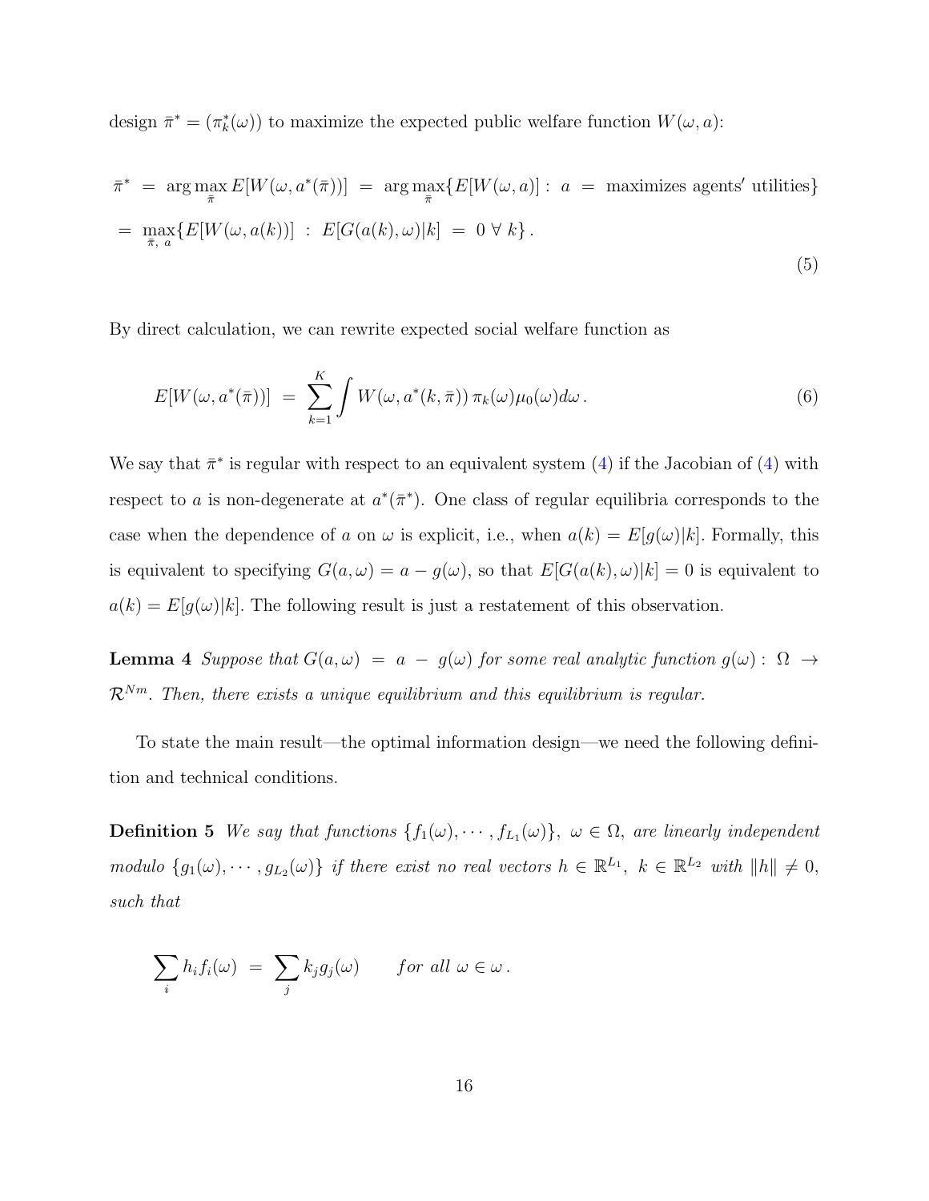design $\bar{\pi}^* = (\pi_k^*(\omega))$ to maximize the expected public welfare function $W(\omega, a)$:

$$
\begin{aligned}
\bar{\pi}^* \;&=\; \arg\max_{\bar{\pi}} E[W(\omega, a^*(\bar{\pi}))] \;=\; \arg\max_{\bar{\pi}} \{E[W(\omega, a)] : \; a \;=\; \text{maximizes agents' utilities}\} \\
&=\; \max_{\bar{\pi},\; a} \{E[W(\omega, a(k))] \;:\; E[G(a(k), \omega)|k] \;=\; 0 \;\forall\; k\}\,.
\end{aligned}
\tag{5}
$$

By direct calculation, we can rewrite expected social welfare function as

$$
E[W(\omega, a^*(\bar{\pi}))] \;=\; \sum_{k=1}^{K} \int W(\omega, a^*(k, \bar{\pi}))\, \pi_k(\omega) \mu_0(\omega) d\omega\,. \tag{6}
$$

We say that $\bar{\pi}^*$ is regular with respect to an equivalent system (4) if the Jacobian of (4) with respect to $a$ is non-degenerate at $a^*(\bar{\pi}^*)$. One class of regular equilibria corresponds to the case when the dependence of $a$ on $\omega$ is explicit, i.e., when $a(k) = E[g(\omega)|k]$. Formally, this is equivalent to specifying $G(a, \omega) = a - g(\omega)$, so that $E[G(a(k), \omega)|k] = 0$ is equivalent to $a(k) = E[g(\omega)|k]$. The following result is just a restatement of this observation.

**Lemma 4** *Suppose that $G(a, \omega) \;=\; a \;-\; g(\omega)$ for some real analytic function $g(\omega) :\; \Omega \;\rightarrow\; \mathcal{R}^{Nm}$. Then, there exists a unique equilibrium and this equilibrium is regular.*

To state the main result—the optimal information design—we need the following definition and technical conditions.

**Definition 5** *We say that functions $\{f_1(\omega), \cdots, f_{L_1}(\omega)\}$, $\omega \in \Omega$, are linearly independent modulo $\{g_1(\omega), \cdots, g_{L_2}(\omega)\}$ if there exist no real vectors $h \in \mathbb{R}^{L_1}$, $k \in \mathbb{R}^{L_2}$ with $\|h\| \neq 0$, such that*

$$
\sum_i h_i f_i(\omega) \;=\; \sum_j k_j g_j(\omega) \qquad \textit{for all } \omega \in \omega\,.
$$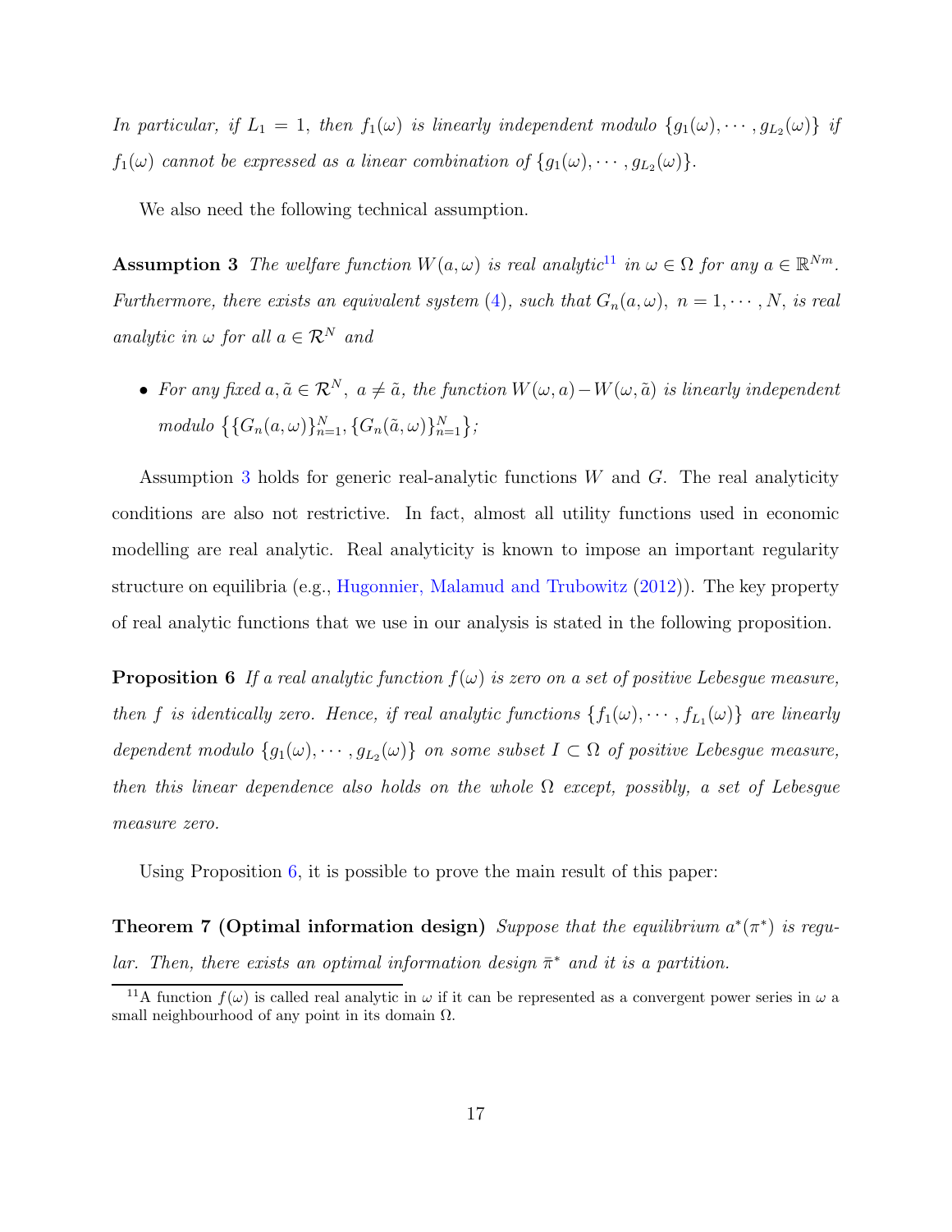*In particular, if $L_1 = 1$, then $f_1(\omega)$ is linearly independent modulo $\{g_1(\omega), \cdots, g_{L_2}(\omega)\}$ if $f_1(\omega)$ cannot be expressed as a linear combination of $\{g_1(\omega), \cdots, g_{L_2}(\omega)\}$.*

We also need the following technical assumption.

**Assumption 3** *The welfare function $W(a, \omega)$ is real analytic*[11] *in $\omega \in \Omega$ for any $a \in \mathbb{R}^{Nm}$. Furthermore, there exists an equivalent system (4), such that $G_n(a, \omega)$, $n = 1, \cdots, N$, is real analytic in $\omega$ for all $a \in \mathcal{R}^N$ and*

- *For any fixed $a, \tilde{a} \in \mathcal{R}^N$, $a \neq \tilde{a}$, the function $W(\omega, a) - W(\omega, \tilde{a})$ is linearly independent modulo $\left\{\{G_n(a, \omega)\}_{n=1}^N, \{G_n(\tilde{a}, \omega)\}_{n=1}^N\right\}$;*

Assumption 3 holds for generic real-analytic functions $W$ and $G$. The real analyticity conditions are also not restrictive. In fact, almost all utility functions used in economic modelling are real analytic. Real analyticity is known to impose an important regularity structure on equilibria (e.g., Hugonnier, Malamud and Trubowitz (2012)). The key property of real analytic functions that we use in our analysis is stated in the following proposition.

**Proposition 6** *If a real analytic function $f(\omega)$ is zero on a set of positive Lebesgue measure, then $f$ is identically zero. Hence, if real analytic functions $\{f_1(\omega), \cdots, f_{L_1}(\omega)\}$ are linearly dependent modulo $\{g_1(\omega), \cdots, g_{L_2}(\omega)\}$ on some subset $I \subset \Omega$ of positive Lebesgue measure, then this linear dependence also holds on the whole $\Omega$ except, possibly, a set of Lebesgue measure zero.*

Using Proposition 6, it is possible to prove the main result of this paper:

**Theorem 7 (Optimal information design)** *Suppose that the equilibrium $a^*(\pi^*)$ is regular. Then, there exists an optimal information design $\bar{\pi}^*$ and it is a partition.*

[11] A function $f(\omega)$ is called real analytic in $\omega$ if it can be represented as a convergent power series in $\omega$ a small neighbourhood of any point in its domain $\Omega$.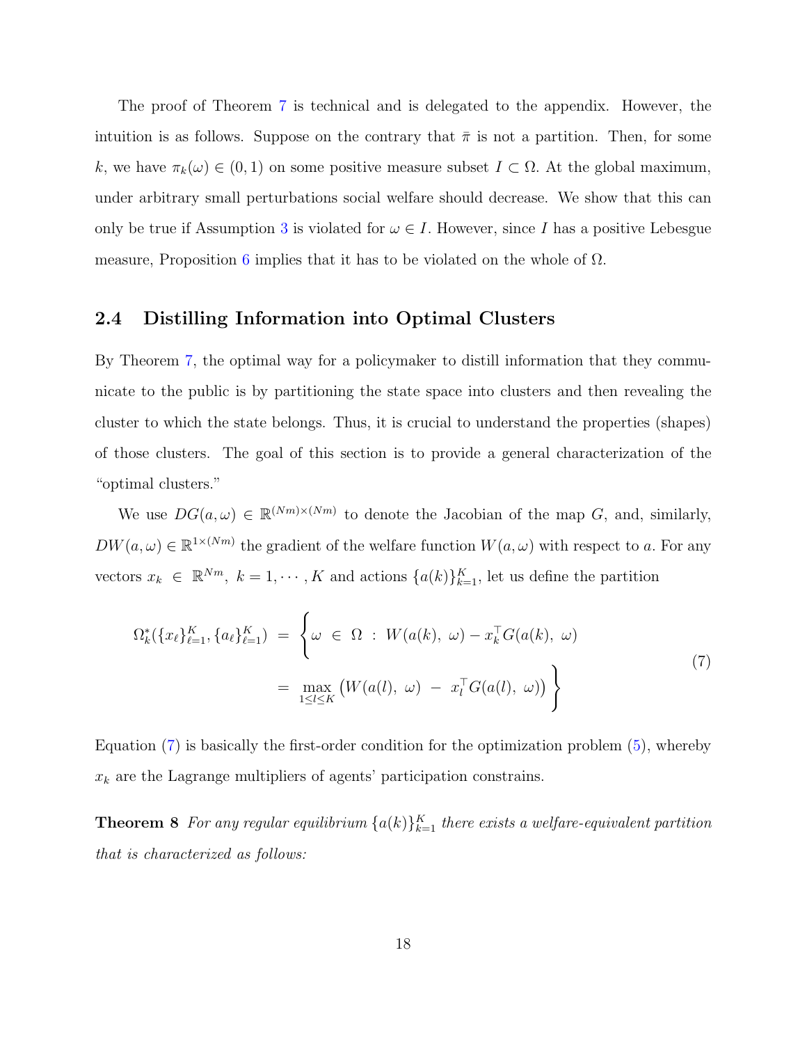The proof of Theorem 7 is technical and is delegated to the appendix. However, the intuition is as follows. Suppose on the contrary that $\bar{\pi}$ is not a partition. Then, for some $k$, we have $\pi_k(\omega) \in (0,1)$ on some positive measure subset $I \subset \Omega$. At the global maximum, under arbitrary small perturbations social welfare should decrease. We show that this can only be true if Assumption 3 is violated for $\omega \in I$. However, since $I$ has a positive Lebesgue measure, Proposition 6 implies that it has to be violated on the whole of $\Omega$.

## 2.4 Distilling Information into Optimal Clusters

By Theorem 7, the optimal way for a policymaker to distill information that they communicate to the public is by partitioning the state space into clusters and then revealing the cluster to which the state belongs. Thus, it is crucial to understand the properties (shapes) of those clusters. The goal of this section is to provide a general characterization of the "optimal clusters."

We use $DG(a,\omega) \in \mathbb{R}^{(Nm)\times(Nm)}$ to denote the Jacobian of the map $G$, and, similarly, $DW(a,\omega) \in \mathbb{R}^{1\times(Nm)}$ the gradient of the welfare function $W(a,\omega)$ with respect to $a$. For any vectors $x_k \in \mathbb{R}^{Nm},\ k = 1,\cdots,K$ and actions $\{a(k)\}_{k=1}^K$, let us define the partition

$$
\begin{aligned}
\Omega_k^*(\{x_\ell\}_{\ell=1}^K, \{a_\ell\}_{\ell=1}^K) \;=\; \Bigg\{\omega \,\in\, \Omega \;:\; & W(a(k),\,\omega) - x_k^\top G(a(k),\,\omega) \\
&= \max_{1\le l\le K} \left(W(a(l),\,\omega) \;-\; x_l^\top G(a(l),\,\omega)\right)\Bigg\}
\end{aligned}
\tag{7}
$$

Equation (7) is basically the first-order condition for the optimization problem (5), whereby $x_k$ are the Lagrange multipliers of agents' participation constrains.

**Theorem 8** *For any regular equilibrium $\{a(k)\}_{k=1}^K$ there exists a welfare-equivalent partition that is characterized as follows:*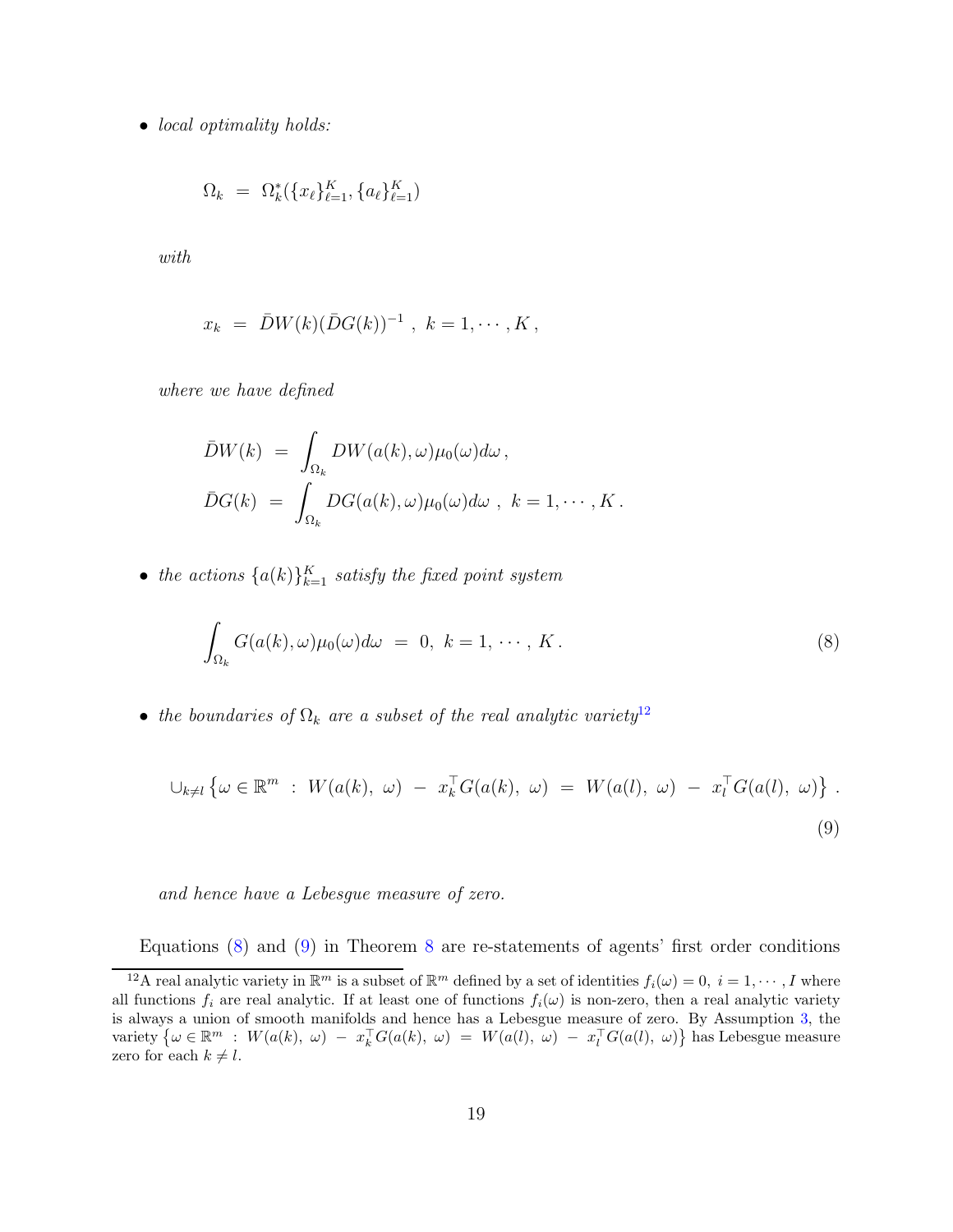- *local optimality holds:*

$$\Omega_k \;=\; \Omega_k^*(\{x_\ell\}_{\ell=1}^K, \{a_\ell\}_{\ell=1}^K)$$

*with*

$$x_k \;=\; \bar{D}W(k)(\bar{D}G(k))^{-1}\;,\; k = 1, \cdots, K\,,$$

*where we have defined*

$$\begin{aligned}
\bar{D}W(k) \;&=\; \int_{\Omega_k} DW(a(k), \omega)\mu_0(\omega)d\omega\,,\\
\bar{D}G(k) \;&=\; \int_{\Omega_k} DG(a(k), \omega)\mu_0(\omega)d\omega\;,\; k = 1, \cdots, K\,.
\end{aligned}$$

- *the actions $\{a(k)\}_{k=1}^K$ satisfy the fixed point system*

$$\int_{\Omega_k} G(a(k), \omega)\mu_0(\omega)d\omega \;=\; 0,\; k = 1, \cdots, K\,. \tag{8}$$

- *the boundaries of $\Omega_k$ are a subset of the real analytic variety*[12]

$$\cup_{k\neq l}\left\{\omega \in \mathbb{R}^m \;:\; W(a(k),\; \omega) \;-\; x_k^\top G(a(k),\; \omega) \;=\; W(a(l),\; \omega) \;-\; x_l^\top G(a(l),\; \omega)\right\}\,. \tag{9}$$

*and hence have a Lebesgue measure of zero.*

Equations (8) and (9) in Theorem 8 are re-statements of agents' first order conditions

[12] A real analytic variety in $\mathbb{R}^m$ is a subset of $\mathbb{R}^m$ defined by a set of identities $f_i(\omega) = 0,\; i = 1, \cdots, I$ where all functions $f_i$ are real analytic. If at least one of functions $f_i(\omega)$ is non-zero, then a real analytic variety is always a union of smooth manifolds and hence has a Lebesgue measure of zero. By Assumption 3, the variety $\left\{\omega \in \mathbb{R}^m \;:\; W(a(k),\; \omega) \;-\; x_k^\top G(a(k),\; \omega) \;=\; W(a(l),\; \omega) \;-\; x_l^\top G(a(l),\; \omega)\right\}$ has Lebesgue measure zero for each $k \neq l$.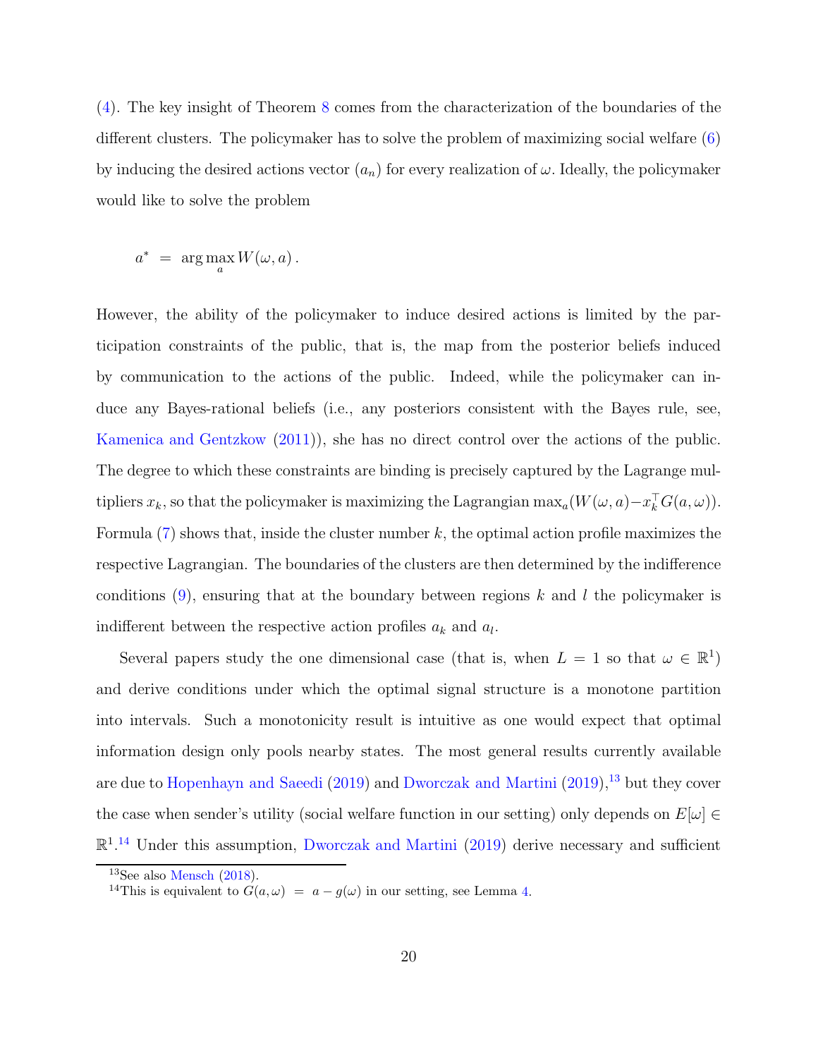(4). The key insight of Theorem 8 comes from the characterization of the boundaries of the different clusters. The policymaker has to solve the problem of maximizing social welfare (6) by inducing the desired actions vector $(a_n)$ for every realization of $\omega$. Ideally, the policymaker would like to solve the problem

$$a^* \;=\; \arg\max_a W(\omega, a)\,.$$

However, the ability of the policymaker to induce desired actions is limited by the participation constraints of the public, that is, the map from the posterior beliefs induced by communication to the actions of the public. Indeed, while the policymaker can induce any Bayes-rational beliefs (i.e., any posteriors consistent with the Bayes rule, see, Kamenica and Gentzkow (2011)), she has no direct control over the actions of the public. The degree to which these constraints are binding is precisely captured by the Lagrange multipliers $x_k$, so that the policymaker is maximizing the Lagrangian $\max_a(W(\omega, a) - x_k^\top G(a, \omega))$. Formula (7) shows that, inside the cluster number $k$, the optimal action profile maximizes the respective Lagrangian. The boundaries of the clusters are then determined by the indifference conditions (9), ensuring that at the boundary between regions $k$ and $l$ the policymaker is indifferent between the respective action profiles $a_k$ and $a_l$.

Several papers study the one dimensional case (that is, when $L = 1$ so that $\omega \in \mathbb{R}^1$) and derive conditions under which the optimal signal structure is a monotone partition into intervals. Such a monotonicity result is intuitive as one would expect that optimal information design only pools nearby states. The most general results currently available are due to Hopenhayn and Saeedi (2019) and Dworczak and Martini (2019),[13] but they cover the case when sender's utility (social welfare function in our setting) only depends on $E[\omega] \in \mathbb{R}^1$.[14] Under this assumption, Dworczak and Martini (2019) derive necessary and sufficient

[13] See also Mensch (2018).

[14] This is equivalent to $G(a, \omega) \;=\; a - g(\omega)$ in our setting, see Lemma 4.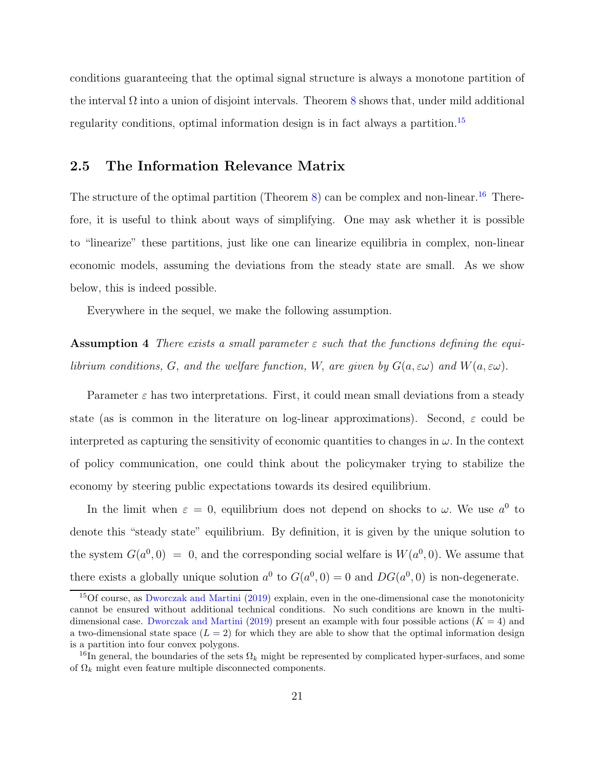conditions guaranteeing that the optimal signal structure is always a monotone partition of the interval $\Omega$ into a union of disjoint intervals. Theorem 8 shows that, under mild additional regularity conditions, optimal information design is in fact always a partition.[15]

## 2.5 The Information Relevance Matrix

The structure of the optimal partition (Theorem 8) can be complex and non-linear.[16] Therefore, it is useful to think about ways of simplifying. One may ask whether it is possible to "linearize" these partitions, just like one can linearize equilibria in complex, non-linear economic models, assuming the deviations from the steady state are small. As we show below, this is indeed possible.

Everywhere in the sequel, we make the following assumption.

**Assumption 4** *There exists a small parameter $\varepsilon$ such that the functions defining the equilibrium conditions, $G$, and the welfare function, $W$, are given by $G(a, \varepsilon\omega)$ and $W(a, \varepsilon\omega)$.*

Parameter $\varepsilon$ has two interpretations. First, it could mean small deviations from a steady state (as is common in the literature on log-linear approximations). Second, $\varepsilon$ could be interpreted as capturing the sensitivity of economic quantities to changes in $\omega$. In the context of policy communication, one could think about the policymaker trying to stabilize the economy by steering public expectations towards its desired equilibrium.

In the limit when $\varepsilon = 0$, equilibrium does not depend on shocks to $\omega$. We use $a^0$ to denote this "steady state" equilibrium. By definition, it is given by the unique solution to the system $G(a^0, 0) = 0$, and the corresponding social welfare is $W(a^0, 0)$. We assume that there exists a globally unique solution $a^0$ to $G(a^0, 0) = 0$ and $DG(a^0, 0)$ is non-degenerate.

[15] Of course, as Dworczak and Martini (2019) explain, even in the one-dimensional case the monotonicity cannot be ensured without additional technical conditions. No such conditions are known in the multi-dimensional case. Dworczak and Martini (2019) present an example with four possible actions ($K = 4$) and a two-dimensional state space ($L = 2$) for which they are able to show that the optimal information design is a partition into four convex polygons.

[16] In general, the boundaries of the sets $\Omega_k$ might be represented by complicated hyper-surfaces, and some of $\Omega_k$ might even feature multiple disconnected components.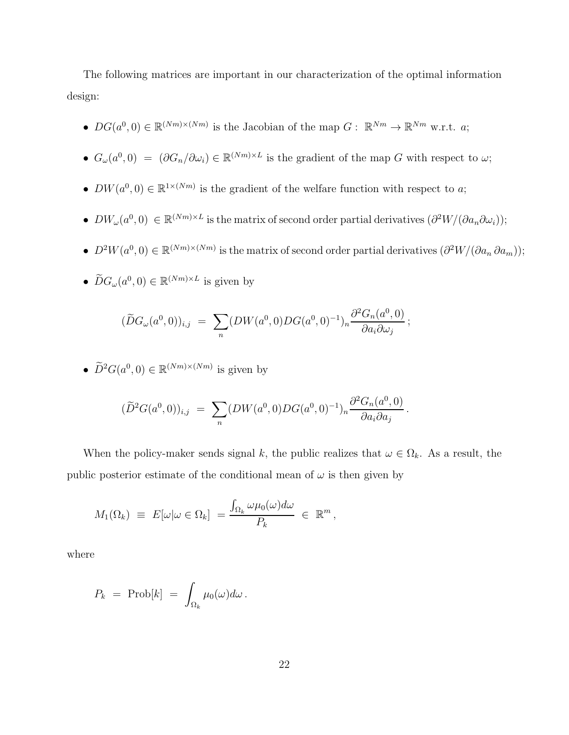The following matrices are important in our characterization of the optimal information design:

- $DG(a^0, 0) \in \mathbb{R}^{(Nm)\times(Nm)}$ is the Jacobian of the map $G: \mathbb{R}^{Nm} \to \mathbb{R}^{Nm}$ w.r.t. $a$;
- $G_\omega(a^0, 0) = (\partial G_n/\partial \omega_i) \in \mathbb{R}^{(Nm)\times L}$ is the gradient of the map $G$ with respect to $\omega$;
- $DW(a^0, 0) \in \mathbb{R}^{1\times(Nm)}$ is the gradient of the welfare function with respect to $a$;
- $DW_\omega(a^0, 0) \in \mathbb{R}^{(Nm)\times L}$ is the matrix of second order partial derivatives $(\partial^2 W/(\partial a_n \partial \omega_i))$;
- $D^2W(a^0, 0) \in \mathbb{R}^{(Nm)\times(Nm)}$ is the matrix of second order partial derivatives $(\partial^2 W/(\partial a_n\, \partial a_m))$;
- $\widetilde{D}G_\omega(a^0, 0) \in \mathbb{R}^{(Nm)\times L}$ is given by

$$(\widetilde{D}G_\omega(a^0, 0))_{i,j} = \sum_n (DW(a^0, 0)DG(a^0, 0)^{-1})_n \frac{\partial^2 G_n(a^0, 0)}{\partial a_i \partial \omega_j};$$

- $\widetilde{D}^2G(a^0, 0) \in \mathbb{R}^{(Nm)\times(Nm)}$ is given by

$$(\widetilde{D}^2G(a^0, 0))_{i,j} = \sum_n (DW(a^0, 0)DG(a^0, 0)^{-1})_n \frac{\partial^2 G_n(a^0, 0)}{\partial a_i \partial a_j}.$$

When the policy-maker sends signal $k$, the public realizes that $\omega \in \Omega_k$. As a result, the public posterior estimate of the conditional mean of $\omega$ is then given by

$$M_1(\Omega_k) \equiv E[\omega|\omega \in \Omega_k] = \frac{\int_{\Omega_k} \omega \mu_0(\omega) d\omega}{P_k} \in \mathbb{R}^m,$$

where

$$P_k = \text{Prob}[k] = \int_{\Omega_k} \mu_0(\omega) d\omega.$$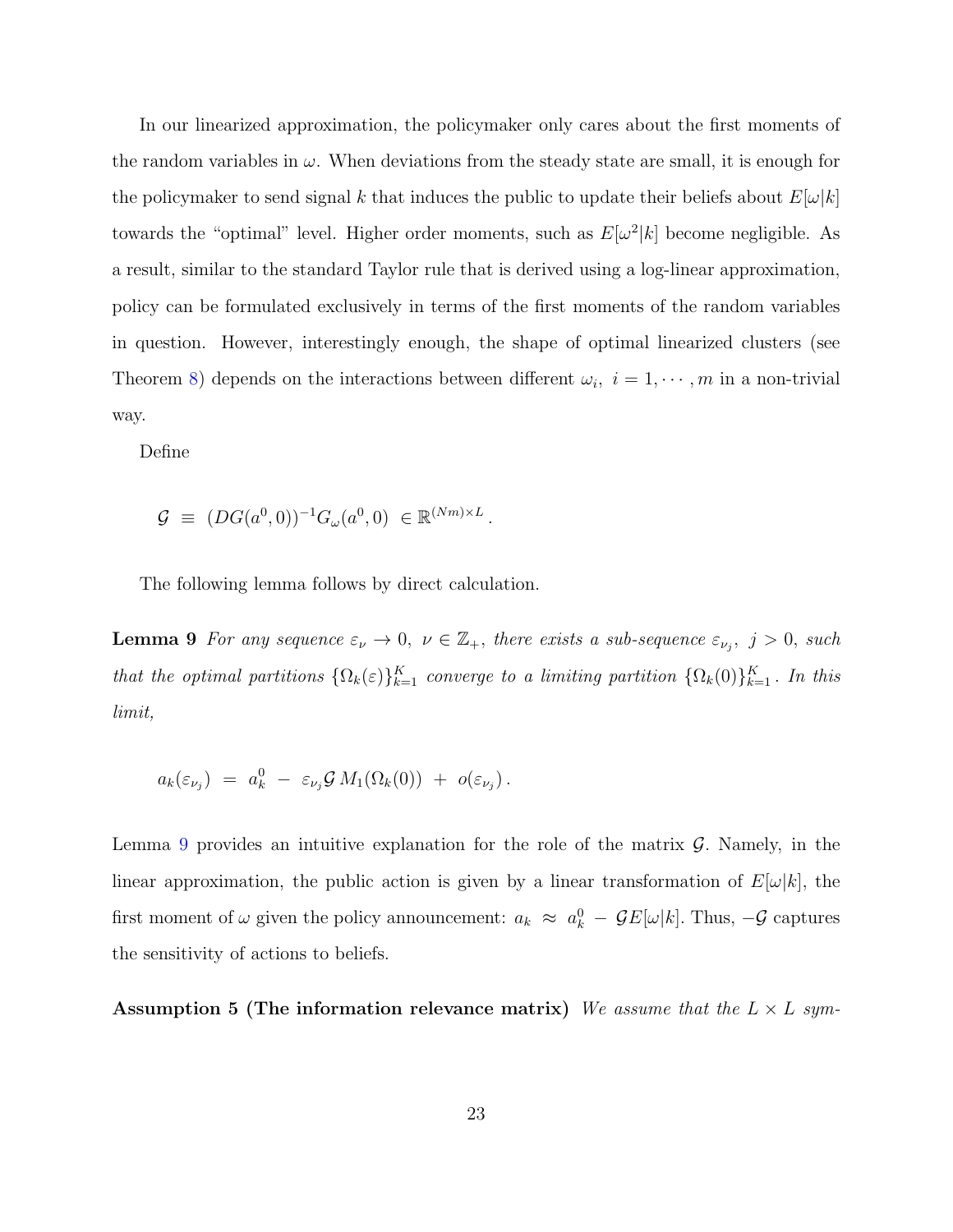In our linearized approximation, the policymaker only cares about the first moments of the random variables in $\omega$. When deviations from the steady state are small, it is enough for the policymaker to send signal $k$ that induces the public to update their beliefs about $E[\omega|k]$ towards the "optimal" level. Higher order moments, such as $E[\omega^2|k]$ become negligible. As a result, similar to the standard Taylor rule that is derived using a log-linear approximation, policy can be formulated exclusively in terms of the first moments of the random variables in question. However, interestingly enough, the shape of optimal linearized clusters (see Theorem 8) depends on the interactions between different $\omega_i,\ i = 1, \cdots, m$ in a non-trivial way.

Define

$$
\mathcal{G} \ \equiv \ (DG(a^0, 0))^{-1} G_\omega(a^0, 0) \ \in \mathbb{R}^{(Nm)\times L}\,.
$$

The following lemma follows by direct calculation.

**Lemma 9** *For any sequence $\varepsilon_\nu \to 0,\ \nu \in \mathbb{Z}_+$, there exists a sub-sequence $\varepsilon_{\nu_j},\ j > 0$, such that the optimal partitions $\{\Omega_k(\varepsilon)\}_{k=1}^K$ converge to a limiting partition $\{\Omega_k(0)\}_{k=1}^K$. In this limit,*

$$
a_k(\varepsilon_{\nu_j}) \ = \ a_k^0 \ - \ \varepsilon_{\nu_j} \mathcal{G}\, M_1(\Omega_k(0)) \ + \ o(\varepsilon_{\nu_j})\,.
$$

Lemma 9 provides an intuitive explanation for the role of the matrix $\mathcal{G}$. Namely, in the linear approximation, the public action is given by a linear transformation of $E[\omega|k]$, the first moment of $\omega$ given the policy announcement: $a_k \ \approx \ a_k^0 \ - \ \mathcal{G}E[\omega|k]$. Thus, $-\mathcal{G}$ captures the sensitivity of actions to beliefs.

**Assumption 5 (The information relevance matrix)** *We assume that the $L \times L$ sym-*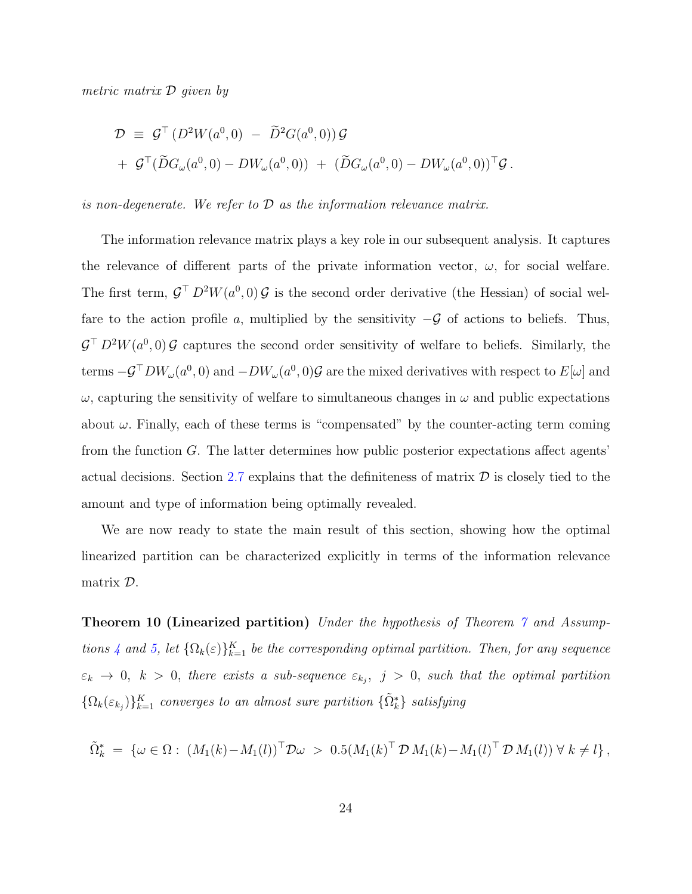*metric matrix $\mathcal{D}$ given by*

$$
\begin{aligned}
\mathcal{D} \;&\equiv\; \mathcal{G}^\top \left(D^2W(a^0,0) \;-\; \widetilde{D}^2G(a^0,0)\right)\mathcal{G} \\
&+\; \mathcal{G}^\top(\widetilde{D}G_\omega(a^0,0) - DW_\omega(a^0,0)) \;+\; (\widetilde{D}G_\omega(a^0,0) - DW_\omega(a^0,0))^\top \mathcal{G}\,.
\end{aligned}
$$

*is non-degenerate. We refer to $\mathcal{D}$ as the information relevance matrix.*

The information relevance matrix plays a key role in our subsequent analysis. It captures the relevance of different parts of the private information vector, $\omega$, for social welfare. The first term, $\mathcal{G}^\top D^2W(a^0,0)\,\mathcal{G}$ is the second order derivative (the Hessian) of social welfare to the action profile $a$, multiplied by the sensitivity $-\mathcal{G}$ of actions to beliefs. Thus, $\mathcal{G}^\top D^2W(a^0,0)\,\mathcal{G}$ captures the second order sensitivity of welfare to beliefs. Similarly, the terms $-\mathcal{G}^\top DW_\omega(a^0,0)$ and $-DW_\omega(a^0,0)\mathcal{G}$ are the mixed derivatives with respect to $E[\omega]$ and $\omega$, capturing the sensitivity of welfare to simultaneous changes in $\omega$ and public expectations about $\omega$. Finally, each of these terms is "compensated" by the counter-acting term coming from the function $G$. The latter determines how public posterior expectations affect agents' actual decisions. Section 2.7 explains that the definiteness of matrix $\mathcal{D}$ is closely tied to the amount and type of information being optimally revealed.

We are now ready to state the main result of this section, showing how the optimal linearized partition can be characterized explicitly in terms of the information relevance matrix $\mathcal{D}$.

**Theorem 10 (Linearized partition)** *Under the hypothesis of Theorem 7 and Assumptions 4 and 5, let $\{\Omega_k(\varepsilon)\}_{k=1}^K$ be the corresponding optimal partition. Then, for any sequence $\varepsilon_k \to 0,\ k > 0$, there exists a sub-sequence $\varepsilon_{k_j},\ j > 0$, such that the optimal partition $\{\Omega_k(\varepsilon_{k_j})\}_{k=1}^K$ converges to an almost sure partition $\{\tilde{\Omega}_k^*\}$ satisfying*

$$
\tilde{\Omega}_k^* \;=\; \{\omega \in \Omega :\; (M_1(k) - M_1(l))^\top \mathcal{D}\omega \;>\; 0.5(M_1(k)^\top\,\mathcal{D}\,M_1(k) - M_1(l)^\top\,\mathcal{D}\,M_1(l))\ \forall\ k \neq l\}\,,
$$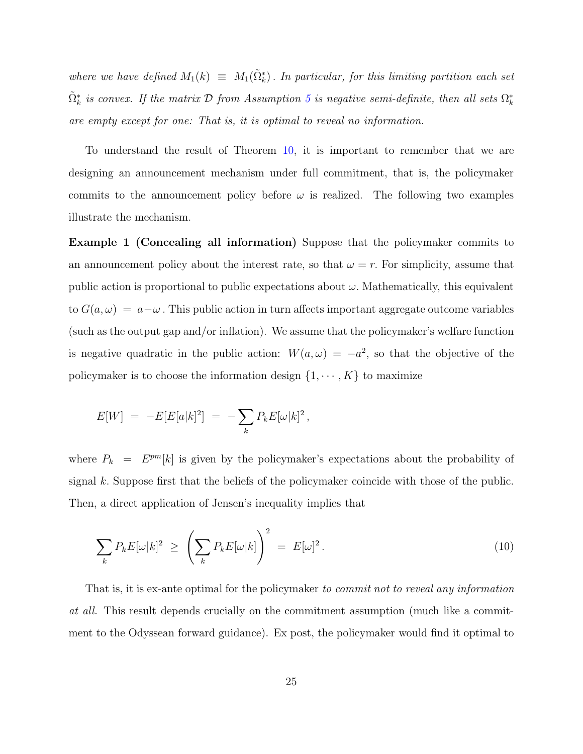*where we have defined $M_1(k) \equiv M_1(\tilde{\Omega}_k^*)$. In particular, for this limiting partition each set $\tilde{\Omega}_k^*$ is convex. If the matrix $\mathcal{D}$ from Assumption 5 is negative semi-definite, then all sets $\Omega_k^*$ are empty except for one: That is, it is optimal to reveal no information.*

To understand the result of Theorem 10, it is important to remember that we are designing an announcement mechanism under full commitment, that is, the policymaker commits to the announcement policy before $\omega$ is realized. The following two examples illustrate the mechanism.

**Example 1 (Concealing all information)** Suppose that the policymaker commits to an announcement policy about the interest rate, so that $\omega = r$. For simplicity, assume that public action is proportional to public expectations about $\omega$. Mathematically, this equivalent to $G(a, \omega) = a - \omega$. This public action in turn affects important aggregate outcome variables (such as the output gap and/or inflation). We assume that the policymaker's welfare function is negative quadratic in the public action: $W(a, \omega) = -a^2$, so that the objective of the policymaker is to choose the information design $\{1, \cdots, K\}$ to maximize

$$E[W] = -E[E[a|k]^2] = -\sum_k P_k E[\omega|k]^2,$$

where $P_k = E^{pm}[k]$ is given by the policymaker's expectations about the probability of signal $k$. Suppose first that the beliefs of the policymaker coincide with those of the public. Then, a direct application of Jensen's inequality implies that

$$\sum_k P_k E[\omega|k]^2 \geq \left(\sum_k P_k E[\omega|k]\right)^2 = E[\omega]^2. \tag{10}$$

That is, it is ex-ante optimal for the policymaker *to commit not to reveal any information at all.* This result depends crucially on the commitment assumption (much like a commitment to the Odyssean forward guidance). Ex post, the policymaker would find it optimal to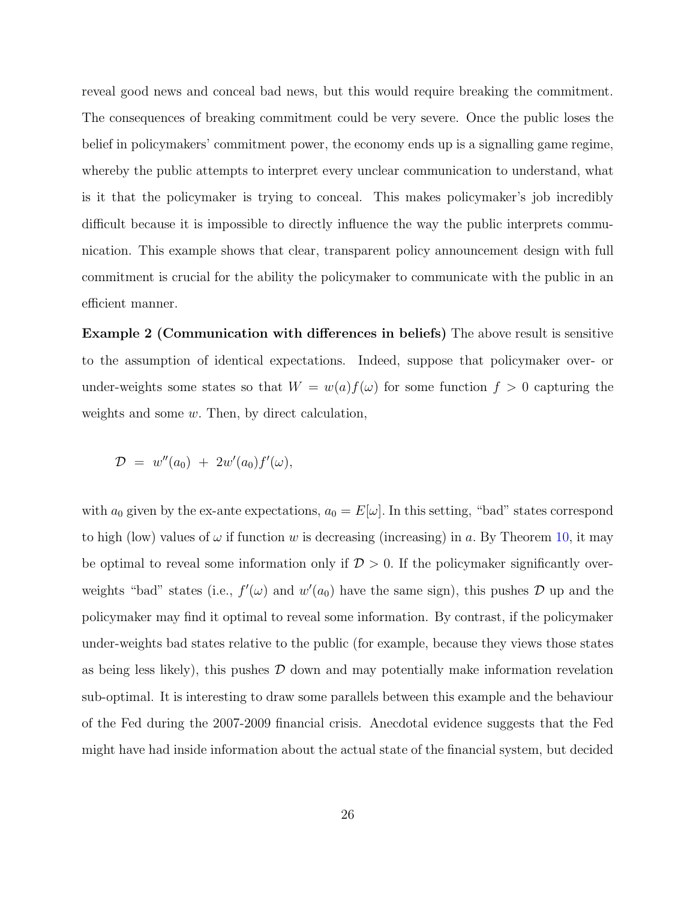reveal good news and conceal bad news, but this would require breaking the commitment. The consequences of breaking commitment could be very severe. Once the public loses the belief in policymakers' commitment power, the economy ends up is a signalling game regime, whereby the public attempts to interpret every unclear communication to understand, what is it that the policymaker is trying to conceal. This makes policymaker's job incredibly difficult because it is impossible to directly influence the way the public interprets communication. This example shows that clear, transparent policy announcement design with full commitment is crucial for the ability the policymaker to communicate with the public in an efficient manner.

**Example 2 (Communication with differences in beliefs)** The above result is sensitive to the assumption of identical expectations. Indeed, suppose that policymaker over- or under-weights some states so that $W = w(a)f(\omega)$ for some function $f > 0$ capturing the weights and some $w$. Then, by direct calculation,

$$\mathcal{D} \;=\; w''(a_0) \;+\; 2w'(a_0)f'(\omega),$$

with $a_0$ given by the ex-ante expectations, $a_0 = E[\omega]$. In this setting, "bad" states correspond to high (low) values of $\omega$ if function $w$ is decreasing (increasing) in $a$. By Theorem 10, it may be optimal to reveal some information only if $\mathcal{D} > 0$. If the policymaker significantly over-weights "bad" states (i.e., $f'(\omega)$ and $w'(a_0)$ have the same sign), this pushes $\mathcal{D}$ up and the policymaker may find it optimal to reveal some information. By contrast, if the policymaker under-weights bad states relative to the public (for example, because they views those states as being less likely), this pushes $\mathcal{D}$ down and may potentially make information revelation sub-optimal. It is interesting to draw some parallels between this example and the behaviour of the Fed during the 2007-2009 financial crisis. Anecdotal evidence suggests that the Fed might have had inside information about the actual state of the financial system, but decided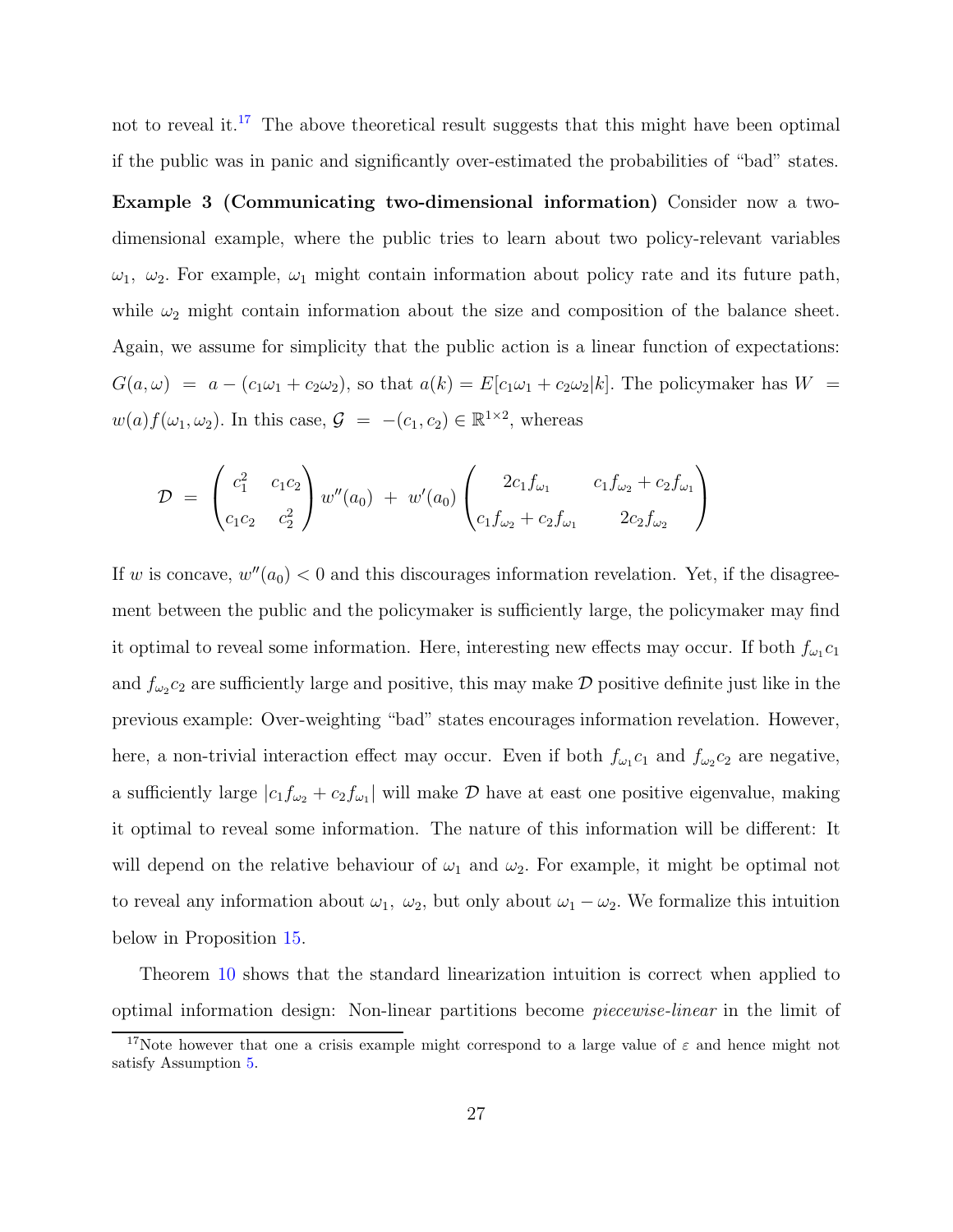not to reveal it.[17] The above theoretical result suggests that this might have been optimal if the public was in panic and significantly over-estimated the probabilities of "bad" states.

**Example 3 (Communicating two-dimensional information)** Consider now a two-dimensional example, where the public tries to learn about two policy-relevant variables $\omega_1,\ \omega_2$. For example, $\omega_1$ might contain information about policy rate and its future path, while $\omega_2$ might contain information about the size and composition of the balance sheet. Again, we assume for simplicity that the public action is a linear function of expectations: $G(a,\omega) = a - (c_1\omega_1 + c_2\omega_2)$, so that $a(k) = E[c_1\omega_1 + c_2\omega_2|k]$. The policymaker has $W = w(a)f(\omega_1,\omega_2)$. In this case, $\mathcal{G} = -(c_1,c_2) \in \mathbb{R}^{1\times 2}$, whereas

$$
\mathcal{D} \;=\; \begin{pmatrix} c_1^2 & c_1c_2 \\ c_1c_2 & c_2^2 \end{pmatrix} w''(a_0) \;+\; w'(a_0)\begin{pmatrix} 2c_1 f_{\omega_1} & c_1 f_{\omega_2} + c_2 f_{\omega_1} \\ c_1 f_{\omega_2} + c_2 f_{\omega_1} & 2c_2 f_{\omega_2} \end{pmatrix}
$$

If $w$ is concave, $w''(a_0) < 0$ and this discourages information revelation. Yet, if the disagreement between the public and the policymaker is sufficiently large, the policymaker may find it optimal to reveal some information. Here, interesting new effects may occur. If both $f_{\omega_1}c_1$ and $f_{\omega_2}c_2$ are sufficiently large and positive, this may make $\mathcal{D}$ positive definite just like in the previous example: Over-weighting "bad" states encourages information revelation. However, here, a non-trivial interaction effect may occur. Even if both $f_{\omega_1}c_1$ and $f_{\omega_2}c_2$ are negative, a sufficiently large $|c_1 f_{\omega_2} + c_2 f_{\omega_1}|$ will make $\mathcal{D}$ have at east one positive eigenvalue, making it optimal to reveal some information. The nature of this information will be different: It will depend on the relative behaviour of $\omega_1$ and $\omega_2$. For example, it might be optimal not to reveal any information about $\omega_1,\ \omega_2$, but only about $\omega_1 - \omega_2$. We formalize this intuition below in Proposition 15.

Theorem 10 shows that the standard linearization intuition is correct when applied to optimal information design: Non-linear partitions become *piecewise-linear* in the limit of

[17] Note however that one a crisis example might correspond to a large value of $\varepsilon$ and hence might not satisfy Assumption 5.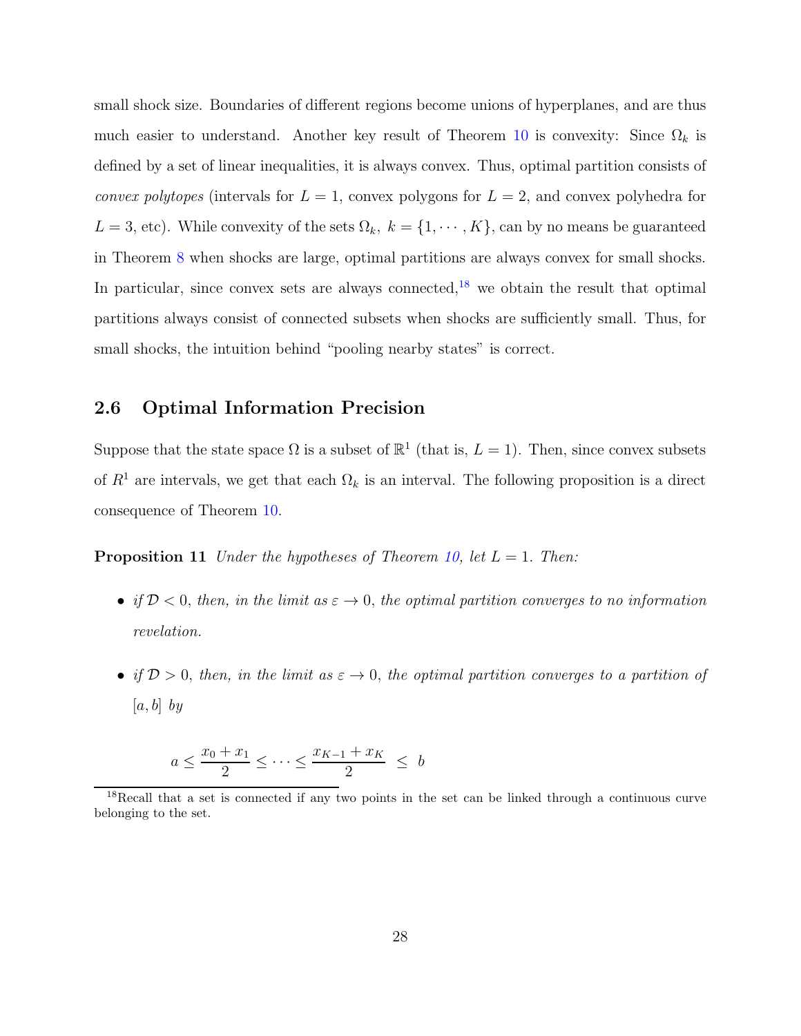small shock size. Boundaries of different regions become unions of hyperplanes, and are thus much easier to understand. Another key result of Theorem 10 is convexity: Since $\Omega_k$ is defined by a set of linear inequalities, it is always convex. Thus, optimal partition consists of *convex polytopes* (intervals for $L = 1$, convex polygons for $L = 2$, and convex polyhedra for $L = 3$, etc). While convexity of the sets $\Omega_k,\ k = \{1, \cdots, K\}$, can by no means be guaranteed in Theorem 8 when shocks are large, optimal partitions are always convex for small shocks. In particular, since convex sets are always connected,[18] we obtain the result that optimal partitions always consist of connected subsets when shocks are sufficiently small. Thus, for small shocks, the intuition behind "pooling nearby states" is correct.

## 2.6 Optimal Information Precision

Suppose that the state space $\Omega$ is a subset of $\mathbb{R}^1$ (that is, $L = 1$). Then, since convex subsets of $R^1$ are intervals, we get that each $\Omega_k$ is an interval. The following proposition is a direct consequence of Theorem 10.

**Proposition 11** *Under the hypotheses of Theorem 10, let $L = 1$. Then:*

- *if $\mathcal{D} < 0$, then, in the limit as $\varepsilon \to 0$, the optimal partition converges to no information revelation.*
- *if $\mathcal{D} > 0$, then, in the limit as $\varepsilon \to 0$, the optimal partition converges to a partition of $[a, b]$ by*

$$a \leq \frac{x_0 + x_1}{2} \leq \cdots \leq \frac{x_{K-1} + x_K}{2} \ \leq \ b$$

[18] Recall that a set is connected if any two points in the set can be linked through a continuous curve belonging to the set.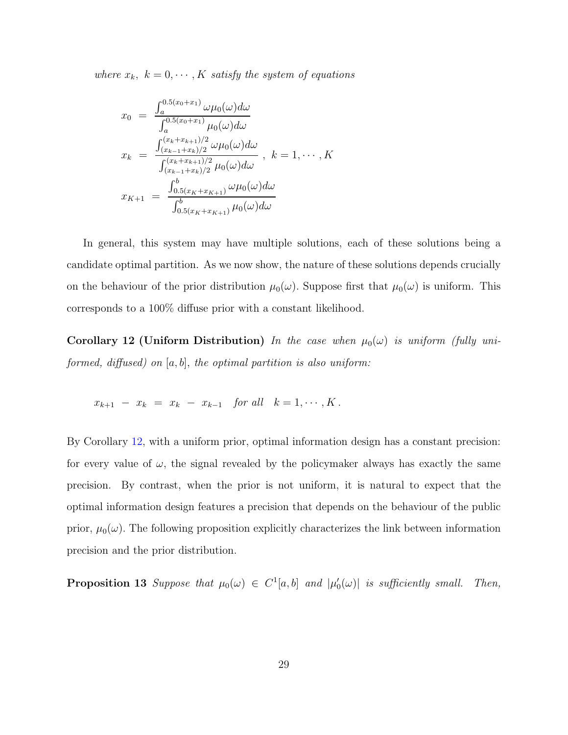*where $x_k,\ k = 0, \cdots, K$ satisfy the system of equations*

$$
\begin{aligned}
x_0 &= \frac{\int_a^{0.5(x_0+x_1)} \omega \mu_0(\omega) d\omega}{\int_a^{0.5(x_0+x_1)} \mu_0(\omega) d\omega} \\
x_k &= \frac{\int_{(x_{k-1}+x_k)/2}^{(x_k+x_{k+1})/2} \omega \mu_0(\omega) d\omega}{\int_{(x_{k-1}+x_k)/2}^{(x_k+x_{k+1})/2} \mu_0(\omega) d\omega}\ ,\ k = 1, \cdots, K \\
x_{K+1} &= \frac{\int_{0.5(x_K+x_{K+1})}^{b} \omega \mu_0(\omega) d\omega}{\int_{0.5(x_K+x_{K+1})}^{b} \mu_0(\omega) d\omega}
\end{aligned}
$$

In general, this system may have multiple solutions, each of these solutions being a candidate optimal partition. As we now show, the nature of these solutions depends crucially on the behaviour of the prior distribution $\mu_0(\omega)$. Suppose first that $\mu_0(\omega)$ is uniform. This corresponds to a 100% diffuse prior with a constant likelihood.

**Corollary 12 (Uniform Distribution)** *In the case when $\mu_0(\omega)$ is uniform (fully uniformed, diffused) on $[a, b]$, the optimal partition is also uniform:*

$$
x_{k+1} - x_k = x_k - x_{k-1} \quad \textit{for all} \quad k = 1, \cdots, K\,.
$$

By Corollary 12, with a uniform prior, optimal information design has a constant precision: for every value of $\omega$, the signal revealed by the policymaker always has exactly the same precision. By contrast, when the prior is not uniform, it is natural to expect that the optimal information design features a precision that depends on the behaviour of the public prior, $\mu_0(\omega)$. The following proposition explicitly characterizes the link between information precision and the prior distribution.

**Proposition 13** *Suppose that $\mu_0(\omega) \in C^1[a, b]$ and $|\mu_0'(\omega)|$ is sufficiently small. Then,*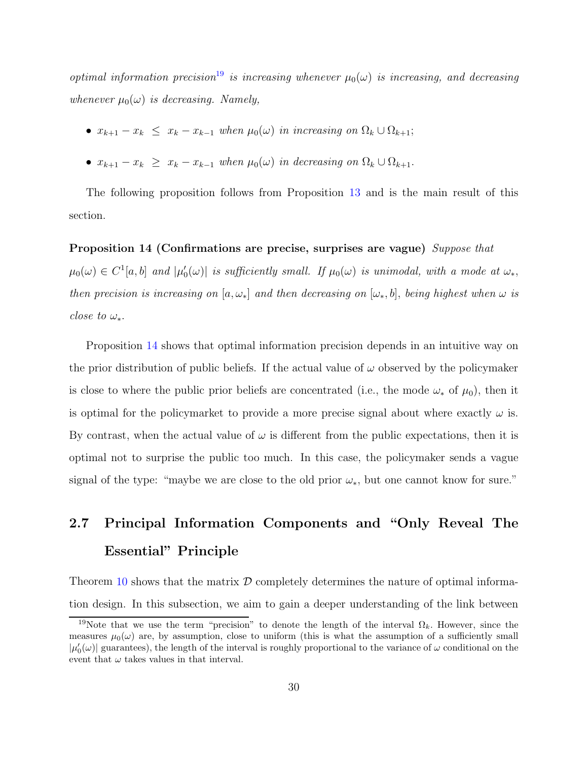*optimal information precision*[19] *is increasing whenever* $\mu_0(\omega)$ *is increasing, and decreasing whenever* $\mu_0(\omega)$ *is decreasing. Namely,*

- $x_{k+1} - x_k \;\leq\; x_k - x_{k-1}$ *when* $\mu_0(\omega)$ *in increasing on* $\Omega_k \cup \Omega_{k+1}$*;*
- $x_{k+1} - x_k \;\geq\; x_k - x_{k-1}$ *when* $\mu_0(\omega)$ *in decreasing on* $\Omega_k \cup \Omega_{k+1}$*.*

The following proposition follows from Proposition 13 and is the main result of this section.

**Proposition 14 (Confirmations are precise, surprises are vague)** *Suppose that* $\mu_0(\omega) \in C^1[a,b]$ *and* $|\mu_0'(\omega)|$ *is sufficiently small. If* $\mu_0(\omega)$ *is unimodal, with a mode at* $\omega_*$*, then precision is increasing on* $[a, \omega_*]$ *and then decreasing on* $[\omega_*, b]$*, being highest when* $\omega$ *is close to* $\omega_*$*.*

Proposition 14 shows that optimal information precision depends in an intuitive way on the prior distribution of public beliefs. If the actual value of $\omega$ observed by the policymaker is close to where the public prior beliefs are concentrated (i.e., the mode $\omega_*$ of $\mu_0$), then it is optimal for the policymarket to provide a more precise signal about where exactly $\omega$ is. By contrast, when the actual value of $\omega$ is different from the public expectations, then it is optimal not to surprise the public too much. In this case, the policymaker sends a vague signal of the type: "maybe we are close to the old prior $\omega_*$, but one cannot know for sure."

## 2.7 Principal Information Components and "Only Reveal The Essential" Principle

Theorem 10 shows that the matrix $\mathcal{D}$ completely determines the nature of optimal information design. In this subsection, we aim to gain a deeper understanding of the link between

[19] Note that we use the term "precision" to denote the length of the interval $\Omega_k$. However, since the measures $\mu_0(\omega)$ are, by assumption, close to uniform (this is what the assumption of a sufficiently small $|\mu_0'(\omega)|$ guarantees), the length of the interval is roughly proportional to the variance of $\omega$ conditional on the event that $\omega$ takes values in that interval.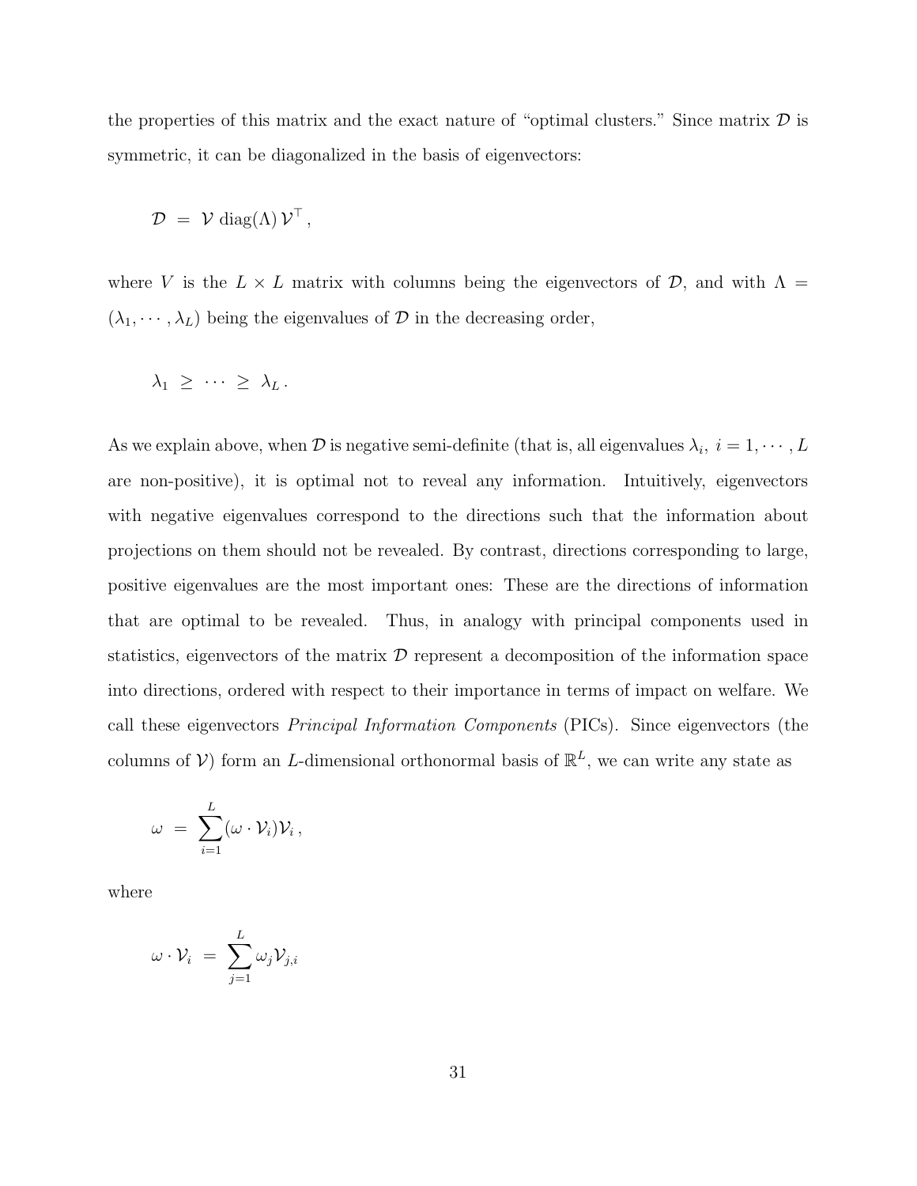the properties of this matrix and the exact nature of "optimal clusters." Since matrix $\mathcal{D}$ is symmetric, it can be diagonalized in the basis of eigenvectors:

$$\mathcal{D} \;=\; \mathcal{V}\,\mathrm{diag}(\Lambda)\,\mathcal{V}^{\top}\,,$$

where $V$ is the $L \times L$ matrix with columns being the eigenvectors of $\mathcal{D}$, and with $\Lambda = (\lambda_1, \cdots, \lambda_L)$ being the eigenvalues of $\mathcal{D}$ in the decreasing order,

$$\lambda_1 \;\geq\; \cdots \;\geq\; \lambda_L\,.$$

As we explain above, when $\mathcal{D}$ is negative semi-definite (that is, all eigenvalues $\lambda_i,\ i = 1, \cdots, L$ are non-positive), it is optimal not to reveal any information. Intuitively, eigenvectors with negative eigenvalues correspond to the directions such that the information about projections on them should not be revealed. By contrast, directions corresponding to large, positive eigenvalues are the most important ones: These are the directions of information that are optimal to be revealed. Thus, in analogy with principal components used in statistics, eigenvectors of the matrix $\mathcal{D}$ represent a decomposition of the information space into directions, ordered with respect to their importance in terms of impact on welfare. We call these eigenvectors *Principal Information Components* (PICs). Since eigenvectors (the columns of $\mathcal{V}$) form an $L$-dimensional orthonormal basis of $\mathbb{R}^L$, we can write any state as

$$\omega \;=\; \sum_{i=1}^{L}(\omega \cdot \mathcal{V}_i)\mathcal{V}_i\,,$$

where

$$\omega \cdot \mathcal{V}_i \;=\; \sum_{j=1}^{L}\omega_j \mathcal{V}_{j,i}$$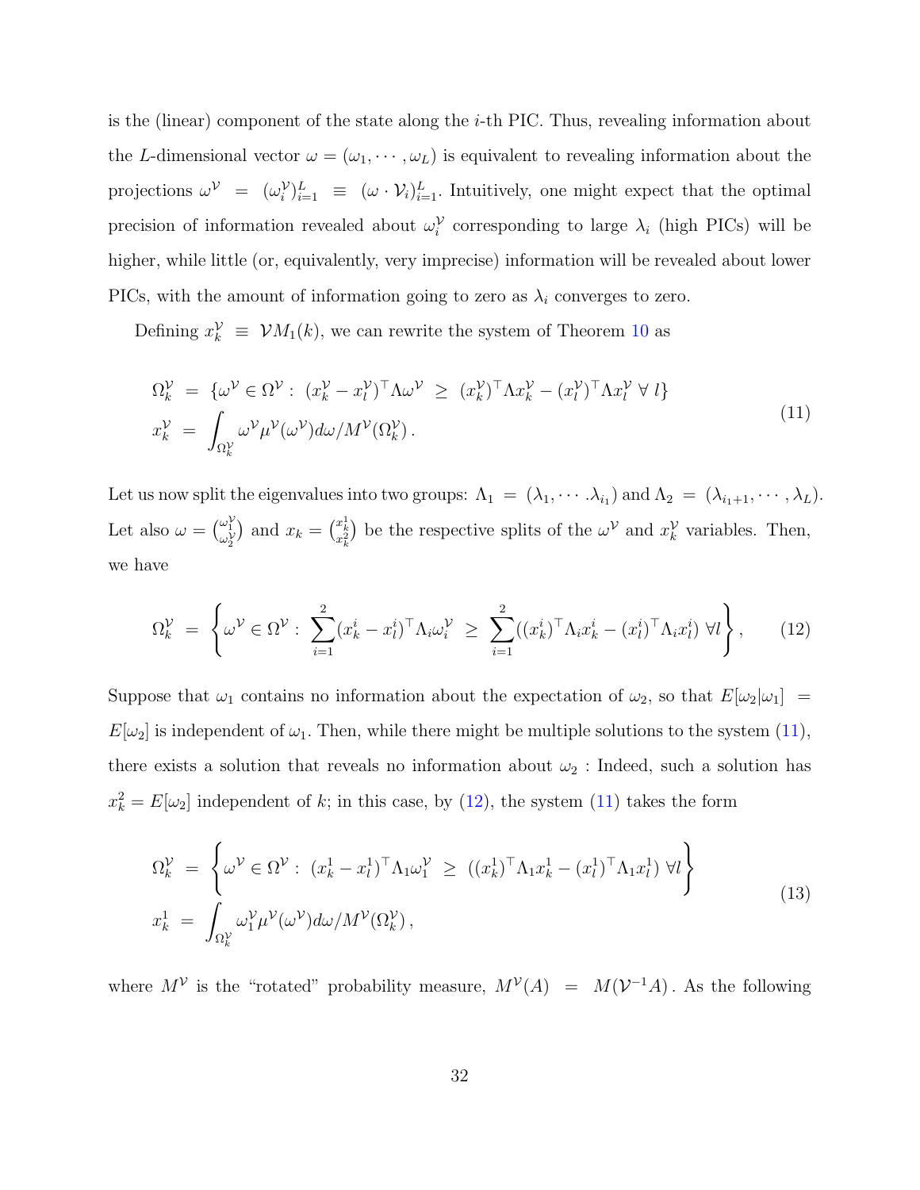is the (linear) component of the state along the $i$-th PIC. Thus, revealing information about the $L$-dimensional vector $\omega = (\omega_1, \cdots, \omega_L)$ is equivalent to revealing information about the projections $\omega^{\mathcal{V}} = (\omega_i^{\mathcal{V}})_{i=1}^L \equiv (\omega \cdot \mathcal{V}_i)_{i=1}^L$. Intuitively, one might expect that the optimal precision of information revealed about $\omega_i^{\mathcal{V}}$ corresponding to large $\lambda_i$ (high PICs) will be higher, while little (or, equivalently, very imprecise) information will be revealed about lower PICs, with the amount of information going to zero as $\lambda_i$ converges to zero.

Defining $x_k^{\mathcal{V}} \equiv \mathcal{V}M_1(k)$, we can rewrite the system of Theorem 10 as

$$
\begin{aligned}
\Omega_k^{\mathcal{V}} &= \{\omega^{\mathcal{V}} \in \Omega^{\mathcal{V}} : \ (x_k^{\mathcal{V}} - x_l^{\mathcal{V}})^\top \Lambda \omega^{\mathcal{V}} \ \geq \ (x_k^{\mathcal{V}})^\top \Lambda x_k^{\mathcal{V}} - (x_l^{\mathcal{V}})^\top \Lambda x_l^{\mathcal{V}} \ \forall \ l\} \\
x_k^{\mathcal{V}} &= \int_{\Omega_k^{\mathcal{V}}} \omega^{\mathcal{V}} \mu^{\mathcal{V}}(\omega^{\mathcal{V}}) d\omega / M^{\mathcal{V}}(\Omega_k^{\mathcal{V}})\,.
\end{aligned}
\tag{11}
$$

Let us now split the eigenvalues into two groups: $\Lambda_1 = (\lambda_1, \cdots .\lambda_{i_1})$ and $\Lambda_2 = (\lambda_{i_1+1}, \cdots, \lambda_L)$. Let also $\omega = \binom{\omega_1^{\mathcal{V}}}{\omega_2^{\mathcal{V}}}$ and $x_k = \binom{x_k^1}{x_k^2}$ be the respective splits of the $\omega^{\mathcal{V}}$ and $x_k^{\mathcal{V}}$ variables. Then, we have

$$
\Omega_k^{\mathcal{V}} = \left\{ \omega^{\mathcal{V}} \in \Omega^{\mathcal{V}} : \ \sum_{i=1}^{2} (x_k^i - x_l^i)^\top \Lambda_i \omega_i^{\mathcal{V}} \ \geq \ \sum_{i=1}^{2} ((x_k^i)^\top \Lambda_i x_k^i - (x_l^i)^\top \Lambda_i x_l^i) \ \forall l \right\}, \tag{12}
$$

Suppose that $\omega_1$ contains no information about the expectation of $\omega_2$, so that $E[\omega_2|\omega_1] = E[\omega_2]$ is independent of $\omega_1$. Then, while there might be multiple solutions to the system (11), there exists a solution that reveals no information about $\omega_2$ : Indeed, such a solution has $x_k^2 = E[\omega_2]$ independent of $k$; in this case, by (12), the system (11) takes the form

$$
\begin{aligned}
\Omega_k^{\mathcal{V}} &= \left\{ \omega^{\mathcal{V}} \in \Omega^{\mathcal{V}} : \ (x_k^1 - x_l^1)^\top \Lambda_1 \omega_1^{\mathcal{V}} \ \geq \ ((x_k^1)^\top \Lambda_1 x_k^1 - (x_l^1)^\top \Lambda_1 x_l^1) \ \forall l \right\} \\
x_k^1 &= \int_{\Omega_k^{\mathcal{V}}} \omega_1^{\mathcal{V}} \mu^{\mathcal{V}}(\omega^{\mathcal{V}}) d\omega / M^{\mathcal{V}}(\Omega_k^{\mathcal{V}})\,,
\end{aligned}
\tag{13}
$$

where $M^{\mathcal{V}}$ is the "rotated" probability measure, $M^{\mathcal{V}}(A) = M(\mathcal{V}^{-1}A)$. As the following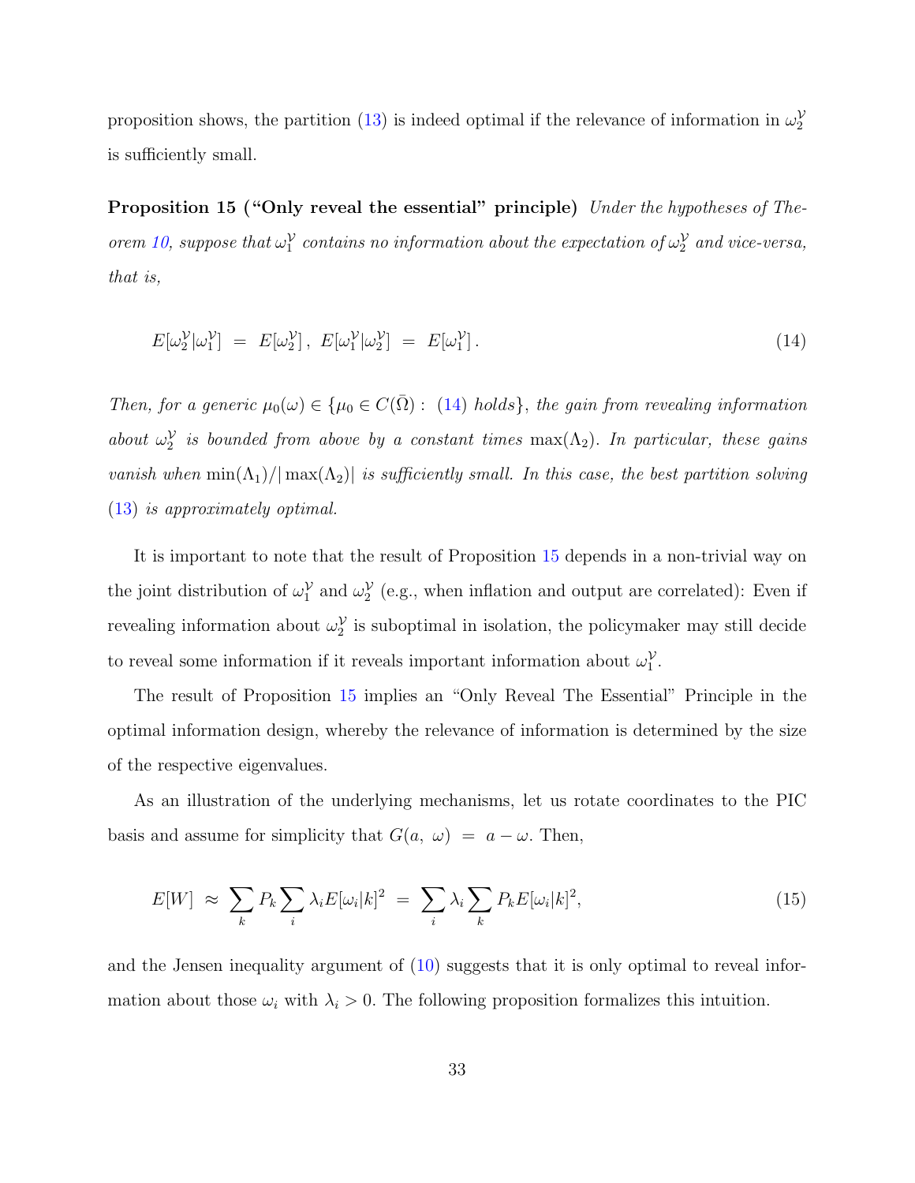proposition shows, the partition (13) is indeed optimal if the relevance of information in $\omega_2^{\mathcal{Y}}$ is sufficiently small.

**Proposition 15 ("Only reveal the essential" principle)** *Under the hypotheses of Theorem 10, suppose that $\omega_1^{\mathcal{Y}}$ contains no information about the expectation of $\omega_2^{\mathcal{Y}}$ and vice-versa, that is,*

$$E[\omega_2^{\mathcal{Y}}|\omega_1^{\mathcal{Y}}] \;=\; E[\omega_2^{\mathcal{Y}}]\,,\; E[\omega_1^{\mathcal{Y}}|\omega_2^{\mathcal{Y}}] \;=\; E[\omega_1^{\mathcal{Y}}]\,. \tag{14}$$

*Then, for a generic $\mu_0(\omega) \in \{\mu_0 \in C(\bar{\Omega}) : \text{ (14) holds}\}$, the gain from revealing information about $\omega_2^{\mathcal{Y}}$ is bounded from above by a constant times $\max(\Lambda_2)$. In particular, these gains vanish when $\min(\Lambda_1)/|\max(\Lambda_2)|$ is sufficiently small. In this case, the best partition solving (13) is approximately optimal.*

It is important to note that the result of Proposition 15 depends in a non-trivial way on the joint distribution of $\omega_1^{\mathcal{Y}}$ and $\omega_2^{\mathcal{Y}}$ (e.g., when inflation and output are correlated): Even if revealing information about $\omega_2^{\mathcal{Y}}$ is suboptimal in isolation, the policymaker may still decide to reveal some information if it reveals important information about $\omega_1^{\mathcal{Y}}$.

The result of Proposition 15 implies an "Only Reveal The Essential" Principle in the optimal information design, whereby the relevance of information is determined by the size of the respective eigenvalues.

As an illustration of the underlying mechanisms, let us rotate coordinates to the PIC basis and assume for simplicity that $G(a,\ \omega) \;=\; a - \omega$. Then,

$$E[W] \;\approx\; \sum_k P_k \sum_i \lambda_i E[\omega_i|k]^2 \;=\; \sum_i \lambda_i \sum_k P_k E[\omega_i|k]^2, \tag{15}$$

and the Jensen inequality argument of (10) suggests that it is only optimal to reveal information about those $\omega_i$ with $\lambda_i > 0$. The following proposition formalizes this intuition.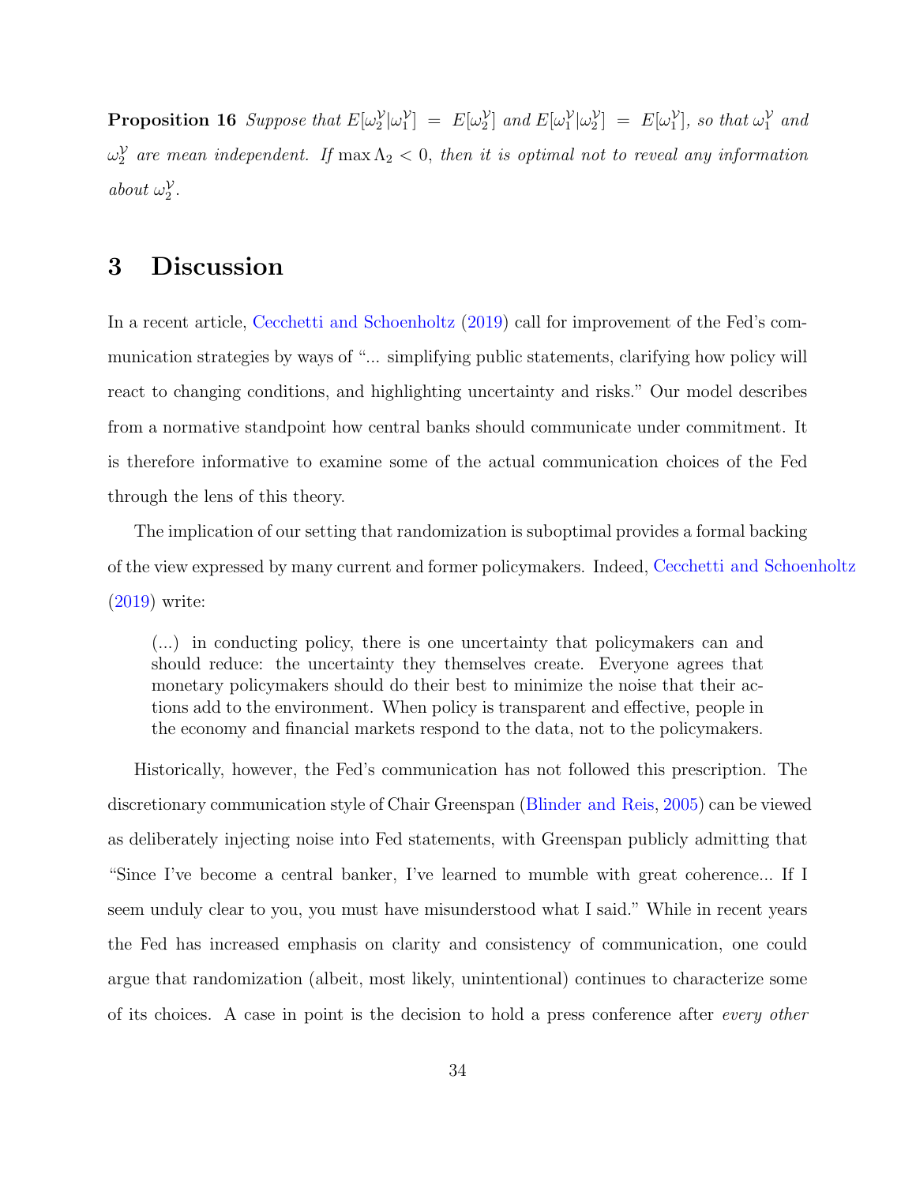**Proposition 16** *Suppose that $E[\omega_2^{\mathcal{Y}}|\omega_1^{\mathcal{Y}}] = E[\omega_2^{\mathcal{Y}}]$ and $E[\omega_1^{\mathcal{Y}}|\omega_2^{\mathcal{Y}}] = E[\omega_1^{\mathcal{Y}}]$, so that $\omega_1^{\mathcal{Y}}$ and $\omega_2^{\mathcal{Y}}$ are mean independent. If $\max \Lambda_2 < 0$, then it is optimal not to reveal any information about $\omega_2^{\mathcal{Y}}$.*

# 3 Discussion

In a recent article, Cecchetti and Schoenholtz (2019) call for improvement of the Fed's communication strategies by ways of "... simplifying public statements, clarifying how policy will react to changing conditions, and highlighting uncertainty and risks." Our model describes from a normative standpoint how central banks should communicate under commitment. It is therefore informative to examine some of the actual communication choices of the Fed through the lens of this theory.

The implication of our setting that randomization is suboptimal provides a formal backing of the view expressed by many current and former policymakers. Indeed, Cecchetti and Schoenholtz (2019) write:

> (...) in conducting policy, there is one uncertainty that policymakers can and should reduce: the uncertainty they themselves create. Everyone agrees that monetary policymakers should do their best to minimize the noise that their actions add to the environment. When policy is transparent and effective, people in the economy and financial markets respond to the data, not to the policymakers.

Historically, however, the Fed's communication has not followed this prescription. The discretionary communication style of Chair Greenspan (Blinder and Reis, 2005) can be viewed as deliberately injecting noise into Fed statements, with Greenspan publicly admitting that "Since I've become a central banker, I've learned to mumble with great coherence... If I seem unduly clear to you, you must have misunderstood what I said." While in recent years the Fed has increased emphasis on clarity and consistency of communication, one could argue that randomization (albeit, most likely, unintentional) continues to characterize some of its choices. A case in point is the decision to hold a press conference after *every other*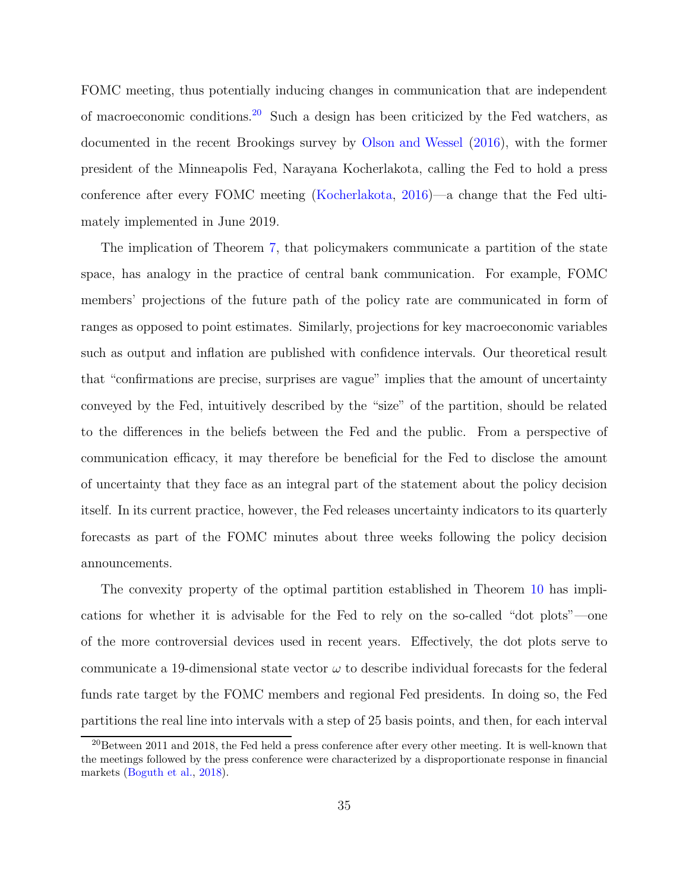FOMC meeting, thus potentially inducing changes in communication that are independent of macroeconomic conditions.[20] Such a design has been criticized by the Fed watchers, as documented in the recent Brookings survey by Olson and Wessel (2016), with the former president of the Minneapolis Fed, Narayana Kocherlakota, calling the Fed to hold a press conference after every FOMC meeting (Kocherlakota, 2016)—a change that the Fed ultimately implemented in June 2019.

The implication of Theorem 7, that policymakers communicate a partition of the state space, has analogy in the practice of central bank communication. For example, FOMC members' projections of the future path of the policy rate are communicated in form of ranges as opposed to point estimates. Similarly, projections for key macroeconomic variables such as output and inflation are published with confidence intervals. Our theoretical result that "confirmations are precise, surprises are vague" implies that the amount of uncertainty conveyed by the Fed, intuitively described by the "size" of the partition, should be related to the differences in the beliefs between the Fed and the public. From a perspective of communication efficacy, it may therefore be beneficial for the Fed to disclose the amount of uncertainty that they face as an integral part of the statement about the policy decision itself. In its current practice, however, the Fed releases uncertainty indicators to its quarterly forecasts as part of the FOMC minutes about three weeks following the policy decision announcements.

The convexity property of the optimal partition established in Theorem 10 has implications for whether it is advisable for the Fed to rely on the so-called "dot plots"—one of the more controversial devices used in recent years. Effectively, the dot plots serve to communicate a 19-dimensional state vector $\omega$ to describe individual forecasts for the federal funds rate target by the FOMC members and regional Fed presidents. In doing so, the Fed partitions the real line into intervals with a step of 25 basis points, and then, for each interval

[20] Between 2011 and 2018, the Fed held a press conference after every other meeting. It is well-known that the meetings followed by the press conference were characterized by a disproportionate response in financial markets (Boguth et al., 2018).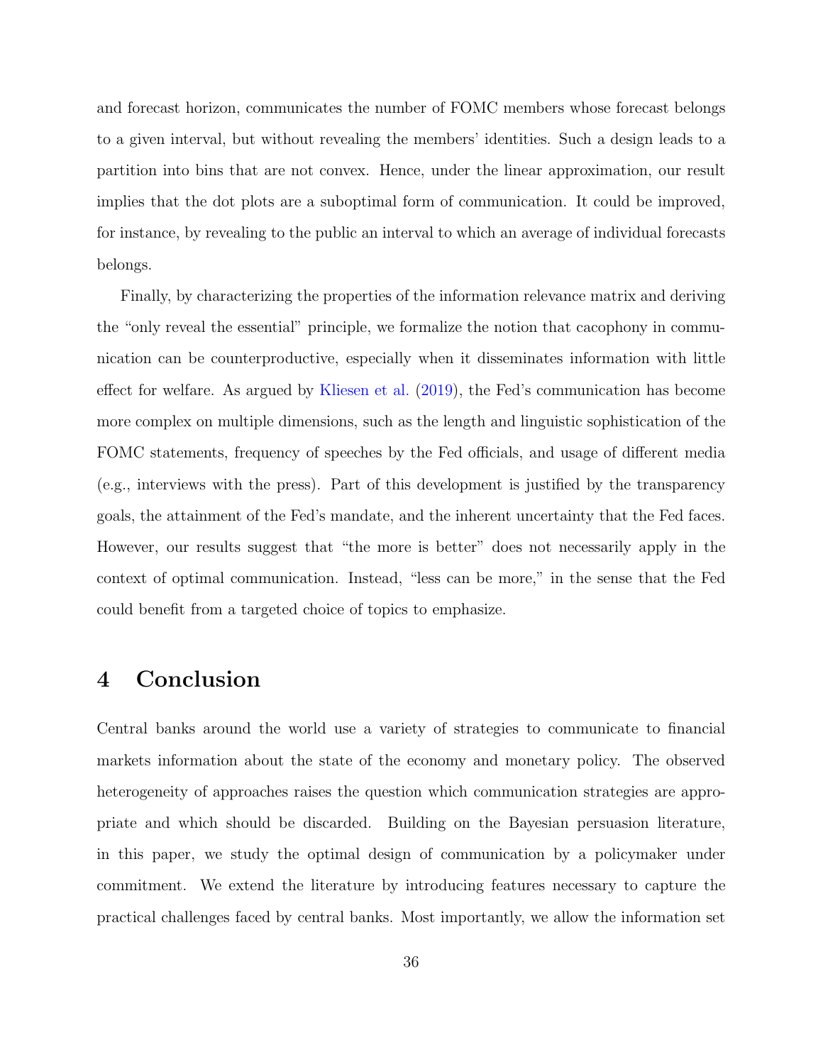and forecast horizon, communicates the number of FOMC members whose forecast belongs to a given interval, but without revealing the members' identities. Such a design leads to a partition into bins that are not convex. Hence, under the linear approximation, our result implies that the dot plots are a suboptimal form of communication. It could be improved, for instance, by revealing to the public an interval to which an average of individual forecasts belongs.

Finally, by characterizing the properties of the information relevance matrix and deriving the "only reveal the essential" principle, we formalize the notion that cacophony in communication can be counterproductive, especially when it disseminates information with little effect for welfare. As argued by Kliesen et al. (2019), the Fed's communication has become more complex on multiple dimensions, such as the length and linguistic sophistication of the FOMC statements, frequency of speeches by the Fed officials, and usage of different media (e.g., interviews with the press). Part of this development is justified by the transparency goals, the attainment of the Fed's mandate, and the inherent uncertainty that the Fed faces. However, our results suggest that "the more is better" does not necessarily apply in the context of optimal communication. Instead, "less can be more," in the sense that the Fed could benefit from a targeted choice of topics to emphasize.

# 4 Conclusion

Central banks around the world use a variety of strategies to communicate to financial markets information about the state of the economy and monetary policy. The observed heterogeneity of approaches raises the question which communication strategies are appropriate and which should be discarded. Building on the Bayesian persuasion literature, in this paper, we study the optimal design of communication by a policymaker under commitment. We extend the literature by introducing features necessary to capture the practical challenges faced by central banks. Most importantly, we allow the information set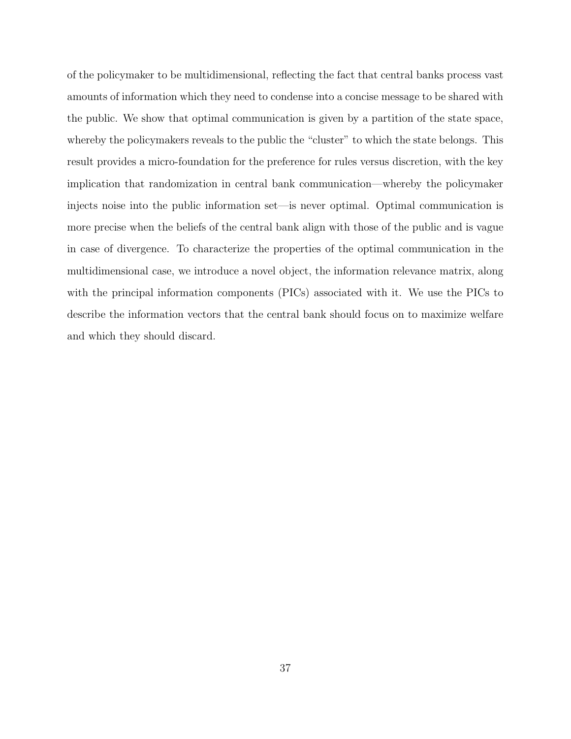of the policymaker to be multidimensional, reflecting the fact that central banks process vast amounts of information which they need to condense into a concise message to be shared with the public. We show that optimal communication is given by a partition of the state space, whereby the policymakers reveals to the public the "cluster" to which the state belongs. This result provides a micro-foundation for the preference for rules versus discretion, with the key implication that randomization in central bank communication—whereby the policymaker injects noise into the public information set—is never optimal. Optimal communication is more precise when the beliefs of the central bank align with those of the public and is vague in case of divergence. To characterize the properties of the optimal communication in the multidimensional case, we introduce a novel object, the information relevance matrix, along with the principal information components (PICs) associated with it. We use the PICs to describe the information vectors that the central bank should focus on to maximize welfare and which they should discard.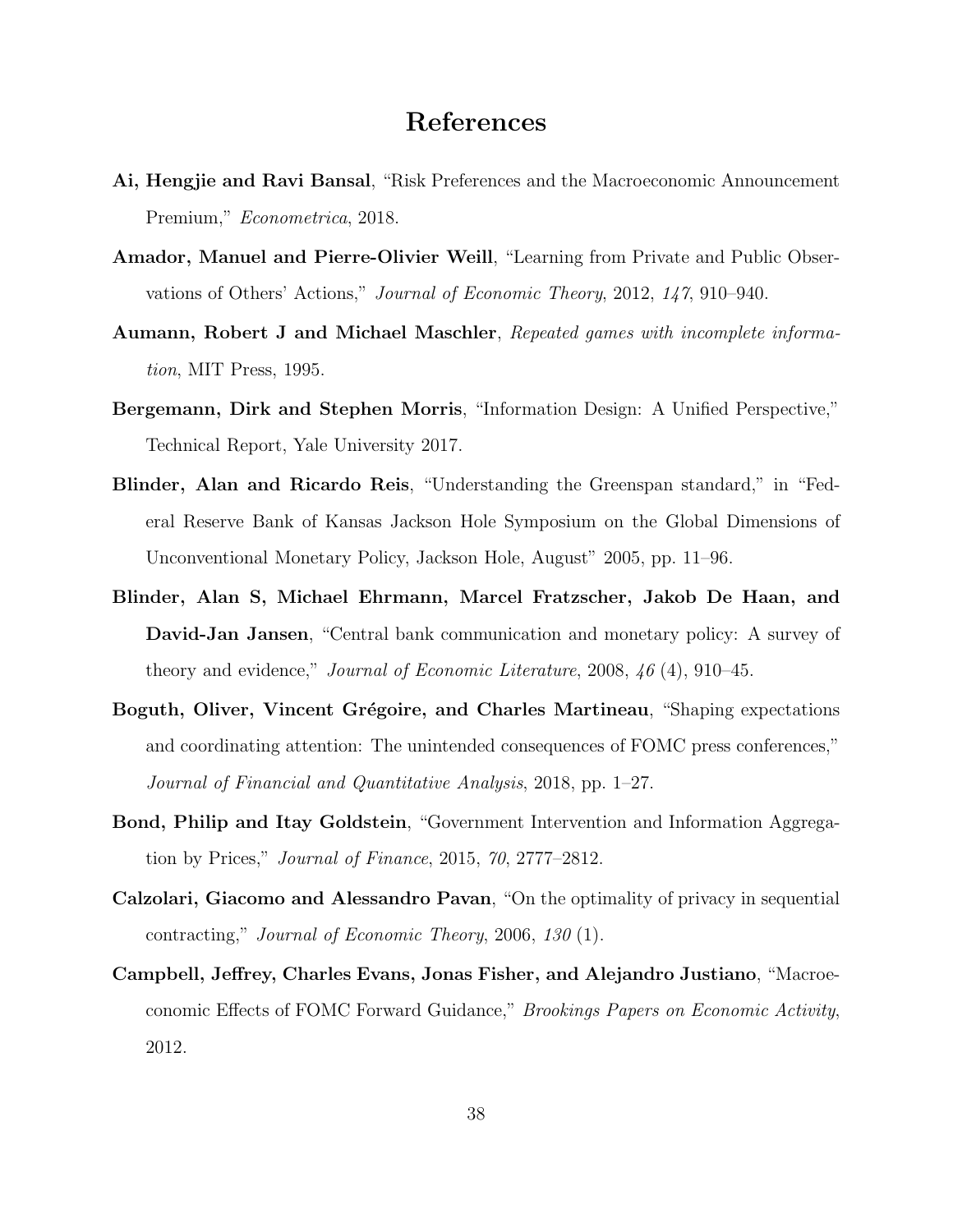# References

**Ai, Hengjie and Ravi Bansal**, "Risk Preferences and the Macroeconomic Announcement Premium," *Econometrica*, 2018.

**Amador, Manuel and Pierre-Olivier Weill**, "Learning from Private and Public Observations of Others' Actions," *Journal of Economic Theory*, 2012, *147*, 910–940.

**Aumann, Robert J and Michael Maschler**, *Repeated games with incomplete information*, MIT Press, 1995.

**Bergemann, Dirk and Stephen Morris**, "Information Design: A Unified Perspective," Technical Report, Yale University 2017.

**Blinder, Alan and Ricardo Reis**, "Understanding the Greenspan standard," in "Federal Reserve Bank of Kansas Jackson Hole Symposium on the Global Dimensions of Unconventional Monetary Policy, Jackson Hole, August" 2005, pp. 11–96.

**Blinder, Alan S, Michael Ehrmann, Marcel Fratzscher, Jakob De Haan, and David-Jan Jansen**, "Central bank communication and monetary policy: A survey of theory and evidence," *Journal of Economic Literature*, 2008, *46* (4), 910–45.

**Boguth, Oliver, Vincent Grégoire, and Charles Martineau**, "Shaping expectations and coordinating attention: The unintended consequences of FOMC press conferences," *Journal of Financial and Quantitative Analysis*, 2018, pp. 1–27.

**Bond, Philip and Itay Goldstein**, "Government Intervention and Information Aggregation by Prices," *Journal of Finance*, 2015, *70*, 2777–2812.

**Calzolari, Giacomo and Alessandro Pavan**, "On the optimality of privacy in sequential contracting," *Journal of Economic Theory*, 2006, *130* (1).

**Campbell, Jeffrey, Charles Evans, Jonas Fisher, and Alejandro Justiano**, "Macroeconomic Effects of FOMC Forward Guidance," *Brookings Papers on Economic Activity*, 2012.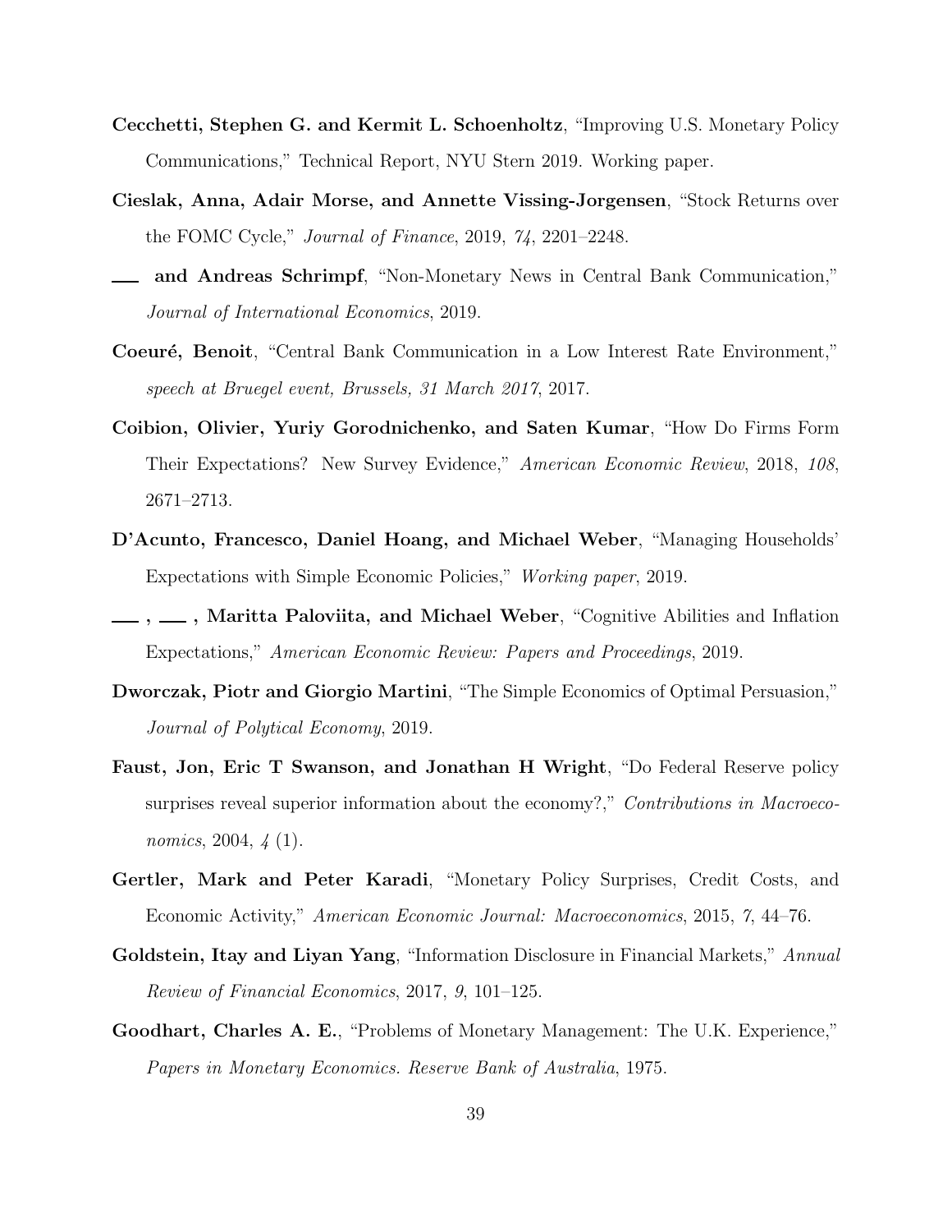**Cecchetti, Stephen G. and Kermit L. Schoenholtz**, "Improving U.S. Monetary Policy Communications," Technical Report, NYU Stern 2019. Working paper.

**Cieslak, Anna, Adair Morse, and Annette Vissing-Jorgensen**, "Stock Returns over the FOMC Cycle," *Journal of Finance*, 2019, *74*, 2201–2248.

**\_\_\_ and Andreas Schrimpf**, "Non-Monetary News in Central Bank Communication," *Journal of International Economics*, 2019.

**Coeuré, Benoit**, "Central Bank Communication in a Low Interest Rate Environment," *speech at Bruegel event, Brussels, 31 March 2017*, 2017.

**Coibion, Olivier, Yuriy Gorodnichenko, and Saten Kumar**, "How Do Firms Form Their Expectations? New Survey Evidence," *American Economic Review*, 2018, *108*, 2671–2713.

**D'Acunto, Francesco, Daniel Hoang, and Michael Weber**, "Managing Households' Expectations with Simple Economic Policies," *Working paper*, 2019.

**\_\_\_ , \_\_\_ , Maritta Paloviita, and Michael Weber**, "Cognitive Abilities and Inflation Expectations," *American Economic Review: Papers and Proceedings*, 2019.

**Dworczak, Piotr and Giorgio Martini**, "The Simple Economics of Optimal Persuasion," *Journal of Polytical Economy*, 2019.

**Faust, Jon, Eric T Swanson, and Jonathan H Wright**, "Do Federal Reserve policy surprises reveal superior information about the economy?," *Contributions in Macroeconomics*, 2004, *4* (1).

**Gertler, Mark and Peter Karadi**, "Monetary Policy Surprises, Credit Costs, and Economic Activity," *American Economic Journal: Macroeconomics*, 2015, *7*, 44–76.

**Goldstein, Itay and Liyan Yang**, "Information Disclosure in Financial Markets," *Annual Review of Financial Economics*, 2017, *9*, 101–125.

**Goodhart, Charles A. E.**, "Problems of Monetary Management: The U.K. Experience," *Papers in Monetary Economics. Reserve Bank of Australia*, 1975.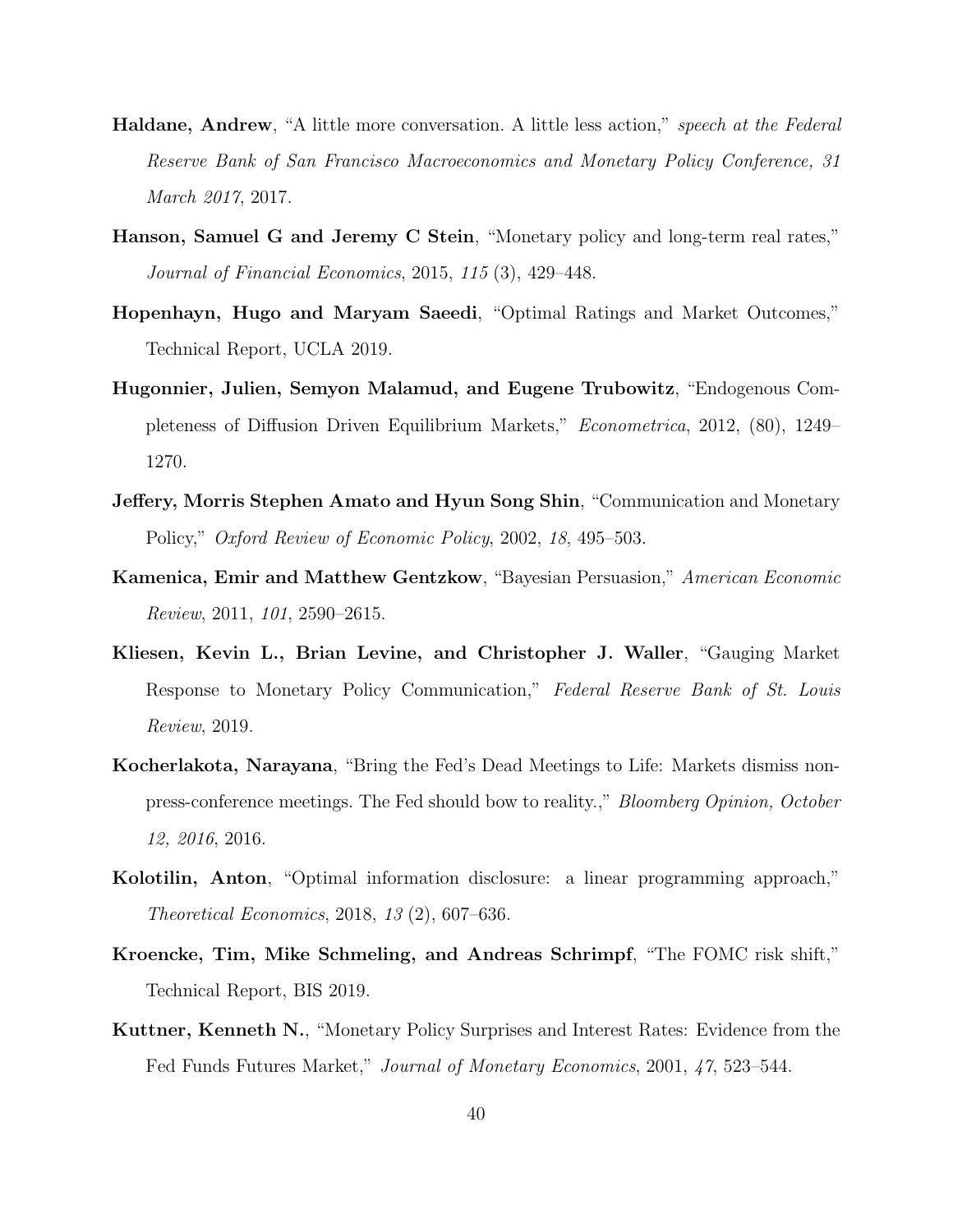**Haldane, Andrew**, "A little more conversation. A little less action," *speech at the Federal Reserve Bank of San Francisco Macroeconomics and Monetary Policy Conference, 31 March 2017*, 2017.

**Hanson, Samuel G and Jeremy C Stein**, "Monetary policy and long-term real rates," *Journal of Financial Economics*, 2015, *115* (3), 429–448.

**Hopenhayn, Hugo and Maryam Saeedi**, "Optimal Ratings and Market Outcomes," Technical Report, UCLA 2019.

**Hugonnier, Julien, Semyon Malamud, and Eugene Trubowitz**, "Endogenous Completeness of Diffusion Driven Equilibrium Markets," *Econometrica*, 2012, (80), 1249–1270.

**Jeffery, Morris Stephen Amato and Hyun Song Shin**, "Communication and Monetary Policy," *Oxford Review of Economic Policy*, 2002, *18*, 495–503.

**Kamenica, Emir and Matthew Gentzkow**, "Bayesian Persuasion," *American Economic Review*, 2011, *101*, 2590–2615.

**Kliesen, Kevin L., Brian Levine, and Christopher J. Waller**, "Gauging Market Response to Monetary Policy Communication," *Federal Reserve Bank of St. Louis Review*, 2019.

**Kocherlakota, Narayana**, "Bring the Fed's Dead Meetings to Life: Markets dismiss non-press-conference meetings. The Fed should bow to reality.," *Bloomberg Opinion, October 12, 2016*, 2016.

**Kolotilin, Anton**, "Optimal information disclosure: a linear programming approach," *Theoretical Economics*, 2018, *13* (2), 607–636.

**Kroencke, Tim, Mike Schmeling, and Andreas Schrimpf**, "The FOMC risk shift," Technical Report, BIS 2019.

**Kuttner, Kenneth N.**, "Monetary Policy Surprises and Interest Rates: Evidence from the Fed Funds Futures Market," *Journal of Monetary Economics*, 2001, *47*, 523–544.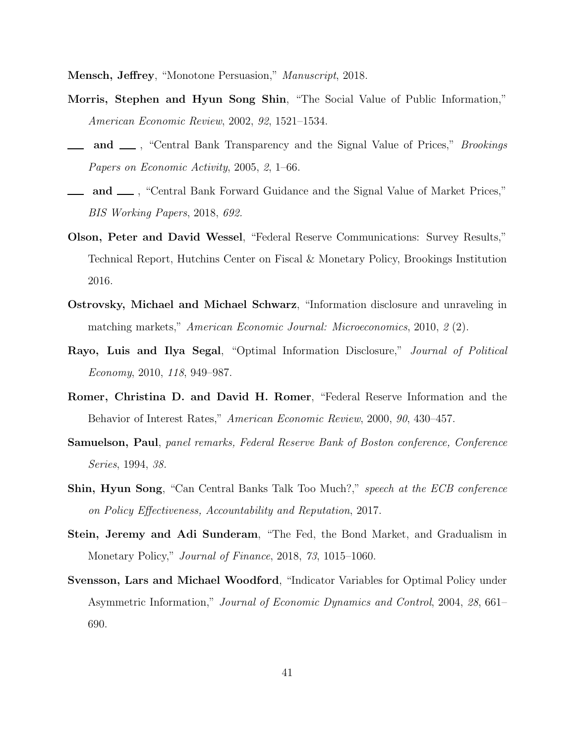**Mensch, Jeffrey**, "Monotone Persuasion," *Manuscript*, 2018.

**Morris, Stephen and Hyun Song Shin**, "The Social Value of Public Information," *American Economic Review*, 2002, *92*, 1521–1534.

**___ and ___** , "Central Bank Transparency and the Signal Value of Prices," *Brookings Papers on Economic Activity*, 2005, *2*, 1–66.

**___ and ___** , "Central Bank Forward Guidance and the Signal Value of Market Prices," *BIS Working Papers*, 2018, *692*.

**Olson, Peter and David Wessel**, "Federal Reserve Communications: Survey Results," Technical Report, Hutchins Center on Fiscal & Monetary Policy, Brookings Institution 2016.

**Ostrovsky, Michael and Michael Schwarz**, "Information disclosure and unraveling in matching markets," *American Economic Journal: Microeconomics*, 2010, *2* (2).

**Rayo, Luis and Ilya Segal**, "Optimal Information Disclosure," *Journal of Political Economy*, 2010, *118*, 949–987.

**Romer, Christina D. and David H. Romer**, "Federal Reserve Information and the Behavior of Interest Rates," *American Economic Review*, 2000, *90*, 430–457.

**Samuelson, Paul**, *panel remarks, Federal Reserve Bank of Boston conference, Conference Series*, 1994, *38*.

**Shin, Hyun Song**, "Can Central Banks Talk Too Much?," *speech at the ECB conference on Policy Effectiveness, Accountability and Reputation*, 2017.

**Stein, Jeremy and Adi Sunderam**, "The Fed, the Bond Market, and Gradualism in Monetary Policy," *Journal of Finance*, 2018, *73*, 1015–1060.

**Svensson, Lars and Michael Woodford**, "Indicator Variables for Optimal Policy under Asymmetric Information," *Journal of Economic Dynamics and Control*, 2004, *28*, 661–690.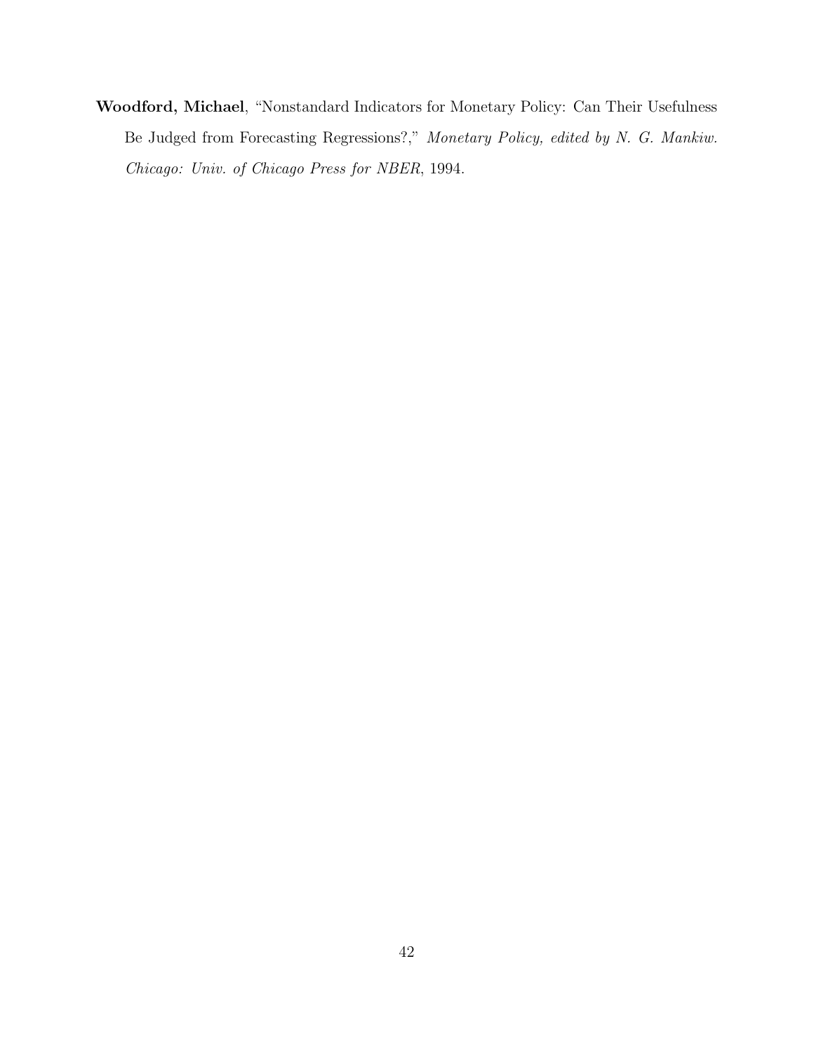**Woodford, Michael**, "Nonstandard Indicators for Monetary Policy: Can Their Usefulness Be Judged from Forecasting Regressions?," *Monetary Policy, edited by N. G. Mankiw. Chicago: Univ. of Chicago Press for NBER*, 1994.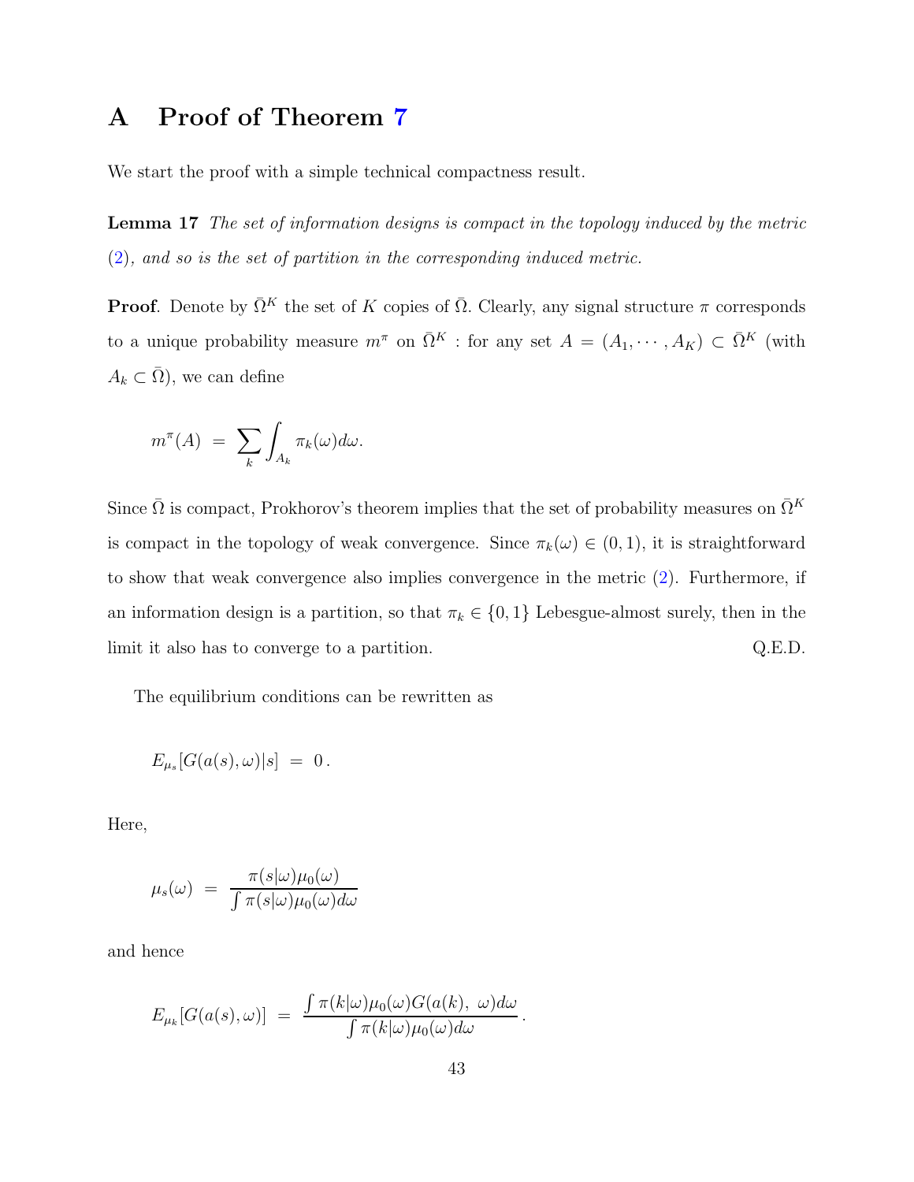# A Proof of Theorem 7

We start the proof with a simple technical compactness result.

**Lemma 17** *The set of information designs is compact in the topology induced by the metric (2), and so is the set of partition in the corresponding induced metric.*

**Proof**. Denote by $\bar{\Omega}^K$ the set of $K$ copies of $\bar{\Omega}$. Clearly, any signal structure $\pi$ corresponds to a unique probability measure $m^\pi$ on $\bar{\Omega}^K$ : for any set $A = (A_1, \cdots, A_K) \subset \bar{\Omega}^K$ (with $A_k \subset \bar{\Omega}$), we can define

$$
m^\pi(A) \; = \; \sum_k \int_{A_k} \pi_k(\omega) d\omega.
$$

Since $\bar{\Omega}$ is compact, Prokhorov's theorem implies that the set of probability measures on $\bar{\Omega}^K$ is compact in the topology of weak convergence. Since $\pi_k(\omega) \in (0,1)$, it is straightforward to show that weak convergence also implies convergence in the metric (2). Furthermore, if an information design is a partition, so that $\pi_k \in \{0,1\}$ Lebesgue-almost surely, then in the limit it also has to converge to a partition. Q.E.D.

The equilibrium conditions can be rewritten as

$$
E_{\mu_s}[G(a(s), \omega)|s] \; = \; 0\,.
$$

Here,

$$
\mu_s(\omega) \;\; = \;\; \frac{\pi(s|\omega)\mu_0(\omega)}{\int \pi(s|\omega)\mu_0(\omega)d\omega}
$$

and hence

$$
E_{\mu_k}[G(a(s), \omega)] \;\; = \;\; \frac{\int \pi(k|\omega)\mu_0(\omega)G(a(k), \; \omega)d\omega}{\int \pi(k|\omega)\mu_0(\omega)d\omega}\,.
$$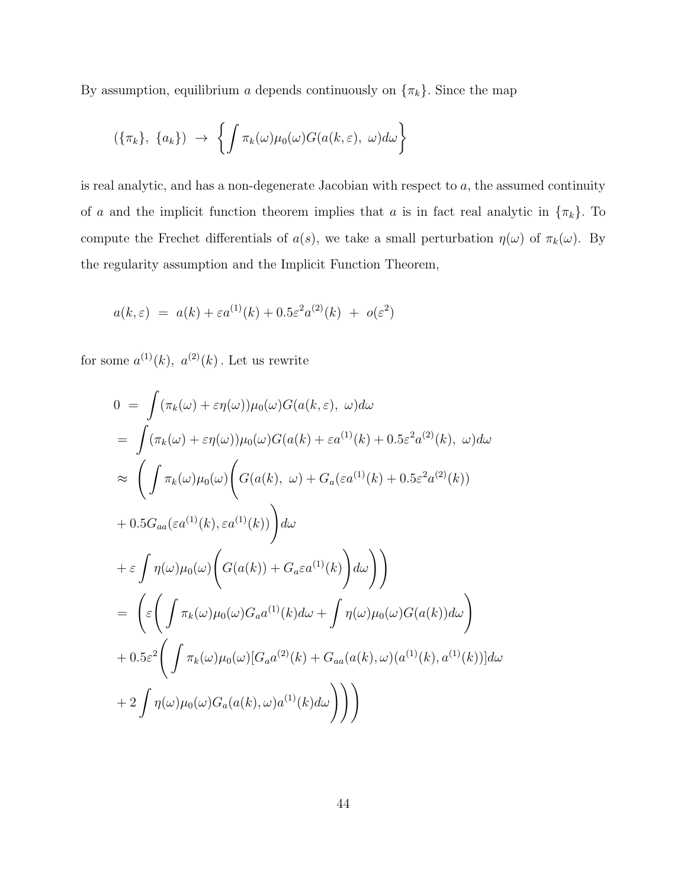By assumption, equilibrium $a$ depends continuously on $\{\pi_k\}$. Since the map

$$
(\{\pi_k\},\ \{a_k\})\ \rightarrow\ \left\{\int \pi_k(\omega)\mu_0(\omega)G(a(k,\varepsilon),\ \omega)d\omega\right\}
$$

is real analytic, and has a non-degenerate Jacobian with respect to $a$, the assumed continuity of $a$ and the implicit function theorem implies that $a$ is in fact real analytic in $\{\pi_k\}$. To compute the Frechet differentials of $a(s)$, we take a small perturbation $\eta(\omega)$ of $\pi_k(\omega)$. By the regularity assumption and the Implicit Function Theorem,

$$
a(k,\varepsilon)\ =\ a(k)+\varepsilon a^{(1)}(k)+0.5\varepsilon^2 a^{(2)}(k)\ +\ o(\varepsilon^2)
$$

for some $a^{(1)}(k),\ a^{(2)}(k)$ . Let us rewrite

$$
\begin{aligned}
0\ &=\ \int(\pi_k(\omega)+\varepsilon\eta(\omega))\mu_0(\omega)G(a(k,\varepsilon),\ \omega)d\omega\\
&=\ \int(\pi_k(\omega)+\varepsilon\eta(\omega))\mu_0(\omega)G(a(k)+\varepsilon a^{(1)}(k)+0.5\varepsilon^2 a^{(2)}(k),\ \omega)d\omega\\
&\approx\ \Bigg(\int\pi_k(\omega)\mu_0(\omega)\bigg(G(a(k),\ \omega)+G_a(\varepsilon a^{(1)}(k)+0.5\varepsilon^2 a^{(2)}(k))\\
&+0.5G_{aa}(\varepsilon a^{(1)}(k),\varepsilon a^{(1)}(k))\bigg)d\omega\\
&+\varepsilon\int\eta(\omega)\mu_0(\omega)\bigg(G(a(k))+G_a\varepsilon a^{(1)}(k)\bigg)d\omega\Bigg)\Bigg)\\
&=\ \Bigg(\varepsilon\bigg(\int\pi_k(\omega)\mu_0(\omega)G_a a^{(1)}(k)d\omega+\int\eta(\omega)\mu_0(\omega)G(a(k))d\omega\bigg)\\
&+0.5\varepsilon^2\bigg(\int\pi_k(\omega)\mu_0(\omega)[G_a a^{(2)}(k)+G_{aa}(a(k),\omega)(a^{(1)}(k),a^{(1)}(k))]d\omega\\
&+2\int\eta(\omega)\mu_0(\omega)G_a(a(k),\omega)a^{(1)}(k)d\omega\bigg)\Bigg)\Bigg)
\end{aligned}
$$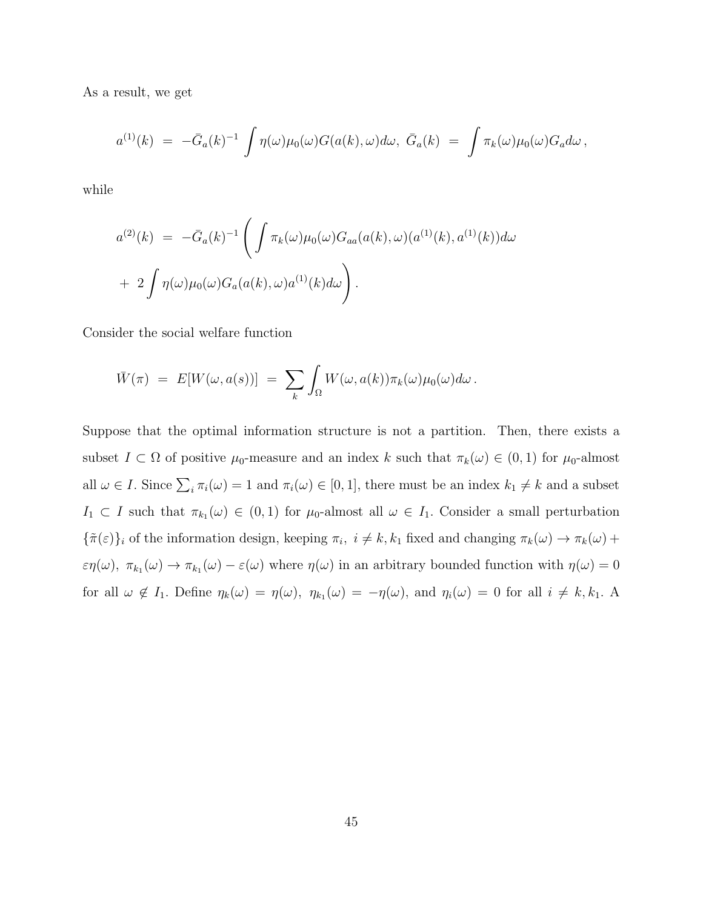As a result, we get

$$a^{(1)}(k) \;=\; -\bar{G}_a(k)^{-1} \int \eta(\omega)\mu_0(\omega) G(a(k),\omega) d\omega,\; \bar{G}_a(k) \;=\; \int \pi_k(\omega)\mu_0(\omega) G_a d\omega\,,$$

while

$$a^{(2)}(k) \;=\; -\bar{G}_a(k)^{-1} \Bigg( \int \pi_k(\omega)\mu_0(\omega) G_{aa}(a(k),\omega)(a^{(1)}(k), a^{(1)}(k)) d\omega$$
$$+\; 2\int \eta(\omega)\mu_0(\omega) G_a(a(k),\omega) a^{(1)}(k) d\omega \Bigg).$$

Consider the social welfare function

$$\bar{W}(\pi) \;=\; E[W(\omega, a(s))] \;=\; \sum_k \int_\Omega W(\omega, a(k)) \pi_k(\omega)\mu_0(\omega) d\omega\,.$$

Suppose that the optimal information structure is not a partition. Then, there exists a subset $I \subset \Omega$ of positive $\mu_0$-measure and an index $k$ such that $\pi_k(\omega) \in (0,1)$ for $\mu_0$-almost all $\omega \in I$. Since $\sum_i \pi_i(\omega) = 1$ and $\pi_i(\omega) \in [0,1]$, there must be an index $k_1 \neq k$ and a subset $I_1 \subset I$ such that $\pi_{k_1}(\omega) \in (0,1)$ for $\mu_0$-almost all $\omega \in I_1$. Consider a small perturbation $\{\tilde{\pi}(\varepsilon)\}_i$ of the information design, keeping $\pi_i,\ i \neq k, k_1$ fixed and changing $\pi_k(\omega) \to \pi_k(\omega) + \varepsilon\eta(\omega),\ \pi_{k_1}(\omega) \to \pi_{k_1}(\omega) - \varepsilon(\omega)$ where $\eta(\omega)$ in an arbitrary bounded function with $\eta(\omega) = 0$ for all $\omega \notin I_1$. Define $\eta_k(\omega) = \eta(\omega),\ \eta_{k_1}(\omega) = -\eta(\omega)$, and $\eta_i(\omega) = 0$ for all $i \neq k, k_1$. A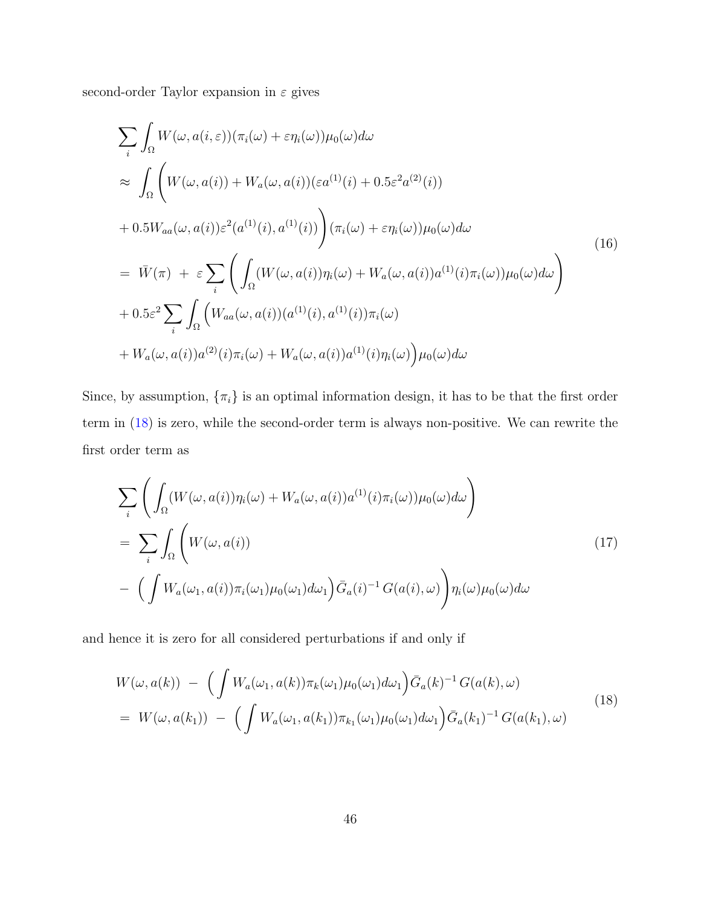second-order Taylor expansion in $\varepsilon$ gives

$$
\begin{aligned}
&\sum_i \int_\Omega W(\omega, a(i,\varepsilon))(\pi_i(\omega) + \varepsilon \eta_i(\omega))\mu_0(\omega) d\omega \\
&\approx \int_\Omega \Bigg( W(\omega, a(i)) + W_a(\omega, a(i))(\varepsilon a^{(1)}(i) + 0.5\varepsilon^2 a^{(2)}(i)) \\
&+ 0.5 W_{aa}(\omega, a(i))\varepsilon^2 (a^{(1)}(i), a^{(1)}(i)) \Bigg)(\pi_i(\omega) + \varepsilon \eta_i(\omega))\mu_0(\omega) d\omega \\
&= \bar{W}(\pi) \ + \ \varepsilon \sum_i \Bigg( \int_\Omega (W(\omega, a(i))\eta_i(\omega) + W_a(\omega, a(i)) a^{(1)}(i)\pi_i(\omega))\mu_0(\omega) d\omega \Bigg) \\
&+ 0.5\varepsilon^2 \sum_i \int_\Omega \Big( W_{aa}(\omega, a(i))(a^{(1)}(i), a^{(1)}(i))\pi_i(\omega) \\
&+ W_a(\omega, a(i)) a^{(2)}(i)\pi_i(\omega) + W_a(\omega, a(i)) a^{(1)}(i)\eta_i(\omega) \Big)\mu_0(\omega) d\omega
\end{aligned}
\tag{16}
$$

Since, by assumption, $\{\pi_i\}$ is an optimal information design, it has to be that the first order term in (18) is zero, while the second-order term is always non-positive. We can rewrite the first order term as

$$
\begin{aligned}
&\sum_i \Bigg( \int_\Omega (W(\omega, a(i))\eta_i(\omega) + W_a(\omega, a(i)) a^{(1)}(i)\pi_i(\omega))\mu_0(\omega) d\omega \Bigg) \\
&= \sum_i \int_\Omega \Bigg( W(\omega, a(i)) \\
&- \Big( \int W_a(\omega_1, a(i))\pi_i(\omega_1)\mu_0(\omega_1) d\omega_1 \Big) \bar{G}_a(i)^{-1} G(a(i), \omega) \Bigg) \eta_i(\omega)\mu_0(\omega) d\omega
\end{aligned}
\tag{17}
$$

and hence it is zero for all considered perturbations if and only if

$$
\begin{aligned}
&W(\omega, a(k)) \ - \ \Big( \int W_a(\omega_1, a(k))\pi_k(\omega_1)\mu_0(\omega_1) d\omega_1 \Big) \bar{G}_a(k)^{-1} G(a(k), \omega) \\
&= \ W(\omega, a(k_1)) \ - \ \Big( \int W_a(\omega_1, a(k_1))\pi_{k_1}(\omega_1)\mu_0(\omega_1) d\omega_1 \Big) \bar{G}_a(k_1)^{-1} G(a(k_1), \omega)
\end{aligned}
\tag{18}
$$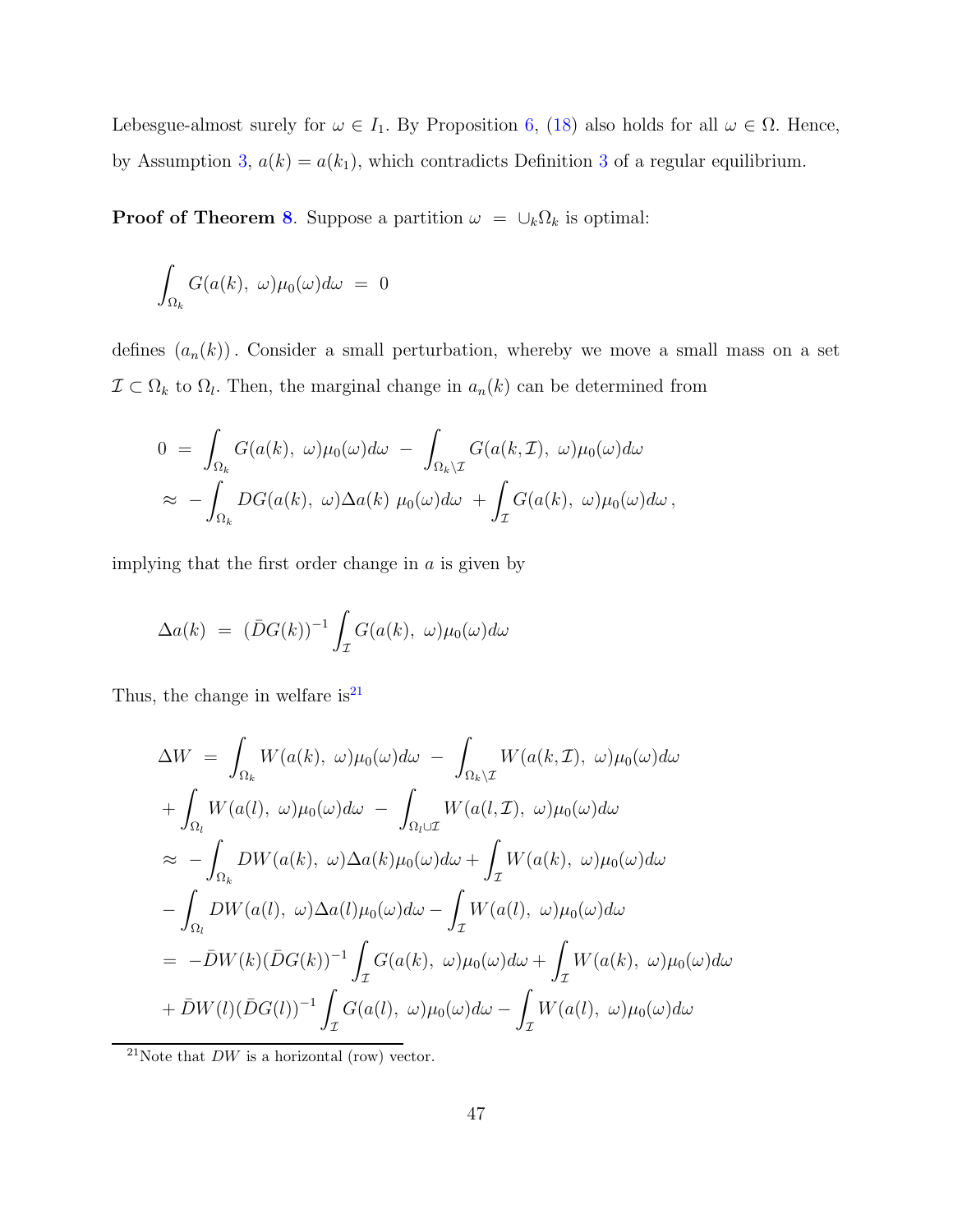Lebesgue-almost surely for $\omega \in I_1$. By Proposition 6, (18) also holds for all $\omega \in \Omega$. Hence, by Assumption 3, $a(k) = a(k_1)$, which contradicts Definition 3 of a regular equilibrium.

**Proof of Theorem 8**. Suppose a partition $\omega = \cup_k \Omega_k$ is optimal:

$$\int_{\Omega_k} G(a(k),\ \omega)\mu_0(\omega)d\omega \ = \ 0$$

defines $(a_n(k))$. Consider a small perturbation, whereby we move a small mass on a set $\mathcal{I} \subset \Omega_k$ to $\Omega_l$. Then, the marginal change in $a_n(k)$ can be determined from

$$\begin{aligned}
0 \ &= \ \int_{\Omega_k} G(a(k),\ \omega)\mu_0(\omega)d\omega \ - \ \int_{\Omega_k \setminus \mathcal{I}} G(a(k,\mathcal{I}),\ \omega)\mu_0(\omega)d\omega \\
&\approx \ -\int_{\Omega_k} DG(a(k),\ \omega)\Delta a(k)\ \mu_0(\omega)d\omega \ + \int_{\mathcal{I}} G(a(k),\ \omega)\mu_0(\omega)d\omega\,,
\end{aligned}$$

implying that the first order change in $a$ is given by

$$\Delta a(k) \ = \ (\bar{D}G(k))^{-1} \int_{\mathcal{I}} G(a(k),\ \omega)\mu_0(\omega)d\omega$$

Thus, the change in welfare is[21]

$$\begin{aligned}
\Delta W \ &= \ \int_{\Omega_k} W(a(k),\ \omega)\mu_0(\omega)d\omega \ - \ \int_{\Omega_k \setminus \mathcal{I}} W(a(k,\mathcal{I}),\ \omega)\mu_0(\omega)d\omega \\
&+ \int_{\Omega_l} W(a(l),\ \omega)\mu_0(\omega)d\omega \ - \ \int_{\Omega_l \cup \mathcal{I}} W(a(l,\mathcal{I}),\ \omega)\mu_0(\omega)d\omega \\
&\approx \ -\int_{\Omega_k} DW(a(k),\ \omega)\Delta a(k)\mu_0(\omega)d\omega + \int_{\mathcal{I}} W(a(k),\ \omega)\mu_0(\omega)d\omega \\
&- \int_{\Omega_l} DW(a(l),\ \omega)\Delta a(l)\mu_0(\omega)d\omega - \int_{\mathcal{I}} W(a(l),\ \omega)\mu_0(\omega)d\omega \\
&= \ -\bar{D}W(k)(\bar{D}G(k))^{-1} \int_{\mathcal{I}} G(a(k),\ \omega)\mu_0(\omega)d\omega + \int_{\mathcal{I}} W(a(k),\ \omega)\mu_0(\omega)d\omega \\
&+ \bar{D}W(l)(\bar{D}G(l))^{-1} \int_{\mathcal{I}} G(a(l),\ \omega)\mu_0(\omega)d\omega - \int_{\mathcal{I}} W(a(l),\ \omega)\mu_0(\omega)d\omega
\end{aligned}$$

[21] Note that $DW$ is a horizontal (row) vector.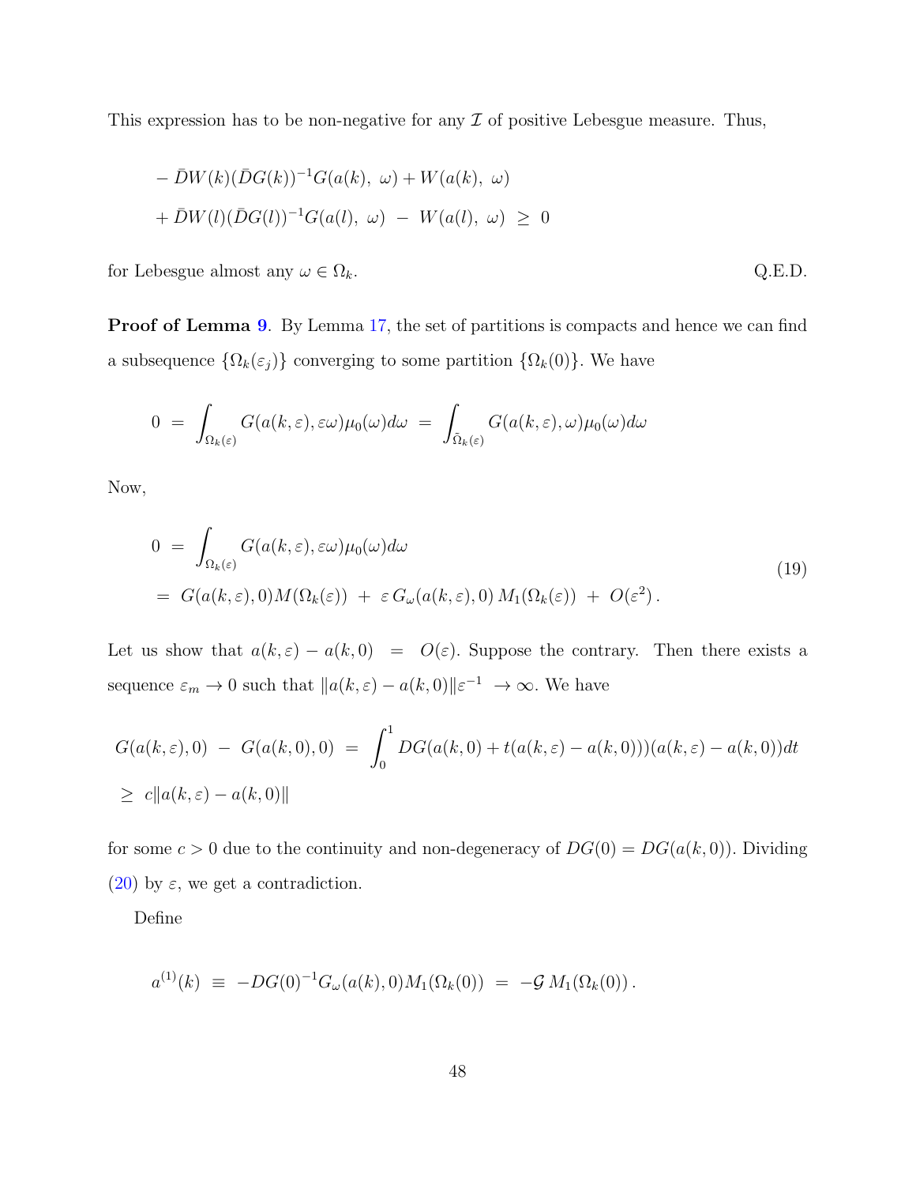This expression has to be non-negative for any $\mathcal{I}$ of positive Lebesgue measure. Thus,

$$
\begin{aligned}
& -\bar{D}W(k)(\bar{D}G(k))^{-1}G(a(k),\ \omega) + W(a(k),\ \omega) \\
& + \bar{D}W(l)(\bar{D}G(l))^{-1}G(a(l),\ \omega)\ -\ W(a(l),\ \omega)\ \geq\ 0
\end{aligned}
$$

for Lebesgue almost any $\omega \in \Omega_k$. Q.E.D.

**Proof of Lemma 9**. By Lemma 17, the set of partitions is compacts and hence we can find a subsequence $\{\Omega_k(\varepsilon_j)\}$ converging to some partition $\{\Omega_k(0)\}$. We have

$$
0\ =\ \int_{\Omega_k(\varepsilon)} G(a(k,\varepsilon),\varepsilon\omega)\mu_0(\omega)d\omega\ =\ \int_{\tilde{\Omega}_k(\varepsilon)} G(a(k,\varepsilon),\omega)\mu_0(\omega)d\omega
$$

Now,

$$
\begin{aligned}
0\ &=\ \int_{\Omega_k(\varepsilon)} G(a(k,\varepsilon),\varepsilon\omega)\mu_0(\omega)d\omega \\
&=\ G(a(k,\varepsilon),0)M(\Omega_k(\varepsilon))\ +\ \varepsilon\, G_\omega(a(k,\varepsilon),0)\, M_1(\Omega_k(\varepsilon))\ +\ O(\varepsilon^2)\,.
\end{aligned}
\tag{19}
$$

Let us show that $a(k,\varepsilon) - a(k,0)\ =\ O(\varepsilon)$. Suppose the contrary. Then there exists a sequence $\varepsilon_m \to 0$ such that $\|a(k,\varepsilon) - a(k,0)\|\varepsilon^{-1}\ \to \infty$. We have

$$
\begin{aligned}
& G(a(k,\varepsilon),0)\ -\ G(a(k,0),0)\ =\ \int_0^1 DG(a(k,0) + t(a(k,\varepsilon) - a(k,0)))(a(k,\varepsilon) - a(k,0))dt \\
& \geq\ c\|a(k,\varepsilon) - a(k,0)\|
\end{aligned}
$$

for some $c > 0$ due to the continuity and non-degeneracy of $DG(0) = DG(a(k,0))$. Dividing (20) by $\varepsilon$, we get a contradiction.

Define

$$
a^{(1)}(k)\ \equiv\ -DG(0)^{-1}G_\omega(a(k),0)M_1(\Omega_k(0))\ =\ -\mathcal{G}\, M_1(\Omega_k(0))\,.
$$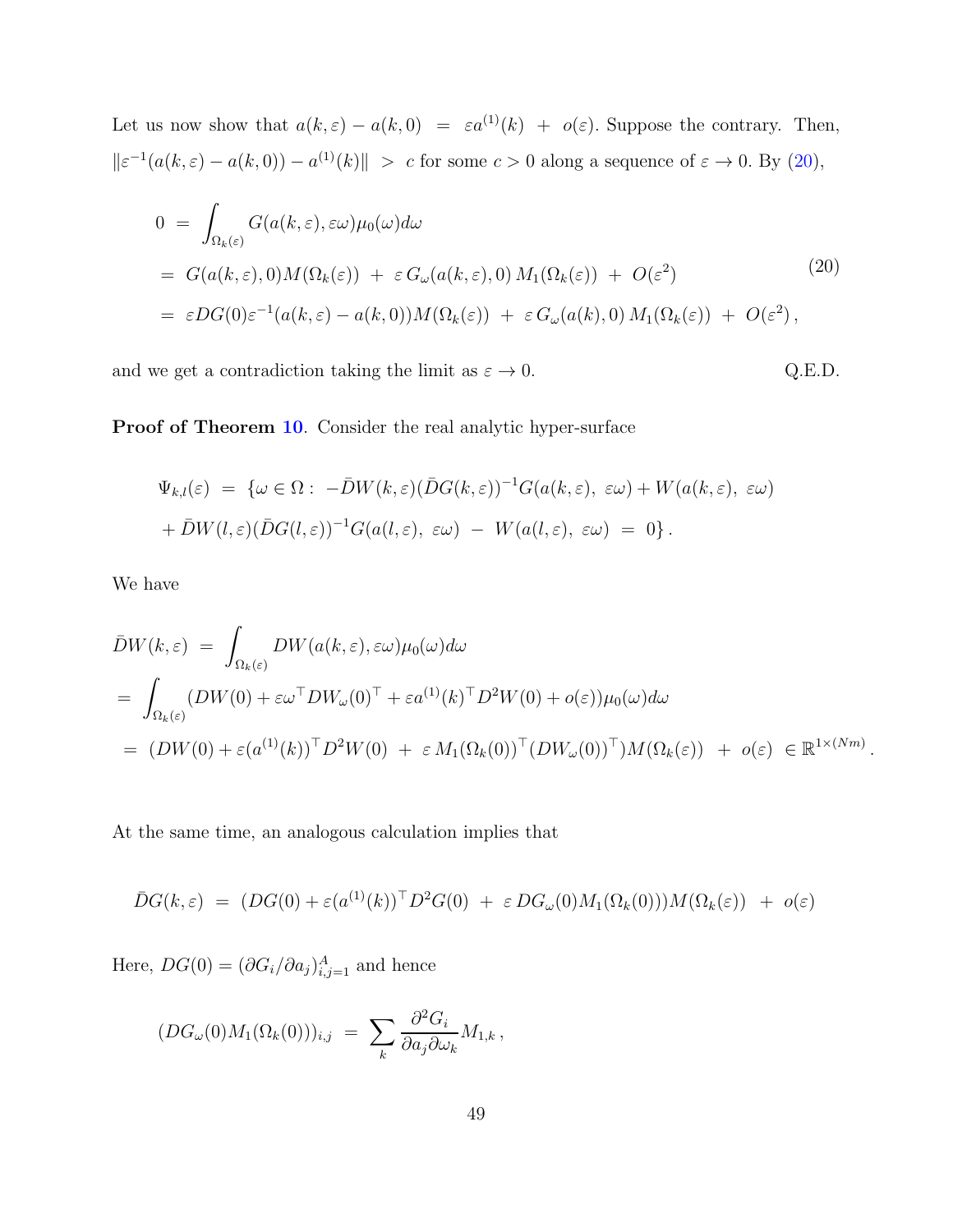Let us now show that $a(k,\varepsilon) - a(k,0) \;=\; \varepsilon a^{(1)}(k) \;+\; o(\varepsilon)$. Suppose the contrary. Then, $\|\varepsilon^{-1}(a(k,\varepsilon) - a(k,0)) - a^{(1)}(k)\| \;>\; c$ for some $c > 0$ along a sequence of $\varepsilon \to 0$. By (20),

$$
\begin{aligned}
0 \;&=\; \int_{\Omega_k(\varepsilon)} G(a(k,\varepsilon), \varepsilon\omega)\mu_0(\omega)d\omega \\
&=\; G(a(k,\varepsilon), 0)M(\Omega_k(\varepsilon)) \;+\; \varepsilon\, G_\omega(a(k,\varepsilon), 0)\, M_1(\Omega_k(\varepsilon)) \;+\; O(\varepsilon^2) \\
&=\; \varepsilon DG(0)\varepsilon^{-1}(a(k,\varepsilon) - a(k,0))M(\Omega_k(\varepsilon)) \;+\; \varepsilon\, G_\omega(a(k), 0)\, M_1(\Omega_k(\varepsilon)) \;+\; O(\varepsilon^2)\,,
\end{aligned}
\tag{20}
$$

and we get a contradiction taking the limit as $\varepsilon \to 0$. Q.E.D.

**Proof of Theorem 10**. Consider the real analytic hyper-surface

$$
\begin{aligned}
\Psi_{k,l}(\varepsilon) \;=\; \{\omega \in \Omega :\; &-\bar{D}W(k,\varepsilon)(\bar{D}G(k,\varepsilon))^{-1}G(a(k,\varepsilon),\; \varepsilon\omega) + W(a(k,\varepsilon),\; \varepsilon\omega) \\
&+ \bar{D}W(l,\varepsilon)(\bar{D}G(l,\varepsilon))^{-1}G(a(l,\varepsilon),\; \varepsilon\omega) \;-\; W(a(l,\varepsilon),\; \varepsilon\omega) \;=\; 0\}\,.
\end{aligned}
$$

We have

$$
\begin{aligned}
&\bar{D}W(k,\varepsilon) \;=\; \int_{\Omega_k(\varepsilon)} DW(a(k,\varepsilon), \varepsilon\omega)\mu_0(\omega)d\omega \\
&=\; \int_{\Omega_k(\varepsilon)} (DW(0) + \varepsilon\omega^\top DW_\omega(0)^\top + \varepsilon a^{(1)}(k)^\top D^2W(0) + o(\varepsilon))\mu_0(\omega)d\omega \\
&=\; (DW(0) + \varepsilon(a^{(1)}(k))^\top D^2W(0) \;+\; \varepsilon\, M_1(\Omega_k(0))^\top (DW_\omega(0))^\top)M(\Omega_k(\varepsilon)) \;+\; o(\varepsilon) \;\in \mathbb{R}^{1\times(Nm)}\,.
\end{aligned}
$$

At the same time, an analogous calculation implies that

$$
\bar{D}G(k,\varepsilon) \;=\; (DG(0) + \varepsilon(a^{(1)}(k))^\top D^2G(0) \;+\; \varepsilon\, DG_\omega(0)M_1(\Omega_k(0)))M(\Omega_k(\varepsilon)) \;+\; o(\varepsilon)
$$

Here, $DG(0) = (\partial G_i/\partial a_j)_{i,j=1}^A$ and hence

$$
(DG_\omega(0)M_1(\Omega_k(0)))_{i,j} \;=\; \sum_k \frac{\partial^2 G_i}{\partial a_j \partial \omega_k} M_{1,k}\,,
$$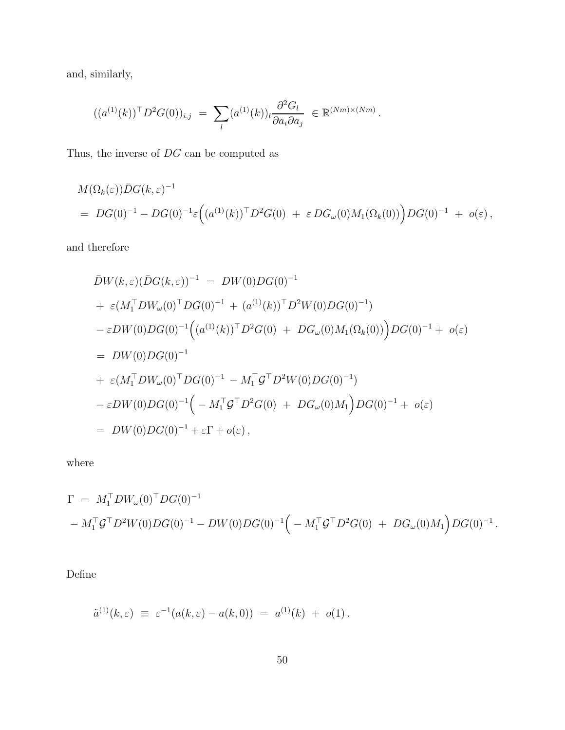and, similarly,

$$
((a^{(1)}(k))^\top D^2 G(0))_{i,j} \;=\; \sum_l (a^{(1)}(k))_l \frac{\partial^2 G_l}{\partial a_i \partial a_j} \;\in \mathbb{R}^{(Nm)\times(Nm)}\,.
$$

Thus, the inverse of $DG$ can be computed as

$$
\begin{aligned}
& M(\Omega_k(\varepsilon))\bar{D}G(k,\varepsilon)^{-1} \\
&= \; DG(0)^{-1} - DG(0)^{-1}\varepsilon\Big((a^{(1)}(k))^\top D^2 G(0) \;+\; \varepsilon\, DG_\omega(0) M_1(\Omega_k(0))\Big) DG(0)^{-1} \;+\; o(\varepsilon)\,,
\end{aligned}
$$

and therefore

$$
\begin{aligned}
& \bar{D}W(k,\varepsilon)(\bar{D}G(k,\varepsilon))^{-1} \;=\; DW(0)DG(0)^{-1} \\
& +\; \varepsilon(M_1^\top DW_\omega(0)^\top DG(0)^{-1} \;+\; (a^{(1)}(k))^\top D^2 W(0) DG(0)^{-1}) \\
& -\varepsilon DW(0)DG(0)^{-1}\Big((a^{(1)}(k))^\top D^2 G(0) \;+\; DG_\omega(0) M_1(\Omega_k(0))\Big) DG(0)^{-1} +\; o(\varepsilon) \\
& =\; DW(0)DG(0)^{-1} \\
& +\; \varepsilon(M_1^\top DW_\omega(0)^\top DG(0)^{-1} \;-\; M_1^\top \mathcal{G}^\top D^2 W(0) DG(0)^{-1}) \\
& -\varepsilon DW(0)DG(0)^{-1}\Big(-M_1^\top \mathcal{G}^\top D^2 G(0) \;+\; DG_\omega(0) M_1\Big) DG(0)^{-1} +\; o(\varepsilon) \\
& =\; DW(0)DG(0)^{-1} + \varepsilon\Gamma + o(\varepsilon)\,,
\end{aligned}
$$

where

$$
\begin{aligned}
\Gamma \;&=\; M_1^\top DW_\omega(0)^\top DG(0)^{-1} \\
& - M_1^\top \mathcal{G}^\top D^2 W(0) DG(0)^{-1} - DW(0)DG(0)^{-1}\Big(-M_1^\top \mathcal{G}^\top D^2 G(0) \;+\; DG_\omega(0) M_1\Big) DG(0)^{-1}\,.
\end{aligned}
$$

Define

$$
\tilde{a}^{(1)}(k,\varepsilon) \;\equiv\; \varepsilon^{-1}(a(k,\varepsilon) - a(k,0)) \;=\; a^{(1)}(k) \;+\; o(1)\,.
$$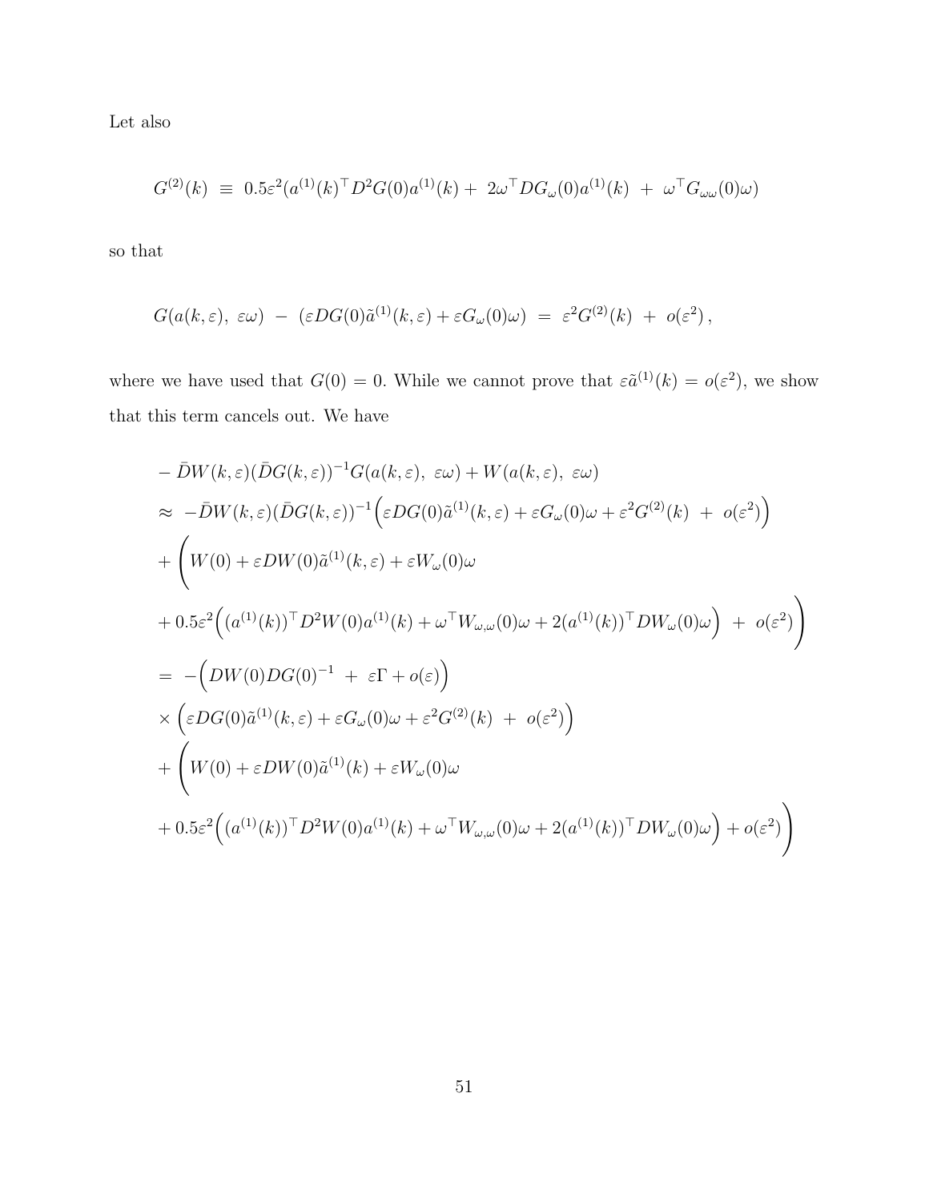Let also

$$G^{(2)}(k) \ \equiv \ 0.5\varepsilon^2(a^{(1)}(k)^\top D^2G(0)a^{(1)}(k) + \ 2\omega^\top DG_\omega(0)a^{(1)}(k) \ + \ \omega^\top G_{\omega\omega}(0)\omega)$$

so that

$$G(a(k,\varepsilon),\ \varepsilon\omega) \ - \ (\varepsilon DG(0)\tilde{a}^{(1)}(k,\varepsilon) + \varepsilon G_\omega(0)\omega) \ = \ \varepsilon^2 G^{(2)}(k) \ + \ o(\varepsilon^2)\,,$$

where we have used that $G(0) = 0$. While we cannot prove that $\varepsilon\tilde{a}^{(1)}(k) = o(\varepsilon^2)$, we show that this term cancels out. We have

$$\begin{aligned}
&-\bar{D}W(k,\varepsilon)(\bar{D}G(k,\varepsilon))^{-1}G(a(k,\varepsilon),\ \varepsilon\omega) + W(a(k,\varepsilon),\ \varepsilon\omega) \\
&\approx \ -\bar{D}W(k,\varepsilon)(\bar{D}G(k,\varepsilon))^{-1}\Big(\varepsilon DG(0)\tilde{a}^{(1)}(k,\varepsilon) + \varepsilon G_\omega(0)\omega + \varepsilon^2 G^{(2)}(k) \ + \ o(\varepsilon^2)\Big) \\
&+ \Bigg(W(0) + \varepsilon DW(0)\tilde{a}^{(1)}(k,\varepsilon) + \varepsilon W_\omega(0)\omega \\
&+ 0.5\varepsilon^2\Big((a^{(1)}(k))^\top D^2W(0)a^{(1)}(k) + \omega^\top W_{\omega,\omega}(0)\omega + 2(a^{(1)}(k))^\top DW_\omega(0)\omega\Big) \ + \ o(\varepsilon^2)\Bigg) \\
&= \ -\Big(DW(0)DG(0)^{-1} \ + \ \varepsilon\Gamma + o(\varepsilon)\Big) \\
&\times \Big(\varepsilon DG(0)\tilde{a}^{(1)}(k,\varepsilon) + \varepsilon G_\omega(0)\omega + \varepsilon^2 G^{(2)}(k) \ + \ o(\varepsilon^2)\Big) \\
&+ \Bigg(W(0) + \varepsilon DW(0)\tilde{a}^{(1)}(k) + \varepsilon W_\omega(0)\omega \\
&+ 0.5\varepsilon^2\Big((a^{(1)}(k))^\top D^2W(0)a^{(1)}(k) + \omega^\top W_{\omega,\omega}(0)\omega + 2(a^{(1)}(k))^\top DW_\omega(0)\omega\Big) + o(\varepsilon^2)\Bigg)
\end{aligned}$$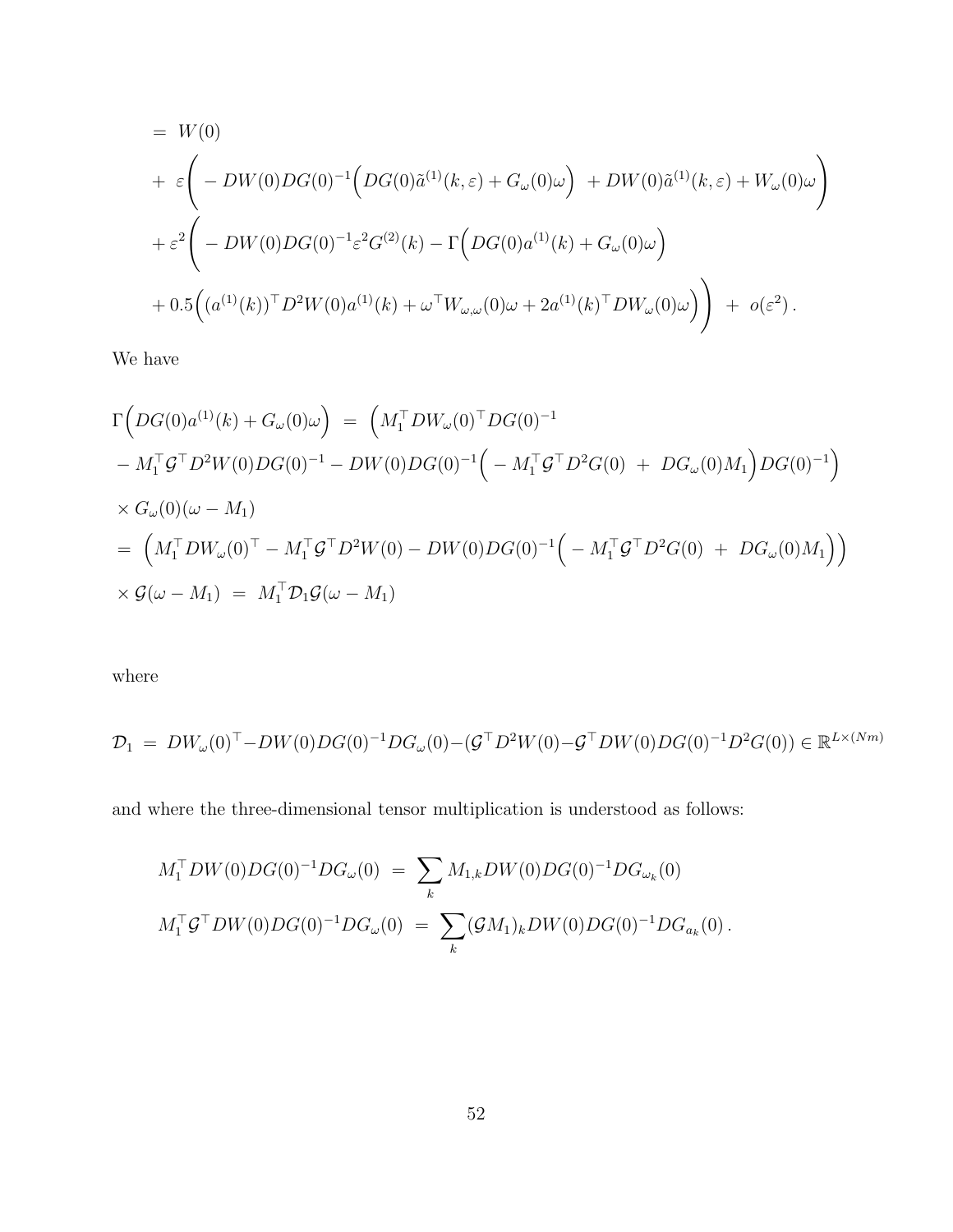$$
\begin{aligned}
&= \; W(0) \\
&+ \; \varepsilon\Bigg( - DW(0)DG(0)^{-1}\Big(DG(0)\tilde{a}^{(1)}(k,\varepsilon) + G_\omega(0)\omega\Big) \; + DW(0)\tilde{a}^{(1)}(k,\varepsilon) + W_\omega(0)\omega\Bigg) \\
&+ \varepsilon^2\Bigg( - DW(0)DG(0)^{-1}\varepsilon^2 G^{(2)}(k) - \Gamma\Big(DG(0)a^{(1)}(k) + G_\omega(0)\omega\Big) \\
&+ 0.5\Big((a^{(1)}(k))^\top D^2W(0)a^{(1)}(k) + \omega^\top W_{\omega,\omega}(0)\omega + 2a^{(1)}(k)^\top DW_\omega(0)\omega\Big)\Bigg) \; + \; o(\varepsilon^2)\,.
\end{aligned}
$$

We have

$$
\begin{aligned}
&\Gamma\Big(DG(0)a^{(1)}(k) + G_\omega(0)\omega\Big) \; = \; \Big(M_1^\top DW_\omega(0)^\top DG(0)^{-1} \\
&- M_1^\top \mathcal{G}^\top D^2W(0)DG(0)^{-1} - DW(0)DG(0)^{-1}\Big( - M_1^\top \mathcal{G}^\top D^2G(0) \; + \; DG_\omega(0)M_1\Big)DG(0)^{-1}\Big) \\
&\times G_\omega(0)(\omega - M_1) \\
&= \; \Big(M_1^\top DW_\omega(0)^\top - M_1^\top \mathcal{G}^\top D^2W(0) - DW(0)DG(0)^{-1}\Big( - M_1^\top \mathcal{G}^\top D^2G(0) \; + \; DG_\omega(0)M_1\Big)\Big) \\
&\times \mathcal{G}(\omega - M_1) \; = \; M_1^\top \mathcal{D}_1 \mathcal{G}(\omega - M_1)
\end{aligned}
$$

where

$$
\mathcal{D}_1 \; = \; DW_\omega(0)^\top - DW(0)DG(0)^{-1}DG_\omega(0) - (\mathcal{G}^\top D^2W(0) - \mathcal{G}^\top DW(0)DG(0)^{-1}D^2G(0)) \in \mathbb{R}^{L\times(Nm)}
$$

and where the three-dimensional tensor multiplication is understood as follows:

$$
\begin{aligned}
M_1^\top DW(0)DG(0)^{-1}DG_\omega(0) \; &= \; \sum_k M_{1,k} DW(0)DG(0)^{-1}DG_{\omega_k}(0) \\
M_1^\top \mathcal{G}^\top DW(0)DG(0)^{-1}DG_\omega(0) \; &= \; \sum_k (\mathcal{G}M_1)_k DW(0)DG(0)^{-1}DG_{a_k}(0)\,.
\end{aligned}
$$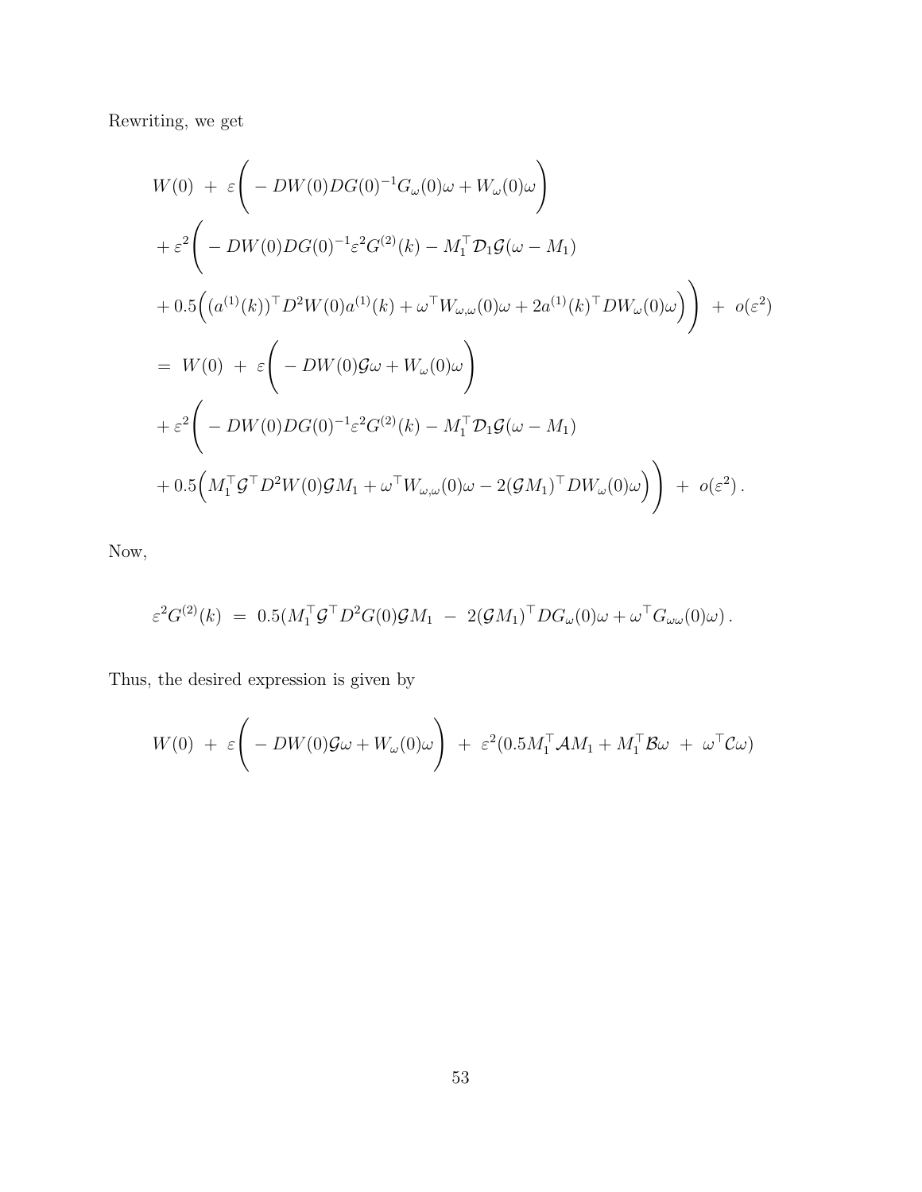Rewriting, we get

$$
\begin{aligned}
& W(0) \;+\; \varepsilon\Bigg( - DW(0)DG(0)^{-1}G_\omega(0)\omega + W_\omega(0)\omega\Bigg) \\
& + \varepsilon^2\Bigg( - DW(0)DG(0)^{-1}\varepsilon^2 G^{(2)}(k) - M_1^\top \mathcal{D}_1 \mathcal{G}(\omega - M_1) \\
& + 0.5\Big((a^{(1)}(k))^\top D^2W(0)a^{(1)}(k) + \omega^\top W_{\omega,\omega}(0)\omega + 2a^{(1)}(k)^\top DW_\omega(0)\omega\Big)\Bigg) \;+\; o(\varepsilon^2) \\
& = \; W(0) \;+\; \varepsilon\Bigg( - DW(0)\mathcal{G}\omega + W_\omega(0)\omega\Bigg) \\
& + \varepsilon^2\Bigg( - DW(0)DG(0)^{-1}\varepsilon^2 G^{(2)}(k) - M_1^\top \mathcal{D}_1 \mathcal{G}(\omega - M_1) \\
& + 0.5\Big(M_1^\top \mathcal{G}^\top D^2W(0)\mathcal{G}M_1 + \omega^\top W_{\omega,\omega}(0)\omega - 2(\mathcal{G}M_1)^\top DW_\omega(0)\omega\Big)\Bigg) \;+\; o(\varepsilon^2)\,.
\end{aligned}
$$

Now,

$$
\varepsilon^2 G^{(2)}(k) \;=\; 0.5(M_1^\top \mathcal{G}^\top D^2G(0)\mathcal{G}M_1 \;-\; 2(\mathcal{G}M_1)^\top DG_\omega(0)\omega + \omega^\top G_{\omega\omega}(0)\omega)\,.
$$

Thus, the desired expression is given by

$$
W(0) \;+\; \varepsilon\Bigg( - DW(0)\mathcal{G}\omega + W_\omega(0)\omega\Bigg) \;+\; \varepsilon^2(0.5M_1^\top \mathcal{A}M_1 + M_1^\top \mathcal{B}\omega \;+\; \omega^\top \mathcal{C}\omega)
$$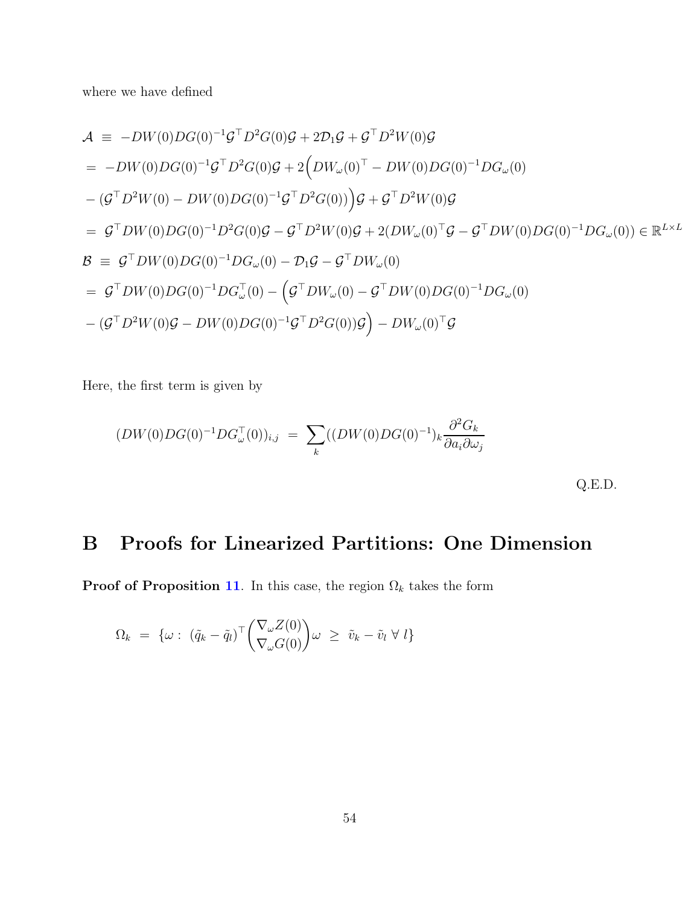where we have defined

$$
\begin{aligned}
\mathcal{A} \;&\equiv\; -DW(0)DG(0)^{-1}\mathcal{G}^\top D^2G(0)\mathcal{G} + 2\mathcal{D}_1\mathcal{G} + \mathcal{G}^\top D^2W(0)\mathcal{G} \\
&=\; -DW(0)DG(0)^{-1}\mathcal{G}^\top D^2G(0)\mathcal{G} + 2\Big(DW_\omega(0)^\top - DW(0)DG(0)^{-1}DG_\omega(0) \\
&\quad - (\mathcal{G}^\top D^2W(0) - DW(0)DG(0)^{-1}\mathcal{G}^\top D^2G(0))\Big)\mathcal{G} + \mathcal{G}^\top D^2W(0)\mathcal{G} \\
&=\; \mathcal{G}^\top DW(0)DG(0)^{-1}D^2G(0)\mathcal{G} - \mathcal{G}^\top D^2W(0)\mathcal{G} + 2(DW_\omega(0)^\top\mathcal{G} - \mathcal{G}^\top DW(0)DG(0)^{-1}DG_\omega(0)) \in \mathbb{R}^{L\times L} \\
\mathcal{B} \;&\equiv\; \mathcal{G}^\top DW(0)DG(0)^{-1}DG_\omega(0) - \mathcal{D}_1\mathcal{G} - \mathcal{G}^\top DW_\omega(0) \\
&=\; \mathcal{G}^\top DW(0)DG(0)^{-1}DG_\omega^\top(0) - \Big(\mathcal{G}^\top DW_\omega(0) - \mathcal{G}^\top DW(0)DG(0)^{-1}DG_\omega(0) \\
&\quad - (\mathcal{G}^\top D^2W(0)\mathcal{G} - DW(0)DG(0)^{-1}\mathcal{G}^\top D^2G(0))\mathcal{G}\Big) - DW_\omega(0)^\top\mathcal{G}
\end{aligned}
$$

Here, the first term is given by

$$
(DW(0)DG(0)^{-1}DG_\omega^\top(0))_{i,j} \;=\; \sum_k ((DW(0)DG(0)^{-1})_k \frac{\partial^2 G_k}{\partial a_i \partial \omega_j}
$$

Q.E.D.

# B Proofs for Linearized Partitions: One Dimension

**Proof of Proposition 11**. In this case, the region $\Omega_k$ takes the form

$$
\Omega_k \;=\; \{\omega:\; (\tilde{q}_k - \tilde{q}_l)^\top \begin{pmatrix} \nabla_\omega Z(0) \\ \nabla_\omega G(0) \end{pmatrix} \omega \;\geq\; \tilde{v}_k - \tilde{v}_l \;\forall\; l\}
$$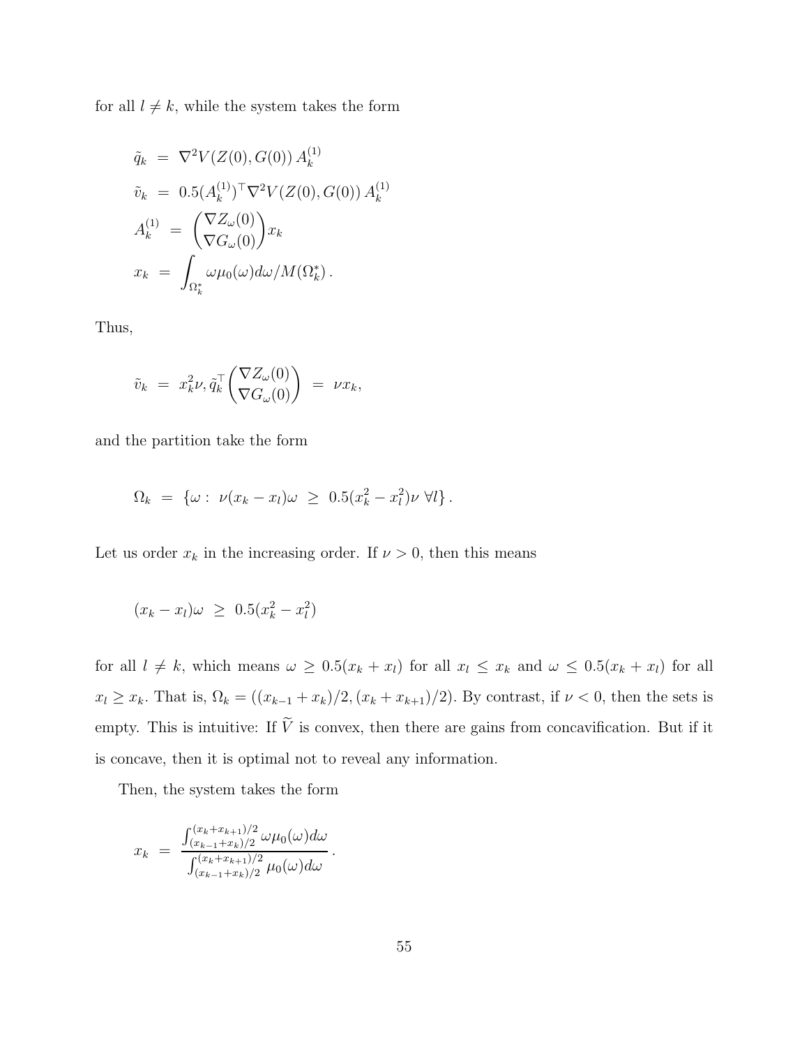for all $l \neq k$, while the system takes the form

$$
\begin{aligned}
\tilde{q}_k &= \nabla^2 V(Z(0), G(0))\, A_k^{(1)} \\
\tilde{v}_k &= 0.5 (A_k^{(1)})^\top \nabla^2 V(Z(0), G(0))\, A_k^{(1)} \\
A_k^{(1)} &= \begin{pmatrix} \nabla Z_\omega(0) \\ \nabla G_\omega(0) \end{pmatrix} x_k \\
x_k &= \int_{\Omega_k^*} \omega \mu_0(\omega) d\omega / M(\Omega_k^*)\,.
\end{aligned}
$$

Thus,

$$
\tilde{v}_k = x_k^2 \nu, \tilde{q}_k^\top \begin{pmatrix} \nabla Z_\omega(0) \\ \nabla G_\omega(0) \end{pmatrix} = \nu x_k,
$$

and the partition take the form

$$
\Omega_k = \{\omega : \nu(x_k - x_l)\omega \geq 0.5(x_k^2 - x_l^2)\nu \ \forall l\}\,.
$$

Let us order $x_k$ in the increasing order. If $\nu > 0$, then this means

$$
(x_k - x_l)\omega \geq 0.5(x_k^2 - x_l^2)
$$

for all $l \neq k$, which means $\omega \geq 0.5(x_k + x_l)$ for all $x_l \leq x_k$ and $\omega \leq 0.5(x_k + x_l)$ for all $x_l \geq x_k$. That is, $\Omega_k = ((x_{k-1} + x_k)/2, (x_k + x_{k+1})/2)$. By contrast, if $\nu < 0$, then the sets is empty. This is intuitive: If $\widetilde{V}$ is convex, then there are gains from concavification. But if it is concave, then it is optimal not to reveal any information.

Then, the system takes the form

$$
x_k = \frac{\int_{(x_{k-1}+x_k)/2}^{(x_k+x_{k+1})/2} \omega \mu_0(\omega) d\omega}{\int_{(x_{k-1}+x_k)/2}^{(x_k+x_{k+1})/2} \mu_0(\omega) d\omega}\,.
$$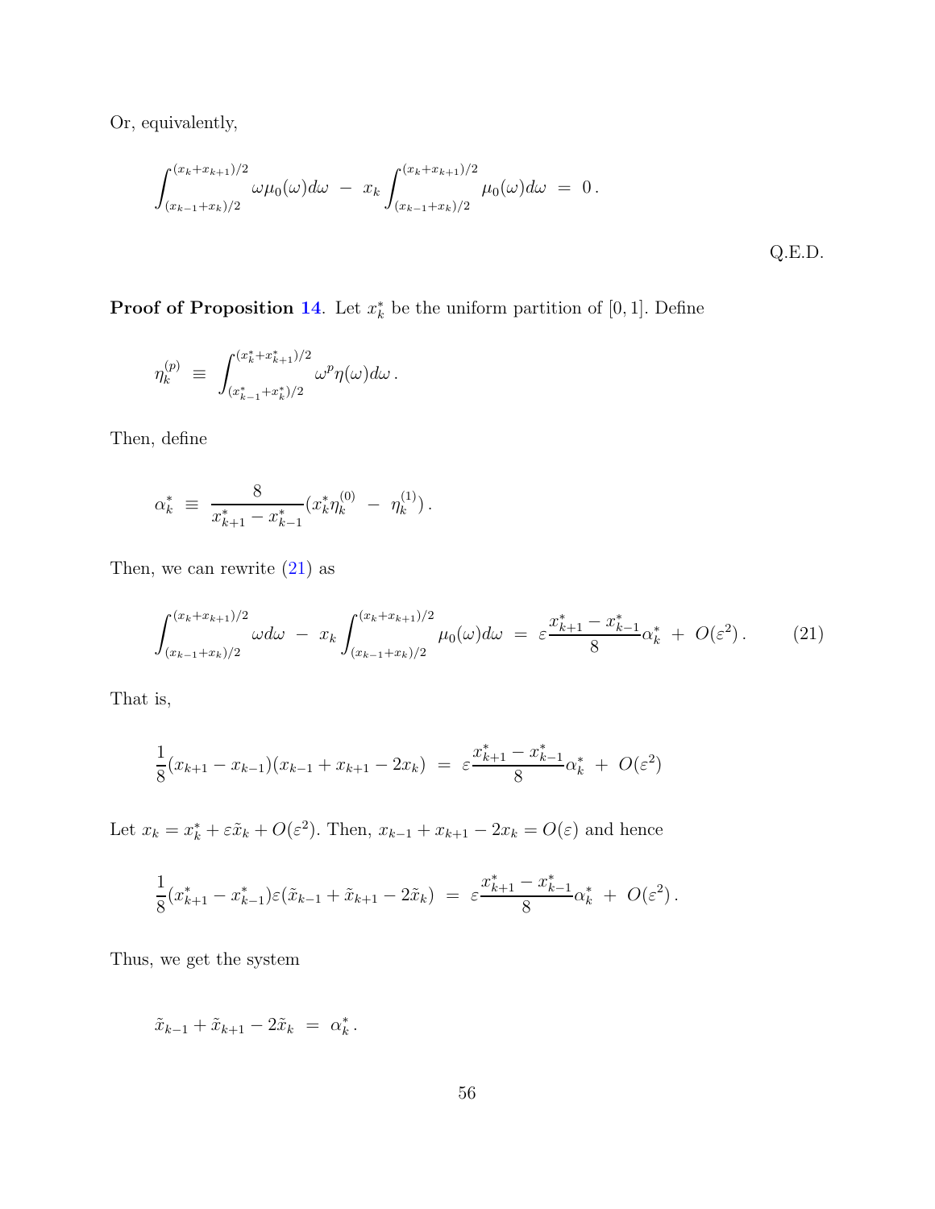Or, equivalently,

$$\int_{(x_{k-1}+x_k)/2}^{(x_k+x_{k+1})/2} \omega\mu_0(\omega)d\omega \;-\; x_k\int_{(x_{k-1}+x_k)/2}^{(x_k+x_{k+1})/2} \mu_0(\omega)d\omega \;=\; 0\,.$$

Q.E.D.

**Proof of Proposition 14**. Let $x_k^*$ be the uniform partition of $[0,1]$. Define

$$\eta_k^{(p)} \;\equiv\; \int_{(x_{k-1}^*+x_k^*)/2}^{(x_k^*+x_{k+1}^*)/2} \omega^p\eta(\omega)d\omega\,.$$

Then, define

$$\alpha_k^* \;\equiv\; \frac{8}{x_{k+1}^*-x_{k-1}^*}(x_k^*\eta_k^{(0)} \;-\; \eta_k^{(1)})\,.$$

Then, we can rewrite (21) as

$$\int_{(x_{k-1}+x_k)/2}^{(x_k+x_{k+1})/2} \omega d\omega \;-\; x_k\int_{(x_{k-1}+x_k)/2}^{(x_k+x_{k+1})/2} \mu_0(\omega)d\omega \;=\; \varepsilon\frac{x_{k+1}^*-x_{k-1}^*}{8}\alpha_k^* \;+\; O(\varepsilon^2)\,. \tag{21}$$

That is,

$$\frac{1}{8}(x_{k+1}-x_{k-1})(x_{k-1}+x_{k+1}-2x_k) \;=\; \varepsilon\frac{x_{k+1}^*-x_{k-1}^*}{8}\alpha_k^* \;+\; O(\varepsilon^2)$$

Let $x_k = x_k^* + \varepsilon\tilde{x}_k + O(\varepsilon^2)$. Then, $x_{k-1}+x_{k+1}-2x_k = O(\varepsilon)$ and hence

$$\frac{1}{8}(x_{k+1}^*-x_{k-1}^*)\varepsilon(\tilde{x}_{k-1}+\tilde{x}_{k+1}-2\tilde{x}_k) \;=\; \varepsilon\frac{x_{k+1}^*-x_{k-1}^*}{8}\alpha_k^* \;+\; O(\varepsilon^2)\,.$$

Thus, we get the system

$$\tilde{x}_{k-1}+\tilde{x}_{k+1}-2\tilde{x}_k \;=\; \alpha_k^*\,.$$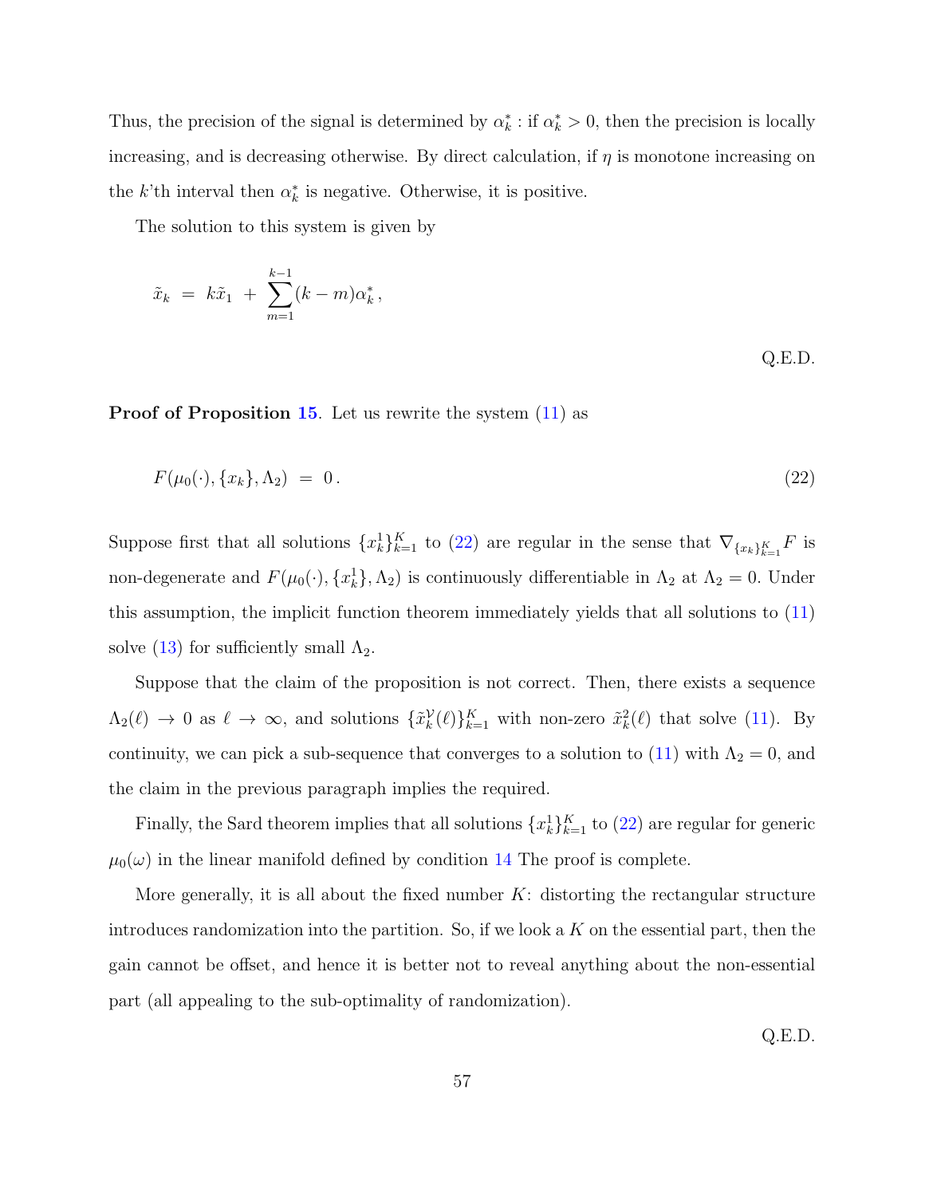Thus, the precision of the signal is determined by $\alpha_k^*$ : if $\alpha_k^* > 0$, then the precision is locally increasing, and is decreasing otherwise. By direct calculation, if $\eta$ is monotone increasing on the $k$'th interval then $\alpha_k^*$ is negative. Otherwise, it is positive.

The solution to this system is given by

$$\tilde{x}_k \;=\; k\tilde{x}_1 \;+\; \sum_{m=1}^{k-1}(k-m)\alpha_k^*\,,$$

Q.E.D.

**Proof of Proposition 15**. Let us rewrite the system (11) as

$$F(\mu_0(\cdot), \{x_k\}, \Lambda_2) \;=\; 0\,. \tag{22}$$

Suppose first that all solutions $\{x_k^1\}_{k=1}^K$ to (22) are regular in the sense that $\nabla_{\{x_k\}_{k=1}^K} F$ is non-degenerate and $F(\mu_0(\cdot), \{x_k^1\}, \Lambda_2)$ is continuously differentiable in $\Lambda_2$ at $\Lambda_2 = 0$. Under this assumption, the implicit function theorem immediately yields that all solutions to (11) solve (13) for sufficiently small $\Lambda_2$.

Suppose that the claim of the proposition is not correct. Then, there exists a sequence $\Lambda_2(\ell) \to 0$ as $\ell \to \infty$, and solutions $\{\tilde{x}_k^{\mathcal{V}}(\ell)\}_{k=1}^K$ with non-zero $\tilde{x}_k^2(\ell)$ that solve (11). By continuity, we can pick a sub-sequence that converges to a solution to (11) with $\Lambda_2 = 0$, and the claim in the previous paragraph implies the required.

Finally, the Sard theorem implies that all solutions $\{x_k^1\}_{k=1}^K$ to (22) are regular for generic $\mu_0(\omega)$ in the linear manifold defined by condition 14 The proof is complete.

More generally, it is all about the fixed number $K$: distorting the rectangular structure introduces randomization into the partition. So, if we look a $K$ on the essential part, then the gain cannot be offset, and hence it is better not to reveal anything about the non-essential part (all appealing to the sub-optimality of randomization).

Q.E.D.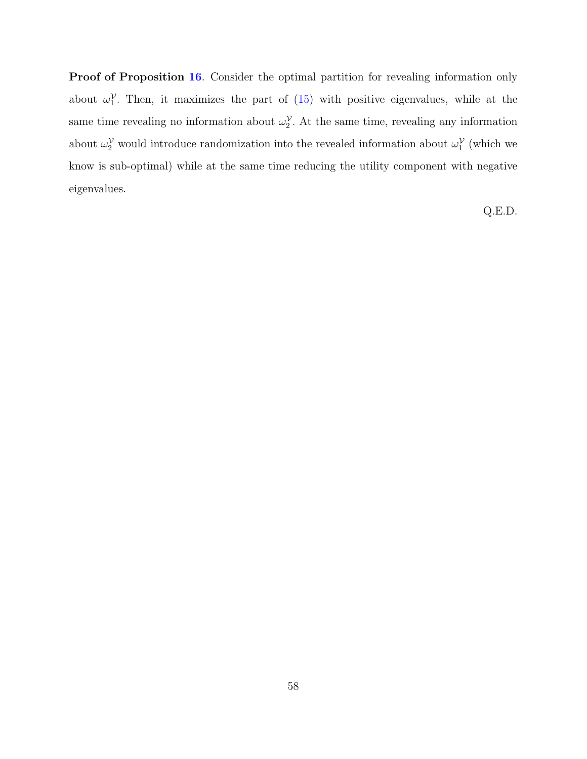**Proof of Proposition 16**. Consider the optimal partition for revealing information only about $\omega_1^{\mathcal{Y}}$. Then, it maximizes the part of (15) with positive eigenvalues, while at the same time revealing no information about $\omega_2^{\mathcal{Y}}$. At the same time, revealing any information about $\omega_2^{\mathcal{Y}}$ would introduce randomization into the revealed information about $\omega_1^{\mathcal{Y}}$ (which we know is sub-optimal) while at the same time reducing the utility component with negative eigenvalues.

Q.E.D.